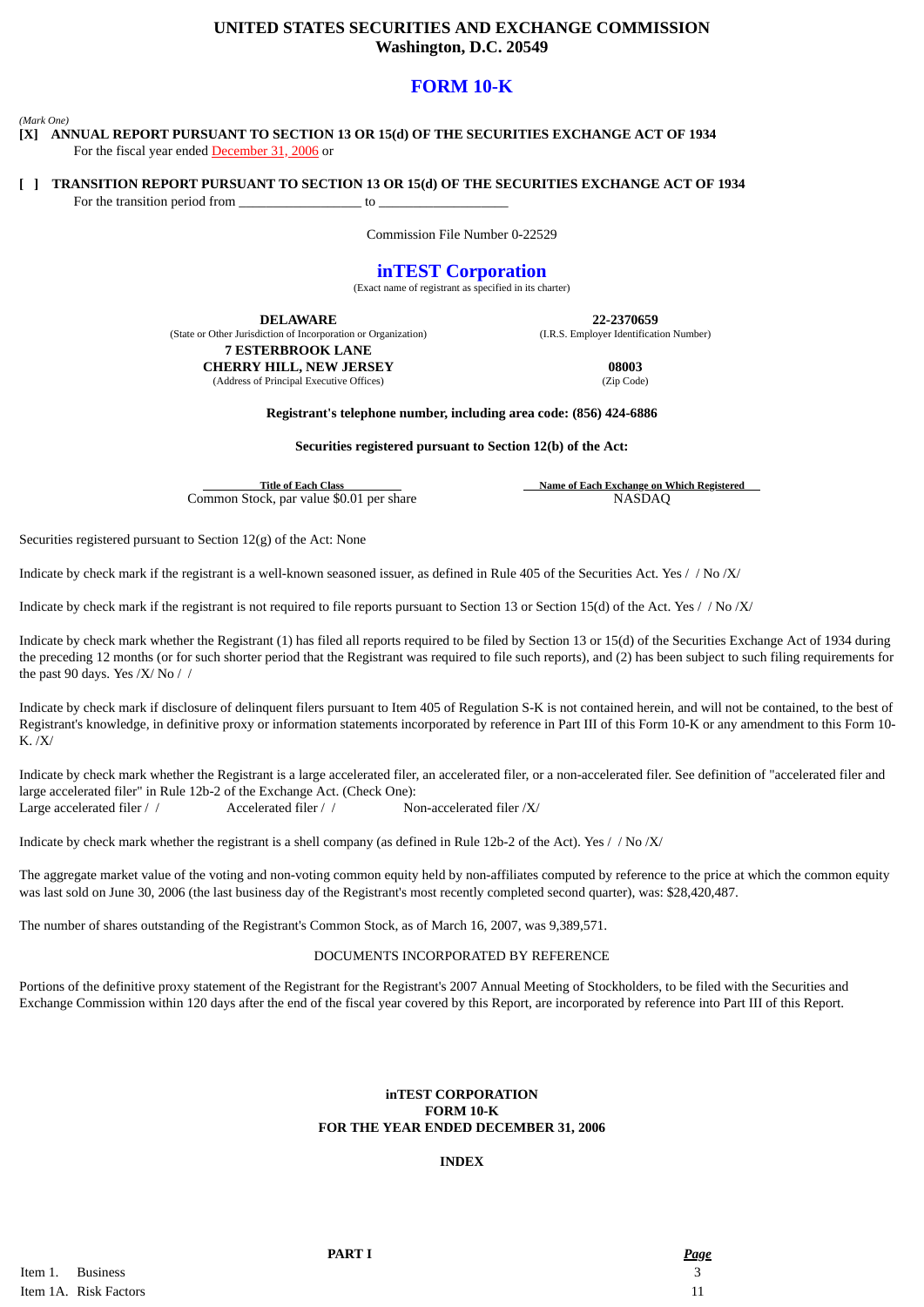# UNITED STATES SECURITIES AND EXCHANGE COMMISSION
**Washington, D.C. 20549**

# FORM 10-K

*(Mark One)*

**[X] ANNUAL REPORT PURSUANT TO SECTION 13 OR 15(d) OF THE SECURITIES EXCHANGE ACT OF 1934**
For the fiscal year ended December 31, 2006 or

**[ ] TRANSITION REPORT PURSUANT TO SECTION 13 OR 15(d) OF THE SECURITIES EXCHANGE ACT OF 1934**
For the transition period from _________________ to __________________

Commission File Number 0-22529

## inTEST Corporation

(Exact name of registrant as specified in its charter)

| | |
|---|---|
| **DELAWARE** | **22-2370659** |
| (State or Other Jurisdiction of Incorporation or Organization) | (I.R.S. Employer Identification Number) |
| **7 ESTERBROOK LANE** | |
| **CHERRY HILL, NEW JERSEY** | **08003** |
| (Address of Principal Executive Offices) | (Zip Code) |

**Registrant's telephone number, including area code: (856) 424-6886**

**Securities registered pursuant to Section 12(b) of the Act:**

| Title of Each Class | Name of Each Exchange on Which Registered |
|---|---|
| Common Stock, par value $0.01 per share | NASDAQ |

Securities registered pursuant to Section 12(g) of the Act: None

Indicate by check mark if the registrant is a well-known seasoned issuer, as defined in Rule 405 of the Securities Act. Yes / / No /X/

Indicate by check mark if the registrant is not required to file reports pursuant to Section 13 or Section 15(d) of the Act. Yes / / No /X/

Indicate by check mark whether the Registrant (1) has filed all reports required to be filed by Section 13 or 15(d) of the Securities Exchange Act of 1934 during the preceding 12 months (or for such shorter period that the Registrant was required to file such reports), and (2) has been subject to such filing requirements for the past 90 days. Yes /X/ No / /

Indicate by check mark if disclosure of delinquent filers pursuant to Item 405 of Regulation S-K is not contained herein, and will not be contained, to the best of Registrant's knowledge, in definitive proxy or information statements incorporated by reference in Part III of this Form 10-K or any amendment to this Form 10-K. /X/

Indicate by check mark whether the Registrant is a large accelerated filer, an accelerated filer, or a non-accelerated filer. See definition of "accelerated filer and large accelerated filer" in Rule 12b-2 of the Exchange Act. (Check One):
Large accelerated filer / / Accelerated filer / / Non-accelerated filer /X/

Indicate by check mark whether the registrant is a shell company (as defined in Rule 12b-2 of the Act). Yes / / No /X/

The aggregate market value of the voting and non-voting common equity held by non-affiliates computed by reference to the price at which the common equity was last sold on June 30, 2006 (the last business day of the Registrant's most recently completed second quarter), was: $28,420,487.

The number of shares outstanding of the Registrant's Common Stock, as of March 16, 2007, was 9,389,571.

DOCUMENTS INCORPORATED BY REFERENCE

Portions of the definitive proxy statement of the Registrant for the Registrant's 2007 Annual Meeting of Stockholders, to be filed with the Securities and Exchange Commission within 120 days after the end of the fiscal year covered by this Report, are incorporated by reference into Part III of this Report.

**inTEST CORPORATION**
**FORM 10-K**
**FOR THE YEAR ENDED DECEMBER 31, 2006**

**INDEX**

| | PART I | *Page* |
|---|---|---|
| Item 1. | Business | 3 |
| Item 1A. | Risk Factors | 11 |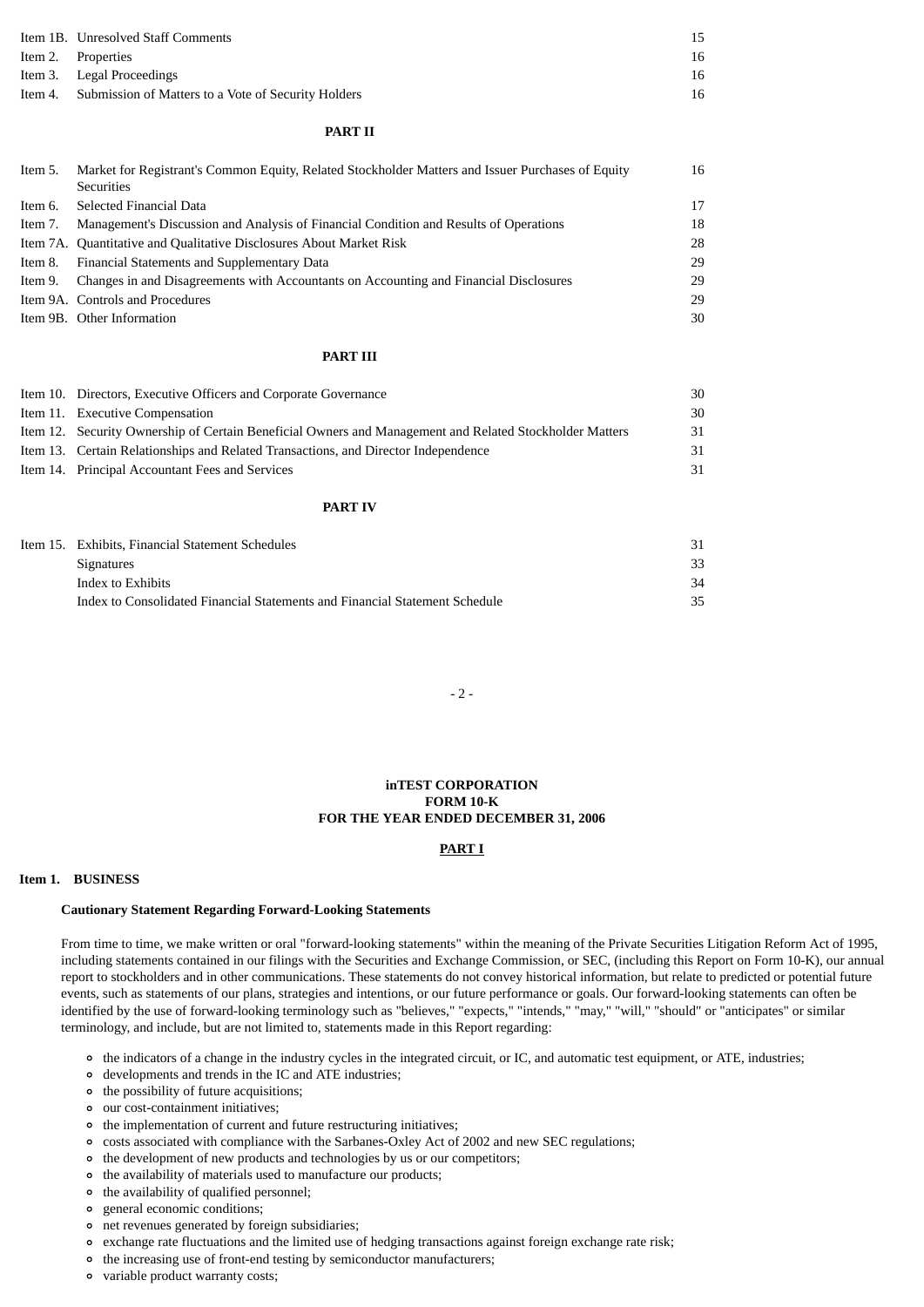| | | |
|---|---|---|
| Item 1B. | Unresolved Staff Comments | 15 |
| Item 2. | Properties | 16 |
| Item 3. | Legal Proceedings | 16 |
| Item 4. | Submission of Matters to a Vote of Security Holders | 16 |

**PART II**

| | | |
|---|---|---|
| Item 5. | Market for Registrant's Common Equity, Related Stockholder Matters and Issuer Purchases of Equity Securities | 16 |
| Item 6. | Selected Financial Data | 17 |
| Item 7. | Management's Discussion and Analysis of Financial Condition and Results of Operations | 18 |
| Item 7A. | Quantitative and Qualitative Disclosures About Market Risk | 28 |
| Item 8. | Financial Statements and Supplementary Data | 29 |
| Item 9. | Changes in and Disagreements with Accountants on Accounting and Financial Disclosures | 29 |
| Item 9A. | Controls and Procedures | 29 |
| Item 9B. | Other Information | 30 |

**PART III**

| | | |
|---|---|---|
| Item 10. | Directors, Executive Officers and Corporate Governance | 30 |
| Item 11. | Executive Compensation | 30 |
| Item 12. | Security Ownership of Certain Beneficial Owners and Management and Related Stockholder Matters | 31 |
| Item 13. | Certain Relationships and Related Transactions, and Director Independence | 31 |
| Item 14. | Principal Accountant Fees and Services | 31 |

**PART IV**

| | | |
|---|---|---|
| Item 15. | Exhibits, Financial Statement Schedules | 31 |
| | Signatures | 33 |
| | Index to Exhibits | 34 |
| | Index to Consolidated Financial Statements and Financial Statement Schedule | 35 |

**inTEST CORPORATION**
**FORM 10-K**
**FOR THE YEAR ENDED DECEMBER 31, 2006**

## PART I

### Item 1. BUSINESS

**Cautionary Statement Regarding Forward-Looking Statements**

From time to time, we make written or oral "forward-looking statements" within the meaning of the Private Securities Litigation Reform Act of 1995, including statements contained in our filings with the Securities and Exchange Commission, or SEC, (including this Report on Form 10-K), our annual report to stockholders and in other communications. These statements do not convey historical information, but relate to predicted or potential future events, such as statements of our plans, strategies and intentions, or our future performance or goals. Our forward-looking statements can often be identified by the use of forward-looking terminology such as "believes," "expects," "intends," "may," "will," "should" or "anticipates" or similar terminology, and include, but are not limited to, statements made in this Report regarding:

- the indicators of a change in the industry cycles in the integrated circuit, or IC, and automatic test equipment, or ATE, industries;
- developments and trends in the IC and ATE industries;
- the possibility of future acquisitions;
- our cost-containment initiatives;
- the implementation of current and future restructuring initiatives;
- costs associated with compliance with the Sarbanes-Oxley Act of 2002 and new SEC regulations;
- the development of new products and technologies by us or our competitors;
- the availability of materials used to manufacture our products;
- the availability of qualified personnel;
- general economic conditions;
- net revenues generated by foreign subsidiaries;
- exchange rate fluctuations and the limited use of hedging transactions against foreign exchange rate risk;
- the increasing use of front-end testing by semiconductor manufacturers;
- variable product warranty costs;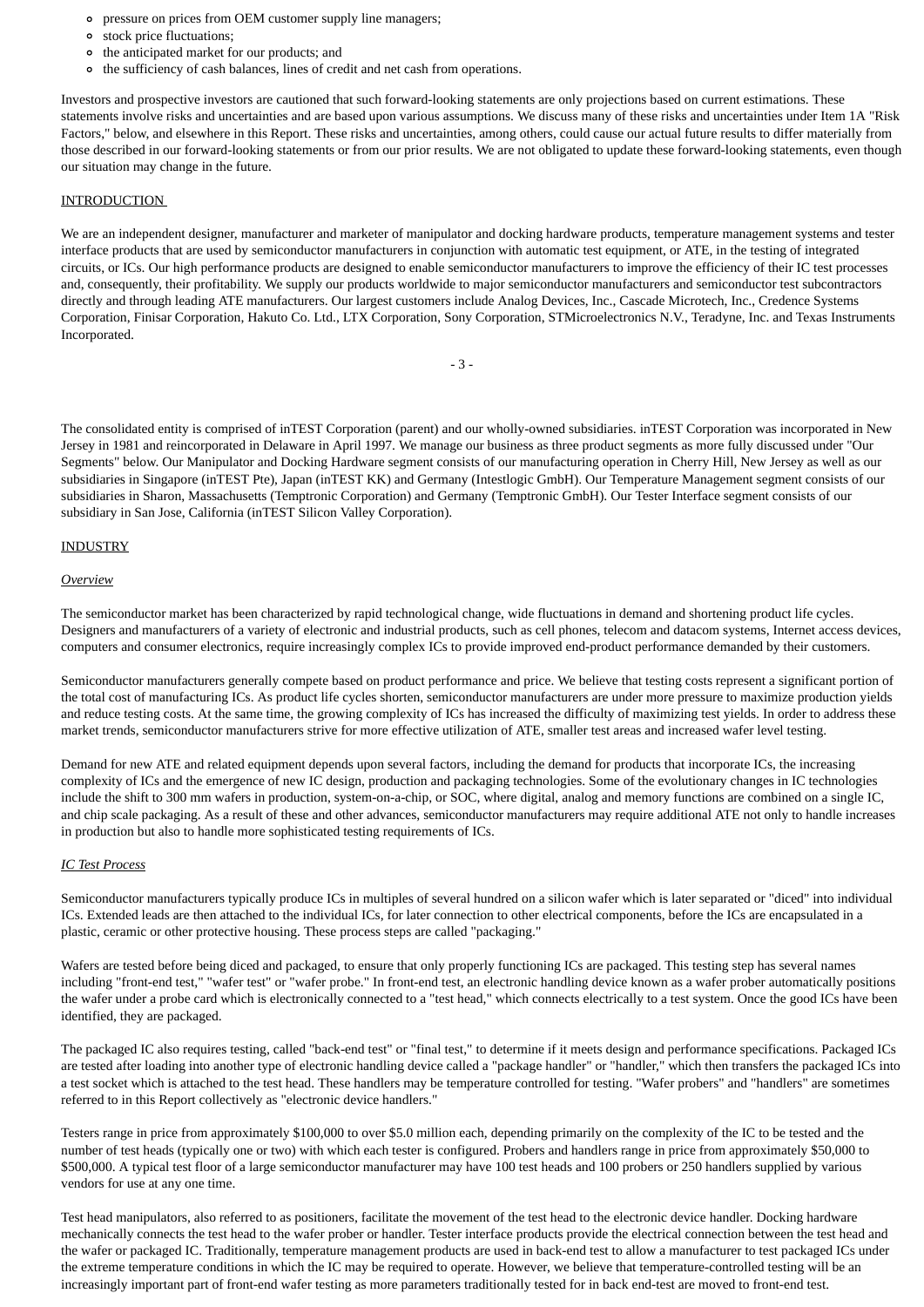- pressure on prices from OEM customer supply line managers;
- stock price fluctuations;
- the anticipated market for our products; and
- the sufficiency of cash balances, lines of credit and net cash from operations.

Investors and prospective investors are cautioned that such forward-looking statements are only projections based on current estimations. These statements involve risks and uncertainties and are based upon various assumptions. We discuss many of these risks and uncertainties under Item 1A "Risk Factors," below, and elsewhere in this Report. These risks and uncertainties, among others, could cause our actual future results to differ materially from those described in our forward-looking statements or from our prior results. We are not obligated to update these forward-looking statements, even though our situation may change in the future.

## INTRODUCTION

We are an independent designer, manufacturer and marketer of manipulator and docking hardware products, temperature management systems and tester interface products that are used by semiconductor manufacturers in conjunction with automatic test equipment, or ATE, in the testing of integrated circuits, or ICs. Our high performance products are designed to enable semiconductor manufacturers to improve the efficiency of their IC test processes and, consequently, their profitability. We supply our products worldwide to major semiconductor manufacturers and semiconductor test subcontractors directly and through leading ATE manufacturers. Our largest customers include Analog Devices, Inc., Cascade Microtech, Inc., Credence Systems Corporation, Finisar Corporation, Hakuto Co. Ltd., LTX Corporation, Sony Corporation, STMicroelectronics N.V., Teradyne, Inc. and Texas Instruments Incorporated.

The consolidated entity is comprised of inTEST Corporation (parent) and our wholly-owned subsidiaries. inTEST Corporation was incorporated in New Jersey in 1981 and reincorporated in Delaware in April 1997. We manage our business as three product segments as more fully discussed under "Our Segments" below. Our Manipulator and Docking Hardware segment consists of our manufacturing operation in Cherry Hill, New Jersey as well as our subsidiaries in Singapore (inTEST Pte), Japan (inTEST KK) and Germany (Intestlogic GmbH). Our Temperature Management segment consists of our subsidiaries in Sharon, Massachusetts (Temptronic Corporation) and Germany (Temptronic GmbH). Our Tester Interface segment consists of our subsidiary in San Jose, California (inTEST Silicon Valley Corporation).

## INDUSTRY

### *Overview*

The semiconductor market has been characterized by rapid technological change, wide fluctuations in demand and shortening product life cycles. Designers and manufacturers of a variety of electronic and industrial products, such as cell phones, telecom and datacom systems, Internet access devices, computers and consumer electronics, require increasingly complex ICs to provide improved end-product performance demanded by their customers.

Semiconductor manufacturers generally compete based on product performance and price. We believe that testing costs represent a significant portion of the total cost of manufacturing ICs. As product life cycles shorten, semiconductor manufacturers are under more pressure to maximize production yields and reduce testing costs. At the same time, the growing complexity of ICs has increased the difficulty of maximizing test yields. In order to address these market trends, semiconductor manufacturers strive for more effective utilization of ATE, smaller test areas and increased wafer level testing.

Demand for new ATE and related equipment depends upon several factors, including the demand for products that incorporate ICs, the increasing complexity of ICs and the emergence of new IC design, production and packaging technologies. Some of the evolutionary changes in IC technologies include the shift to 300 mm wafers in production, system-on-a-chip, or SOC, where digital, analog and memory functions are combined on a single IC, and chip scale packaging. As a result of these and other advances, semiconductor manufacturers may require additional ATE not only to handle increases in production but also to handle more sophisticated testing requirements of ICs.

### *IC Test Process*

Semiconductor manufacturers typically produce ICs in multiples of several hundred on a silicon wafer which is later separated or "diced" into individual ICs. Extended leads are then attached to the individual ICs, for later connection to other electrical components, before the ICs are encapsulated in a plastic, ceramic or other protective housing. These process steps are called "packaging."

Wafers are tested before being diced and packaged, to ensure that only properly functioning ICs are packaged. This testing step has several names including "front-end test," "wafer test" or "wafer probe." In front-end test, an electronic handling device known as a wafer prober automatically positions the wafer under a probe card which is electronically connected to a "test head," which connects electrically to a test system. Once the good ICs have been identified, they are packaged.

The packaged IC also requires testing, called "back-end test" or "final test," to determine if it meets design and performance specifications. Packaged ICs are tested after loading into another type of electronic handling device called a "package handler" or "handler," which then transfers the packaged ICs into a test socket which is attached to the test head. These handlers may be temperature controlled for testing. "Wafer probers" and "handlers" are sometimes referred to in this Report collectively as "electronic device handlers."

Testers range in price from approximately $100,000 to over $5.0 million each, depending primarily on the complexity of the IC to be tested and the number of test heads (typically one or two) with which each tester is configured. Probers and handlers range in price from approximately $50,000 to $500,000. A typical test floor of a large semiconductor manufacturer may have 100 test heads and 100 probers or 250 handlers supplied by various vendors for use at any one time.

Test head manipulators, also referred to as positioners, facilitate the movement of the test head to the electronic device handler. Docking hardware mechanically connects the test head to the wafer prober or handler. Tester interface products provide the electrical connection between the test head and the wafer or packaged IC. Traditionally, temperature management products are used in back-end test to allow a manufacturer to test packaged ICs under the extreme temperature conditions in which the IC may be required to operate. However, we believe that temperature-controlled testing will be an increasingly important part of front-end wafer testing as more parameters traditionally tested for in back end-test are moved to front-end test.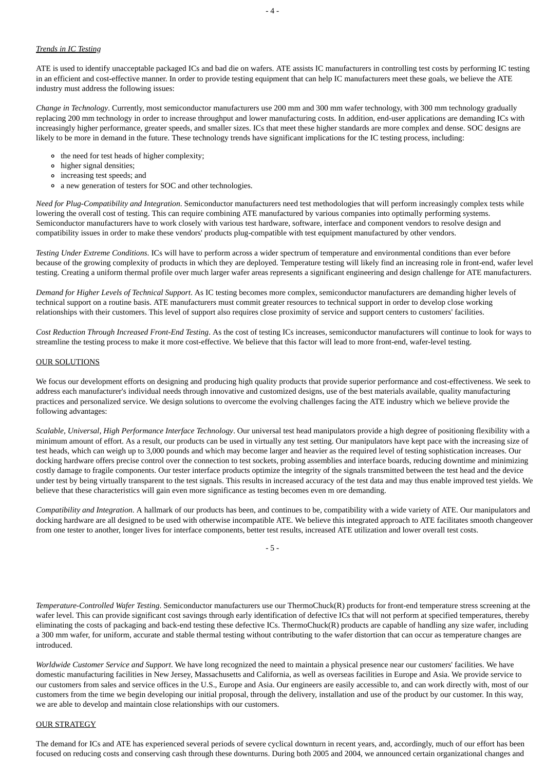*Trends in IC Testing*

ATE is used to identify unacceptable packaged ICs and bad die on wafers. ATE assists IC manufacturers in controlling test costs by performing IC testing in an efficient and cost-effective manner. In order to provide testing equipment that can help IC manufacturers meet these goals, we believe the ATE industry must address the following issues:

*Change in Technology*. Currently, most semiconductor manufacturers use 200 mm and 300 mm wafer technology, with 300 mm technology gradually replacing 200 mm technology in order to increase throughput and lower manufacturing costs. In addition, end-user applications are demanding ICs with increasingly higher performance, greater speeds, and smaller sizes. ICs that meet these higher standards are more complex and dense. SOC designs are likely to be more in demand in the future. These technology trends have significant implications for the IC testing process, including:

- the need for test heads of higher complexity;
- higher signal densities;
- increasing test speeds; and
- a new generation of testers for SOC and other technologies.

*Need for Plug-Compatibility and Integration*. Semiconductor manufacturers need test methodologies that will perform increasingly complex tests while lowering the overall cost of testing. This can require combining ATE manufactured by various companies into optimally performing systems. Semiconductor manufacturers have to work closely with various test hardware, software, interface and component vendors to resolve design and compatibility issues in order to make these vendors' products plug-compatible with test equipment manufactured by other vendors.

*Testing Under Extreme Conditions*. ICs will have to perform across a wider spectrum of temperature and environmental conditions than ever before because of the growing complexity of products in which they are deployed. Temperature testing will likely find an increasing role in front-end, wafer level testing. Creating a uniform thermal profile over much larger wafer areas represents a significant engineering and design challenge for ATE manufacturers.

*Demand for Higher Levels of Technical Support*. As IC testing becomes more complex, semiconductor manufacturers are demanding higher levels of technical support on a routine basis. ATE manufacturers must commit greater resources to technical support in order to develop close working relationships with their customers. This level of support also requires close proximity of service and support centers to customers' facilities.

*Cost Reduction Through Increased Front-End Testing*. As the cost of testing ICs increases, semiconductor manufacturers will continue to look for ways to streamline the testing process to make it more cost-effective. We believe that this factor will lead to more front-end, wafer-level testing.

## OUR SOLUTIONS

We focus our development efforts on designing and producing high quality products that provide superior performance and cost-effectiveness. We seek to address each manufacturer's individual needs through innovative and customized designs, use of the best materials available, quality manufacturing practices and personalized service. We design solutions to overcome the evolving challenges facing the ATE industry which we believe provide the following advantages:

*Scalable, Universal, High Performance Interface Technology*. Our universal test head manipulators provide a high degree of positioning flexibility with a minimum amount of effort. As a result, our products can be used in virtually any test setting. Our manipulators have kept pace with the increasing size of test heads, which can weigh up to 3,000 pounds and which may become larger and heavier as the required level of testing sophistication increases. Our docking hardware offers precise control over the connection to test sockets, probing assemblies and interface boards, reducing downtime and minimizing costly damage to fragile components. Our tester interface products optimize the integrity of the signals transmitted between the test head and the device under test by being virtually transparent to the test signals. This results in increased accuracy of the test data and may thus enable improved test yields. We believe that these characteristics will gain even more significance as testing becomes even m ore demanding.

*Compatibility and Integration*. A hallmark of our products has been, and continues to be, compatibility with a wide variety of ATE. Our manipulators and docking hardware are all designed to be used with otherwise incompatible ATE. We believe this integrated approach to ATE facilitates smooth changeover from one tester to another, longer lives for interface components, better test results, increased ATE utilization and lower overall test costs.

*Temperature-Controlled Wafer Testing*. Semiconductor manufacturers use our ThermoChuck(R) products for front-end temperature stress screening at the wafer level. This can provide significant cost savings through early identification of defective ICs that will not perform at specified temperatures, thereby eliminating the costs of packaging and back-end testing these defective ICs. ThermoChuck(R) products are capable of handling any size wafer, including a 300 mm wafer, for uniform, accurate and stable thermal testing without contributing to the wafer distortion that can occur as temperature changes are introduced.

*Worldwide Customer Service and Support*. We have long recognized the need to maintain a physical presence near our customers' facilities. We have domestic manufacturing facilities in New Jersey, Massachusetts and California, as well as overseas facilities in Europe and Asia. We provide service to our customers from sales and service offices in the U.S., Europe and Asia. Our engineers are easily accessible to, and can work directly with, most of our customers from the time we begin developing our initial proposal, through the delivery, installation and use of the product by our customer. In this way, we are able to develop and maintain close relationships with our customers.

## OUR STRATEGY

The demand for ICs and ATE has experienced several periods of severe cyclical downturn in recent years, and, accordingly, much of our effort has been focused on reducing costs and conserving cash through these downturns. During both 2005 and 2004, we announced certain organizational changes and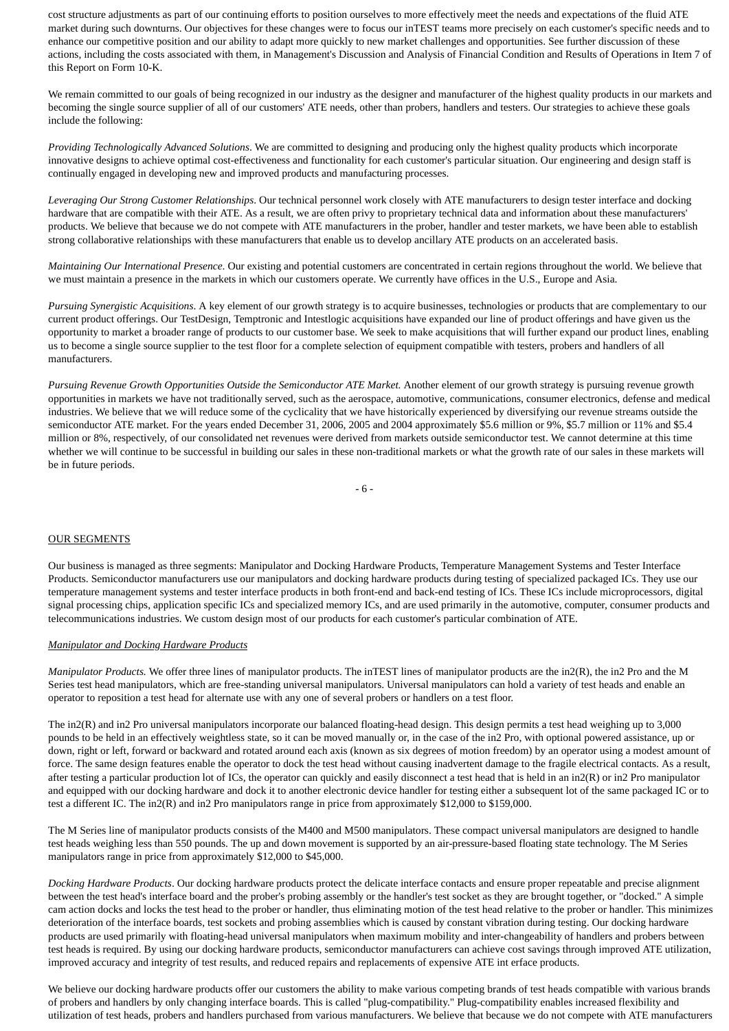cost structure adjustments as part of our continuing efforts to position ourselves to more effectively meet the needs and expectations of the fluid ATE market during such downturns. Our objectives for these changes were to focus our inTEST teams more precisely on each customer's specific needs and to enhance our competitive position and our ability to adapt more quickly to new market challenges and opportunities. See further discussion of these actions, including the costs associated with them, in Management's Discussion and Analysis of Financial Condition and Results of Operations in Item 7 of this Report on Form 10-K.

We remain committed to our goals of being recognized in our industry as the designer and manufacturer of the highest quality products in our markets and becoming the single source supplier of all of our customers' ATE needs, other than probers, handlers and testers. Our strategies to achieve these goals include the following:

*Providing Technologically Advanced Solutions*. We are committed to designing and producing only the highest quality products which incorporate innovative designs to achieve optimal cost-effectiveness and functionality for each customer's particular situation. Our engineering and design staff is continually engaged in developing new and improved products and manufacturing processes.

*Leveraging Our Strong Customer Relationships*. Our technical personnel work closely with ATE manufacturers to design tester interface and docking hardware that are compatible with their ATE. As a result, we are often privy to proprietary technical data and information about these manufacturers' products. We believe that because we do not compete with ATE manufacturers in the prober, handler and tester markets, we have been able to establish strong collaborative relationships with these manufacturers that enable us to develop ancillary ATE products on an accelerated basis.

*Maintaining Our International Presence*. Our existing and potential customers are concentrated in certain regions throughout the world. We believe that we must maintain a presence in the markets in which our customers operate. We currently have offices in the U.S., Europe and Asia.

*Pursuing Synergistic Acquisitions*. A key element of our growth strategy is to acquire businesses, technologies or products that are complementary to our current product offerings. Our TestDesign, Temptronic and Intestlogic acquisitions have expanded our line of product offerings and have given us the opportunity to market a broader range of products to our customer base. We seek to make acquisitions that will further expand our product lines, enabling us to become a single source supplier to the test floor for a complete selection of equipment compatible with testers, probers and handlers of all manufacturers.

*Pursuing Revenue Growth Opportunities Outside the Semiconductor ATE Market.* Another element of our growth strategy is pursuing revenue growth opportunities in markets we have not traditionally served, such as the aerospace, automotive, communications, consumer electronics, defense and medical industries. We believe that we will reduce some of the cyclicality that we have historically experienced by diversifying our revenue streams outside the semiconductor ATE market. For the years ended December 31, 2006, 2005 and 2004 approximately $5.6 million or 9%, $5.7 million or 11% and $5.4 million or 8%, respectively, of our consolidated net revenues were derived from markets outside semiconductor test. We cannot determine at this time whether we will continue to be successful in building our sales in these non-traditional markets or what the growth rate of our sales in these markets will be in future periods.

## OUR SEGMENTS

Our business is managed as three segments: Manipulator and Docking Hardware Products, Temperature Management Systems and Tester Interface Products. Semiconductor manufacturers use our manipulators and docking hardware products during testing of specialized packaged ICs. They use our temperature management systems and tester interface products in both front-end and back-end testing of ICs. These ICs include microprocessors, digital signal processing chips, application specific ICs and specialized memory ICs, and are used primarily in the automotive, computer, consumer products and telecommunications industries. We custom design most of our products for each customer's particular combination of ATE.

### *Manipulator and Docking Hardware Products*

*Manipulator Products.* We offer three lines of manipulator products. The inTEST lines of manipulator products are the in2(R), the in2 Pro and the M Series test head manipulators, which are free-standing universal manipulators. Universal manipulators can hold a variety of test heads and enable an operator to reposition a test head for alternate use with any one of several probers or handlers on a test floor.

The in2(R) and in2 Pro universal manipulators incorporate our balanced floating-head design. This design permits a test head weighing up to 3,000 pounds to be held in an effectively weightless state, so it can be moved manually or, in the case of the in2 Pro, with optional powered assistance, up or down, right or left, forward or backward and rotated around each axis (known as six degrees of motion freedom) by an operator using a modest amount of force. The same design features enable the operator to dock the test head without causing inadvertent damage to the fragile electrical contacts. As a result, after testing a particular production lot of ICs, the operator can quickly and easily disconnect a test head that is held in an in2(R) or in2 Pro manipulator and equipped with our docking hardware and dock it to another electronic device handler for testing either a subsequent lot of the same packaged IC or to test a different IC. The in2(R) and in2 Pro manipulators range in price from approximately $12,000 to $159,000.

The M Series line of manipulator products consists of the M400 and M500 manipulators. These compact universal manipulators are designed to handle test heads weighing less than 550 pounds. The up and down movement is supported by an air-pressure-based floating state technology. The M Series manipulators range in price from approximately $12,000 to $45,000.

*Docking Hardware Products*. Our docking hardware products protect the delicate interface contacts and ensure proper repeatable and precise alignment between the test head's interface board and the prober's probing assembly or the handler's test socket as they are brought together, or "docked." A simple cam action docks and locks the test head to the prober or handler, thus eliminating motion of the test head relative to the prober or handler. This minimizes deterioration of the interface boards, test sockets and probing assemblies which is caused by constant vibration during testing. Our docking hardware products are used primarily with floating-head universal manipulators when maximum mobility and inter-changeability of handlers and probers between test heads is required. By using our docking hardware products, semiconductor manufacturers can achieve cost savings through improved ATE utilization, improved accuracy and integrity of test results, and reduced repairs and replacements of expensive ATE int erface products.

We believe our docking hardware products offer our customers the ability to make various competing brands of test heads compatible with various brands of probers and handlers by only changing interface boards. This is called "plug-compatibility." Plug-compatibility enables increased flexibility and utilization of test heads, probers and handlers purchased from various manufacturers. We believe that because we do not compete with ATE manufacturers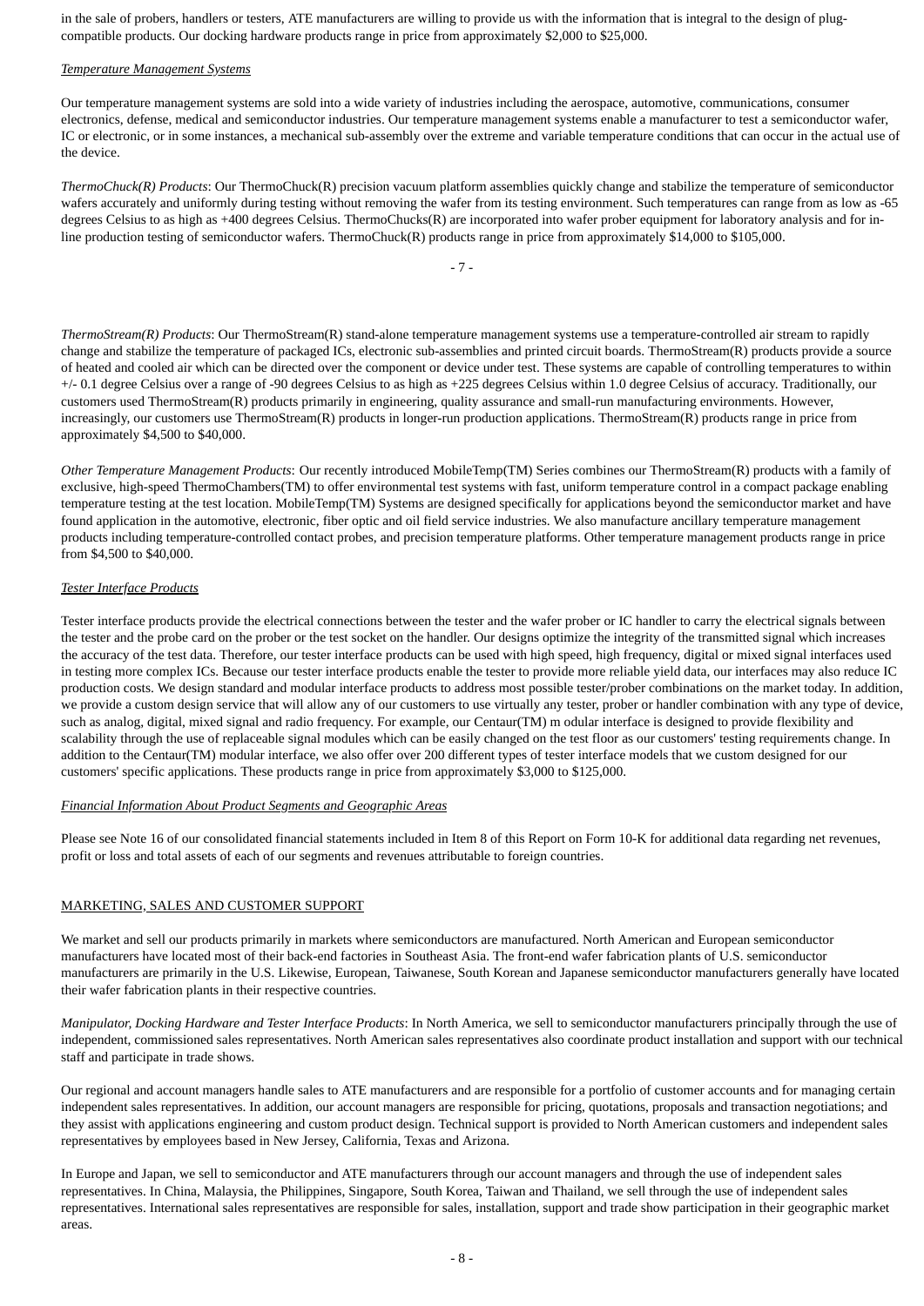in the sale of probers, handlers or testers, ATE manufacturers are willing to provide us with the information that is integral to the design of plug-compatible products. Our docking hardware products range in price from approximately $2,000 to $25,000.

*Temperature Management Systems*

Our temperature management systems are sold into a wide variety of industries including the aerospace, automotive, communications, consumer electronics, defense, medical and semiconductor industries. Our temperature management systems enable a manufacturer to test a semiconductor wafer, IC or electronic, or in some instances, a mechanical sub-assembly over the extreme and variable temperature conditions that can occur in the actual use of the device.

*ThermoChuck(R) Products*: Our ThermoChuck(R) precision vacuum platform assemblies quickly change and stabilize the temperature of semiconductor wafers accurately and uniformly during testing without removing the wafer from its testing environment. Such temperatures can range from as low as -65 degrees Celsius to as high as +400 degrees Celsius. ThermoChucks(R) are incorporated into wafer prober equipment for laboratory analysis and for in-line production testing of semiconductor wafers. ThermoChuck(R) products range in price from approximately $14,000 to $105,000.

*ThermoStream(R) Products*: Our ThermoStream(R) stand-alone temperature management systems use a temperature-controlled air stream to rapidly change and stabilize the temperature of packaged ICs, electronic sub-assemblies and printed circuit boards. ThermoStream(R) products provide a source of heated and cooled air which can be directed over the component or device under test. These systems are capable of controlling temperatures to within +/- 0.1 degree Celsius over a range of -90 degrees Celsius to as high as +225 degrees Celsius within 1.0 degree Celsius of accuracy. Traditionally, our customers used ThermoStream(R) products primarily in engineering, quality assurance and small-run manufacturing environments. However, increasingly, our customers use ThermoStream(R) products in longer-run production applications. ThermoStream(R) products range in price from approximately $4,500 to $40,000.

*Other Temperature Management Products*: Our recently introduced MobileTemp(TM) Series combines our ThermoStream(R) products with a family of exclusive, high-speed ThermoChambers(TM) to offer environmental test systems with fast, uniform temperature control in a compact package enabling temperature testing at the test location. MobileTemp(TM) Systems are designed specifically for applications beyond the semiconductor market and have found application in the automotive, electronic, fiber optic and oil field service industries. We also manufacture ancillary temperature management products including temperature-controlled contact probes, and precision temperature platforms. Other temperature management products range in price from $4,500 to $40,000.

*Tester Interface Products*

Tester interface products provide the electrical connections between the tester and the wafer prober or IC handler to carry the electrical signals between the tester and the probe card on the prober or the test socket on the handler. Our designs optimize the integrity of the transmitted signal which increases the accuracy of the test data. Therefore, our tester interface products can be used with high speed, high frequency, digital or mixed signal interfaces used in testing more complex ICs. Because our tester interface products enable the tester to provide more reliable yield data, our interfaces may also reduce IC production costs. We design standard and modular interface products to address most possible tester/prober combinations on the market today. In addition, we provide a custom design service that will allow any of our customers to use virtually any tester, prober or handler combination with any type of device, such as analog, digital, mixed signal and radio frequency. For example, our Centaur(TM) m odular interface is designed to provide flexibility and scalability through the use of replaceable signal modules which can be easily changed on the test floor as our customers' testing requirements change. In addition to the Centaur(TM) modular interface, we also offer over 200 different types of tester interface models that we custom designed for our customers' specific applications. These products range in price from approximately $3,000 to $125,000.

*Financial Information About Product Segments and Geographic Areas*

Please see Note 16 of our consolidated financial statements included in Item 8 of this Report on Form 10-K for additional data regarding net revenues, profit or loss and total assets of each of our segments and revenues attributable to foreign countries.

## MARKETING, SALES AND CUSTOMER SUPPORT

We market and sell our products primarily in markets where semiconductors are manufactured. North American and European semiconductor manufacturers have located most of their back-end factories in Southeast Asia. The front-end wafer fabrication plants of U.S. semiconductor manufacturers are primarily in the U.S. Likewise, European, Taiwanese, South Korean and Japanese semiconductor manufacturers generally have located their wafer fabrication plants in their respective countries.

*Manipulator, Docking Hardware and Tester Interface Products*: In North America, we sell to semiconductor manufacturers principally through the use of independent, commissioned sales representatives. North American sales representatives also coordinate product installation and support with our technical staff and participate in trade shows.

Our regional and account managers handle sales to ATE manufacturers and are responsible for a portfolio of customer accounts and for managing certain independent sales representatives. In addition, our account managers are responsible for pricing, quotations, proposals and transaction negotiations; and they assist with applications engineering and custom product design. Technical support is provided to North American customers and independent sales representatives by employees based in New Jersey, California, Texas and Arizona.

In Europe and Japan, we sell to semiconductor and ATE manufacturers through our account managers and through the use of independent sales representatives. In China, Malaysia, the Philippines, Singapore, South Korea, Taiwan and Thailand, we sell through the use of independent sales representatives. International sales representatives are responsible for sales, installation, support and trade show participation in their geographic market areas.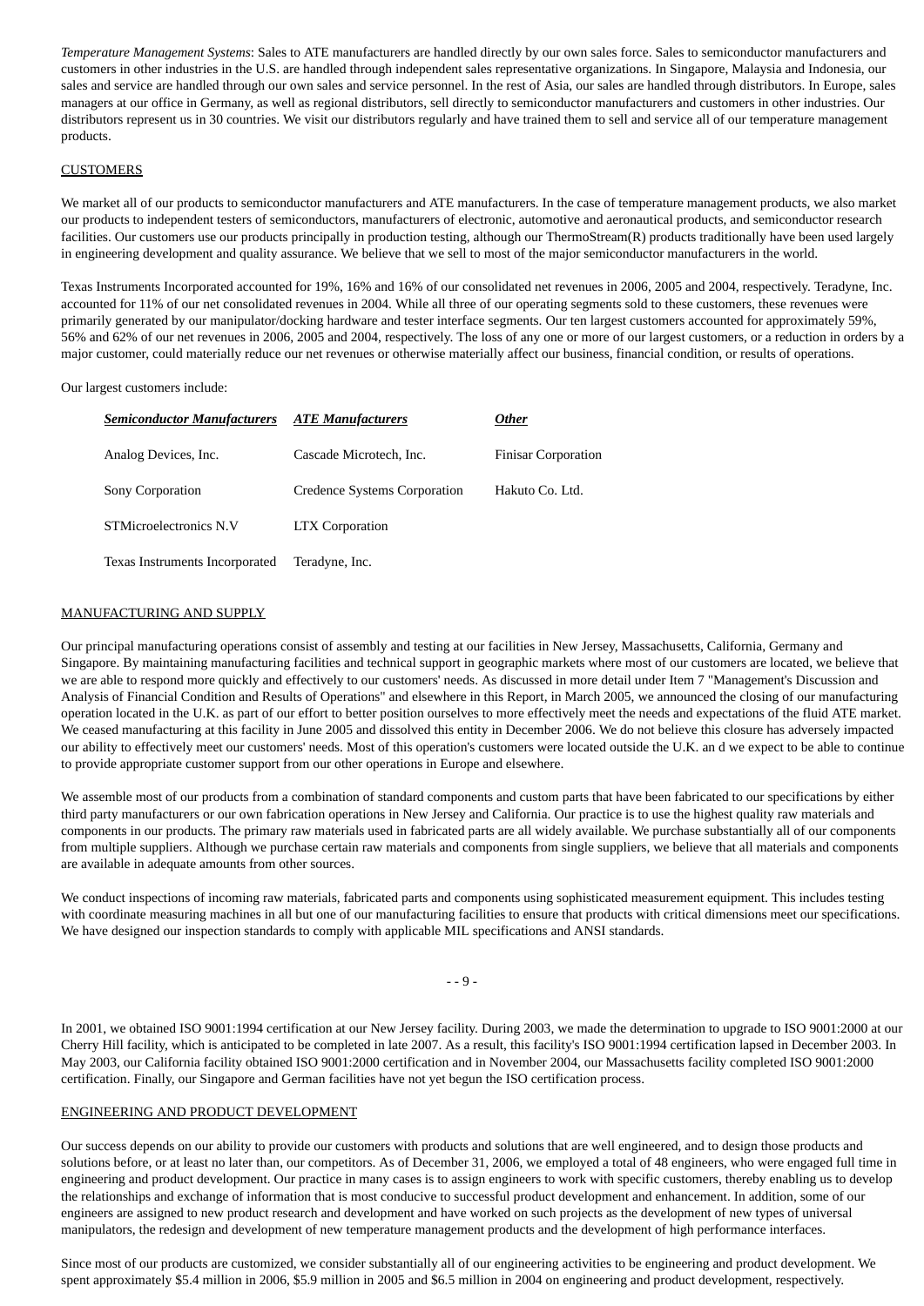*Temperature Management Systems*: Sales to ATE manufacturers are handled directly by our own sales force. Sales to semiconductor manufacturers and customers in other industries in the U.S. are handled through independent sales representative organizations. In Singapore, Malaysia and Indonesia, our sales and service are handled through our own sales and service personnel. In the rest of Asia, our sales are handled through distributors. In Europe, sales managers at our office in Germany, as well as regional distributors, sell directly to semiconductor manufacturers and customers in other industries. Our distributors represent us in 30 countries. We visit our distributors regularly and have trained them to sell and service all of our temperature management products.

CUSTOMERS

We market all of our products to semiconductor manufacturers and ATE manufacturers. In the case of temperature management products, we also market our products to independent testers of semiconductors, manufacturers of electronic, automotive and aeronautical products, and semiconductor research facilities. Our customers use our products principally in production testing, although our ThermoStream(R) products traditionally have been used largely in engineering development and quality assurance. We believe that we sell to most of the major semiconductor manufacturers in the world.

Texas Instruments Incorporated accounted for 19%, 16% and 16% of our consolidated net revenues in 2006, 2005 and 2004, respectively. Teradyne, Inc. accounted for 11% of our net consolidated revenues in 2004. While all three of our operating segments sold to these customers, these revenues were primarily generated by our manipulator/docking hardware and tester interface segments. Our ten largest customers accounted for approximately 59%, 56% and 62% of our net revenues in 2006, 2005 and 2004, respectively. The loss of any one or more of our largest customers, or a reduction in orders by a major customer, could materially reduce our net revenues or otherwise materially affect our business, financial condition, or results of operations.

Our largest customers include:

| ***Semiconductor Manufacturers*** | ***ATE Manufacturers*** | ***Other*** |
|---|---|---|
| Analog Devices, Inc. | Cascade Microtech, Inc. | Finisar Corporation |
| Sony Corporation | Credence Systems Corporation | Hakuto Co. Ltd. |
| STMicroelectronics N.V | LTX Corporation | |
| Texas Instruments Incorporated | Teradyne, Inc. | |

MANUFACTURING AND SUPPLY

Our principal manufacturing operations consist of assembly and testing at our facilities in New Jersey, Massachusetts, California, Germany and Singapore. By maintaining manufacturing facilities and technical support in geographic markets where most of our customers are located, we believe that we are able to respond more quickly and effectively to our customers' needs. As discussed in more detail under Item 7 "Management's Discussion and Analysis of Financial Condition and Results of Operations" and elsewhere in this Report, in March 2005, we announced the closing of our manufacturing operation located in the U.K. as part of our effort to better position ourselves to more effectively meet the needs and expectations of the fluid ATE market. We ceased manufacturing at this facility in June 2005 and dissolved this entity in December 2006. We do not believe this closure has adversely impacted our ability to effectively meet our customers' needs. Most of this operation's customers were located outside the U.K. an d we expect to be able to continue to provide appropriate customer support from our other operations in Europe and elsewhere.

We assemble most of our products from a combination of standard components and custom parts that have been fabricated to our specifications by either third party manufacturers or our own fabrication operations in New Jersey and California. Our practice is to use the highest quality raw materials and components in our products. The primary raw materials used in fabricated parts are all widely available. We purchase substantially all of our components from multiple suppliers. Although we purchase certain raw materials and components from single suppliers, we believe that all materials and components are available in adequate amounts from other sources.

We conduct inspections of incoming raw materials, fabricated parts and components using sophisticated measurement equipment. This includes testing with coordinate measuring machines in all but one of our manufacturing facilities to ensure that products with critical dimensions meet our specifications. We have designed our inspection standards to comply with applicable MIL specifications and ANSI standards.

In 2001, we obtained ISO 9001:1994 certification at our New Jersey facility. During 2003, we made the determination to upgrade to ISO 9001:2000 at our Cherry Hill facility, which is anticipated to be completed in late 2007. As a result, this facility's ISO 9001:1994 certification lapsed in December 2003. In May 2003, our California facility obtained ISO 9001:2000 certification and in November 2004, our Massachusetts facility completed ISO 9001:2000 certification. Finally, our Singapore and German facilities have not yet begun the ISO certification process.

ENGINEERING AND PRODUCT DEVELOPMENT

Our success depends on our ability to provide our customers with products and solutions that are well engineered, and to design those products and solutions before, or at least no later than, our competitors. As of December 31, 2006, we employed a total of 48 engineers, who were engaged full time in engineering and product development. Our practice in many cases is to assign engineers to work with specific customers, thereby enabling us to develop the relationships and exchange of information that is most conducive to successful product development and enhancement. In addition, some of our engineers are assigned to new product research and development and have worked on such projects as the development of new types of universal manipulators, the redesign and development of new temperature management products and the development of high performance interfaces.

Since most of our products are customized, we consider substantially all of our engineering activities to be engineering and product development. We spent approximately $5.4 million in 2006, $5.9 million in 2005 and $6.5 million in 2004 on engineering and product development, respectively.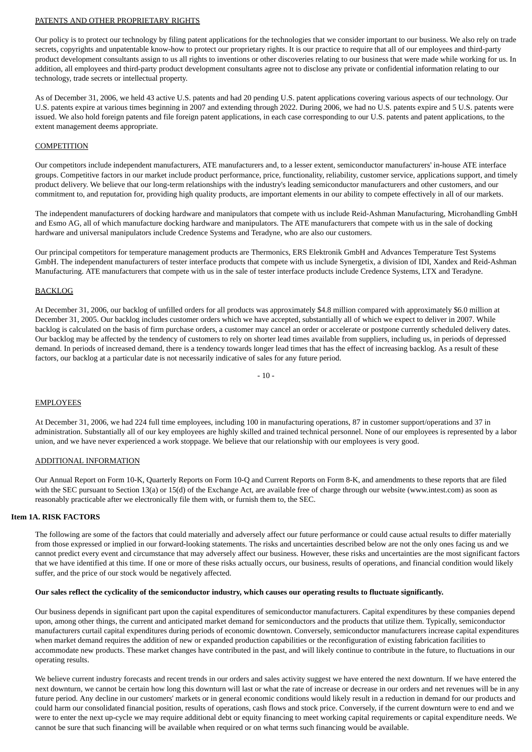PATENTS AND OTHER PROPRIETARY RIGHTS

Our policy is to protect our technology by filing patent applications for the technologies that we consider important to our business. We also rely on trade secrets, copyrights and unpatentable know-how to protect our proprietary rights. It is our practice to require that all of our employees and third-party product development consultants assign to us all rights to inventions or other discoveries relating to our business that were made while working for us. In addition, all employees and third-party product development consultants agree not to disclose any private or confidential information relating to our technology, trade secrets or intellectual property.

As of December 31, 2006, we held 43 active U.S. patents and had 20 pending U.S. patent applications covering various aspects of our technology. Our U.S. patents expire at various times beginning in 2007 and extending through 2022. During 2006, we had no U.S. patents expire and 5 U.S. patents were issued. We also hold foreign patents and file foreign patent applications, in each case corresponding to our U.S. patents and patent applications, to the extent management deems appropriate.

COMPETITION

Our competitors include independent manufacturers, ATE manufacturers and, to a lesser extent, semiconductor manufacturers' in-house ATE interface groups. Competitive factors in our market include product performance, price, functionality, reliability, customer service, applications support, and timely product delivery. We believe that our long-term relationships with the industry's leading semiconductor manufacturers and other customers, and our commitment to, and reputation for, providing high quality products, are important elements in our ability to compete effectively in all of our markets.

The independent manufacturers of docking hardware and manipulators that compete with us include Reid-Ashman Manufacturing, Microhandling GmbH and Esmo AG, all of which manufacture docking hardware and manipulators. The ATE manufacturers that compete with us in the sale of docking hardware and universal manipulators include Credence Systems and Teradyne, who are also our customers.

Our principal competitors for temperature management products are Thermonics, ERS Elektronik GmbH and Advances Temperature Test Systems GmbH. The independent manufacturers of tester interface products that compete with us include Synergetix, a division of IDI, Xandex and Reid-Ashman Manufacturing. ATE manufacturers that compete with us in the sale of tester interface products include Credence Systems, LTX and Teradyne.

BACKLOG

At December 31, 2006, our backlog of unfilled orders for all products was approximately $4.8 million compared with approximately $6.0 million at December 31, 2005. Our backlog includes customer orders which we have accepted, substantially all of which we expect to deliver in 2007. While backlog is calculated on the basis of firm purchase orders, a customer may cancel an order or accelerate or postpone currently scheduled delivery dates. Our backlog may be affected by the tendency of customers to rely on shorter lead times available from suppliers, including us, in periods of depressed demand. In periods of increased demand, there is a tendency towards longer lead times that has the effect of increasing backlog. As a result of these factors, our backlog at a particular date is not necessarily indicative of sales for any future period.

EMPLOYEES

At December 31, 2006, we had 224 full time employees, including 100 in manufacturing operations, 87 in customer support/operations and 37 in administration. Substantially all of our key employees are highly skilled and trained technical personnel. None of our employees is represented by a labor union, and we have never experienced a work stoppage. We believe that our relationship with our employees is very good.

ADDITIONAL INFORMATION

Our Annual Report on Form 10-K, Quarterly Reports on Form 10-Q and Current Reports on Form 8-K, and amendments to these reports that are filed with the SEC pursuant to Section 13(a) or 15(d) of the Exchange Act, are available free of charge through our website (www.intest.com) as soon as reasonably practicable after we electronically file them with, or furnish them to, the SEC.

## Item 1A. RISK FACTORS

The following are some of the factors that could materially and adversely affect our future performance or could cause actual results to differ materially from those expressed or implied in our forward-looking statements. The risks and uncertainties described below are not the only ones facing us and we cannot predict every event and circumstance that may adversely affect our business. However, these risks and uncertainties are the most significant factors that we have identified at this time. If one or more of these risks actually occurs, our business, results of operations, and financial condition would likely suffer, and the price of our stock would be negatively affected.

**Our sales reflect the cyclicality of the semiconductor industry, which causes our operating results to fluctuate significantly.**

Our business depends in significant part upon the capital expenditures of semiconductor manufacturers. Capital expenditures by these companies depend upon, among other things, the current and anticipated market demand for semiconductors and the products that utilize them. Typically, semiconductor manufacturers curtail capital expenditures during periods of economic downtown. Conversely, semiconductor manufacturers increase capital expenditures when market demand requires the addition of new or expanded production capabilities or the reconfiguration of existing fabrication facilities to accommodate new products. These market changes have contributed in the past, and will likely continue to contribute in the future, to fluctuations in our operating results.

We believe current industry forecasts and recent trends in our orders and sales activity suggest we have entered the next downturn. If we have entered the next downturn, we cannot be certain how long this downturn will last or what the rate of increase or decrease in our orders and net revenues will be in any future period. Any decline in our customers' markets or in general economic conditions would likely result in a reduction in demand for our products and could harm our consolidated financial position, results of operations, cash flows and stock price. Conversely, if the current downturn were to end and we were to enter the next up-cycle we may require additional debt or equity financing to meet working capital requirements or capital expenditure needs. We cannot be sure that such financing will be available when required or on what terms such financing would be available.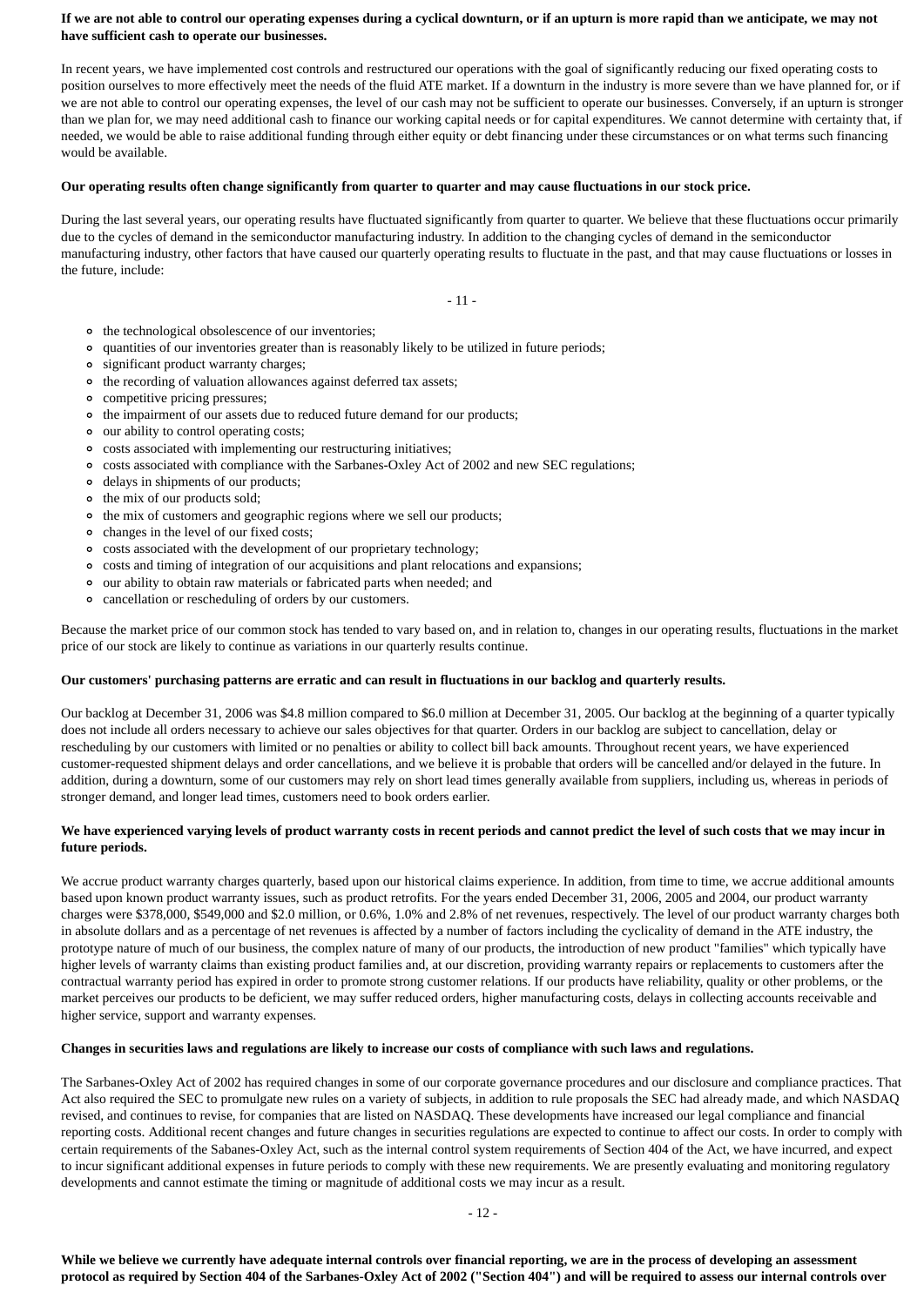**If we are not able to control our operating expenses during a cyclical downturn, or if an upturn is more rapid than we anticipate, we may not have sufficient cash to operate our businesses.**

In recent years, we have implemented cost controls and restructured our operations with the goal of significantly reducing our fixed operating costs to position ourselves to more effectively meet the needs of the fluid ATE market. If a downturn in the industry is more severe than we have planned for, or if we are not able to control our operating expenses, the level of our cash may not be sufficient to operate our businesses. Conversely, if an upturn is stronger than we plan for, we may need additional cash to finance our working capital needs or for capital expenditures. We cannot determine with certainty that, if needed, we would be able to raise additional funding through either equity or debt financing under these circumstances or on what terms such financing would be available.

**Our operating results often change significantly from quarter to quarter and may cause fluctuations in our stock price.**

During the last several years, our operating results have fluctuated significantly from quarter to quarter. We believe that these fluctuations occur primarily due to the cycles of demand in the semiconductor manufacturing industry. In addition to the changing cycles of demand in the semiconductor manufacturing industry, other factors that have caused our quarterly operating results to fluctuate in the past, and that may cause fluctuations or losses in the future, include:

- the technological obsolescence of our inventories;
- quantities of our inventories greater than is reasonably likely to be utilized in future periods;
- significant product warranty charges;
- the recording of valuation allowances against deferred tax assets;
- competitive pricing pressures;
- the impairment of our assets due to reduced future demand for our products;
- our ability to control operating costs;
- costs associated with implementing our restructuring initiatives;
- costs associated with compliance with the Sarbanes-Oxley Act of 2002 and new SEC regulations;
- delays in shipments of our products;
- the mix of our products sold;
- the mix of customers and geographic regions where we sell our products;
- changes in the level of our fixed costs;
- costs associated with the development of our proprietary technology;
- costs and timing of integration of our acquisitions and plant relocations and expansions;
- our ability to obtain raw materials or fabricated parts when needed; and
- cancellation or rescheduling of orders by our customers.

Because the market price of our common stock has tended to vary based on, and in relation to, changes in our operating results, fluctuations in the market price of our stock are likely to continue as variations in our quarterly results continue.

**Our customers' purchasing patterns are erratic and can result in fluctuations in our backlog and quarterly results.**

Our backlog at December 31, 2006 was $4.8 million compared to $6.0 million at December 31, 2005. Our backlog at the beginning of a quarter typically does not include all orders necessary to achieve our sales objectives for that quarter. Orders in our backlog are subject to cancellation, delay or rescheduling by our customers with limited or no penalties or ability to collect bill back amounts. Throughout recent years, we have experienced customer-requested shipment delays and order cancellations, and we believe it is probable that orders will be cancelled and/or delayed in the future. In addition, during a downturn, some of our customers may rely on short lead times generally available from suppliers, including us, whereas in periods of stronger demand, and longer lead times, customers need to book orders earlier.

**We have experienced varying levels of product warranty costs in recent periods and cannot predict the level of such costs that we may incur in future periods.**

We accrue product warranty charges quarterly, based upon our historical claims experience. In addition, from time to time, we accrue additional amounts based upon known product warranty issues, such as product retrofits. For the years ended December 31, 2006, 2005 and 2004, our product warranty charges were $378,000, $549,000 and $2.0 million, or 0.6%, 1.0% and 2.8% of net revenues, respectively. The level of our product warranty charges both in absolute dollars and as a percentage of net revenues is affected by a number of factors including the cyclicality of demand in the ATE industry, the prototype nature of much of our business, the complex nature of many of our products, the introduction of new product "families" which typically have higher levels of warranty claims than existing product families and, at our discretion, providing warranty repairs or replacements to customers after the contractual warranty period has expired in order to promote strong customer relations. If our products have reliability, quality or other problems, or the market perceives our products to be deficient, we may suffer reduced orders, higher manufacturing costs, delays in collecting accounts receivable and higher service, support and warranty expenses.

**Changes in securities laws and regulations are likely to increase our costs of compliance with such laws and regulations.**

The Sarbanes-Oxley Act of 2002 has required changes in some of our corporate governance procedures and our disclosure and compliance practices. That Act also required the SEC to promulgate new rules on a variety of subjects, in addition to rule proposals the SEC had already made, and which NASDAQ revised, and continues to revise, for companies that are listed on NASDAQ. These developments have increased our legal compliance and financial reporting costs. Additional recent changes and future changes in securities regulations are expected to continue to affect our costs. In order to comply with certain requirements of the Sabanes-Oxley Act, such as the internal control system requirements of Section 404 of the Act, we have incurred, and expect to incur significant additional expenses in future periods to comply with these new requirements. We are presently evaluating and monitoring regulatory developments and cannot estimate the timing or magnitude of additional costs we may incur as a result.

**While we believe we currently have adequate internal controls over financial reporting, we are in the process of developing an assessment protocol as required by Section 404 of the Sarbanes-Oxley Act of 2002 ("Section 404") and will be required to assess our internal controls over**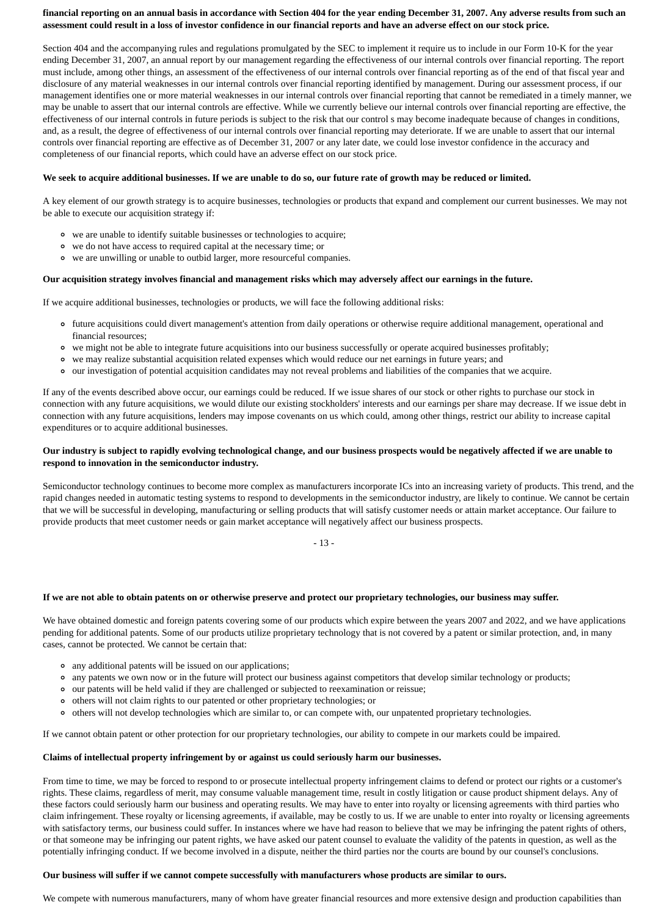**financial reporting on an annual basis in accordance with Section 404 for the year ending December 31, 2007. Any adverse results from such an assessment could result in a loss of investor confidence in our financial reports and have an adverse effect on our stock price.**

Section 404 and the accompanying rules and regulations promulgated by the SEC to implement it require us to include in our Form 10-K for the year ending December 31, 2007, an annual report by our management regarding the effectiveness of our internal controls over financial reporting. The report must include, among other things, an assessment of the effectiveness of our internal controls over financial reporting as of the end of that fiscal year and disclosure of any material weaknesses in our internal controls over financial reporting identified by management. During our assessment process, if our management identifies one or more material weaknesses in our internal controls over financial reporting that cannot be remediated in a timely manner, we may be unable to assert that our internal controls are effective. While we currently believe our internal controls over financial reporting are effective, the effectiveness of our internal controls in future periods is subject to the risk that our control s may become inadequate because of changes in conditions, and, as a result, the degree of effectiveness of our internal controls over financial reporting may deteriorate. If we are unable to assert that our internal controls over financial reporting are effective as of December 31, 2007 or any later date, we could lose investor confidence in the accuracy and completeness of our financial reports, which could have an adverse effect on our stock price.

**We seek to acquire additional businesses. If we are unable to do so, our future rate of growth may be reduced or limited.**

A key element of our growth strategy is to acquire businesses, technologies or products that expand and complement our current businesses. We may not be able to execute our acquisition strategy if:

- we are unable to identify suitable businesses or technologies to acquire;
- we do not have access to required capital at the necessary time; or
- we are unwilling or unable to outbid larger, more resourceful companies.

**Our acquisition strategy involves financial and management risks which may adversely affect our earnings in the future.**

If we acquire additional businesses, technologies or products, we will face the following additional risks:

- future acquisitions could divert management's attention from daily operations or otherwise require additional management, operational and financial resources;
- we might not be able to integrate future acquisitions into our business successfully or operate acquired businesses profitably;
- we may realize substantial acquisition related expenses which would reduce our net earnings in future years; and
- our investigation of potential acquisition candidates may not reveal problems and liabilities of the companies that we acquire.

If any of the events described above occur, our earnings could be reduced. If we issue shares of our stock or other rights to purchase our stock in connection with any future acquisitions, we would dilute our existing stockholders' interests and our earnings per share may decrease. If we issue debt in connection with any future acquisitions, lenders may impose covenants on us which could, among other things, restrict our ability to increase capital expenditures or to acquire additional businesses.

**Our industry is subject to rapidly evolving technological change, and our business prospects would be negatively affected if we are unable to respond to innovation in the semiconductor industry.**

Semiconductor technology continues to become more complex as manufacturers incorporate ICs into an increasing variety of products. This trend, and the rapid changes needed in automatic testing systems to respond to developments in the semiconductor industry, are likely to continue. We cannot be certain that we will be successful in developing, manufacturing or selling products that will satisfy customer needs or attain market acceptance. Our failure to provide products that meet customer needs or gain market acceptance will negatively affect our business prospects.

**If we are not able to obtain patents on or otherwise preserve and protect our proprietary technologies, our business may suffer.**

We have obtained domestic and foreign patents covering some of our products which expire between the years 2007 and 2022, and we have applications pending for additional patents. Some of our products utilize proprietary technology that is not covered by a patent or similar protection, and, in many cases, cannot be protected. We cannot be certain that:

- any additional patents will be issued on our applications;
- any patents we own now or in the future will protect our business against competitors that develop similar technology or products;
- our patents will be held valid if they are challenged or subjected to reexamination or reissue;
- others will not claim rights to our patented or other proprietary technologies; or
- others will not develop technologies which are similar to, or can compete with, our unpatented proprietary technologies.

If we cannot obtain patent or other protection for our proprietary technologies, our ability to compete in our markets could be impaired.

**Claims of intellectual property infringement by or against us could seriously harm our businesses.**

From time to time, we may be forced to respond to or prosecute intellectual property infringement claims to defend or protect our rights or a customer's rights. These claims, regardless of merit, may consume valuable management time, result in costly litigation or cause product shipment delays. Any of these factors could seriously harm our business and operating results. We may have to enter into royalty or licensing agreements with third parties who claim infringement. These royalty or licensing agreements, if available, may be costly to us. If we are unable to enter into royalty or licensing agreements with satisfactory terms, our business could suffer. In instances where we have had reason to believe that we may be infringing the patent rights of others, or that someone may be infringing our patent rights, we have asked our patent counsel to evaluate the validity of the patents in question, as well as the potentially infringing conduct. If we become involved in a dispute, neither the third parties nor the courts are bound by our counsel's conclusions.

**Our business will suffer if we cannot compete successfully with manufacturers whose products are similar to ours.**

We compete with numerous manufacturers, many of whom have greater financial resources and more extensive design and production capabilities than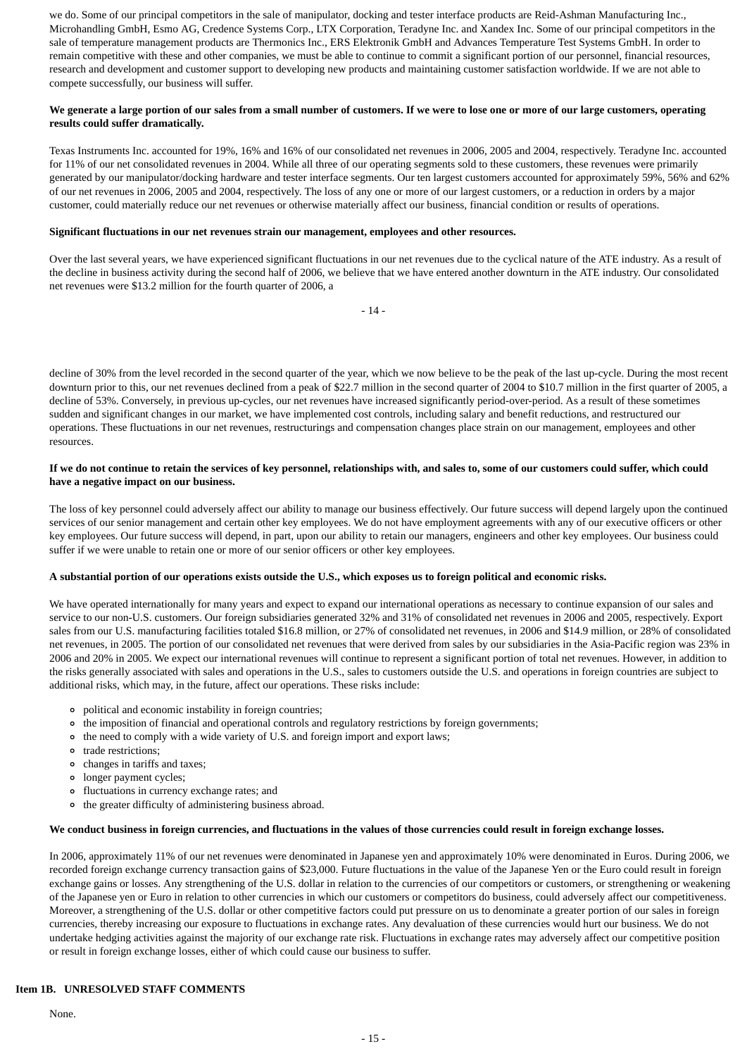we do. Some of our principal competitors in the sale of manipulator, docking and tester interface products are Reid-Ashman Manufacturing Inc., Microhandling GmbH, Esmo AG, Credence Systems Corp., LTX Corporation, Teradyne Inc. and Xandex Inc. Some of our principal competitors in the sale of temperature management products are Thermonics Inc., ERS Elektronik GmbH and Advances Temperature Test Systems GmbH. In order to remain competitive with these and other companies, we must be able to continue to commit a significant portion of our personnel, financial resources, research and development and customer support to developing new products and maintaining customer satisfaction worldwide. If we are not able to compete successfully, our business will suffer.

**We generate a large portion of our sales from a small number of customers. If we were to lose one or more of our large customers, operating results could suffer dramatically.**

Texas Instruments Inc. accounted for 19%, 16% and 16% of our consolidated net revenues in 2006, 2005 and 2004, respectively. Teradyne Inc. accounted for 11% of our net consolidated revenues in 2004. While all three of our operating segments sold to these customers, these revenues were primarily generated by our manipulator/docking hardware and tester interface segments. Our ten largest customers accounted for approximately 59%, 56% and 62% of our net revenues in 2006, 2005 and 2004, respectively. The loss of any one or more of our largest customers, or a reduction in orders by a major customer, could materially reduce our net revenues or otherwise materially affect our business, financial condition or results of operations.

**Significant fluctuations in our net revenues strain our management, employees and other resources.**

Over the last several years, we have experienced significant fluctuations in our net revenues due to the cyclical nature of the ATE industry. As a result of the decline in business activity during the second half of 2006, we believe that we have entered another downturn in the ATE industry. Our consolidated net revenues were $13.2 million for the fourth quarter of 2006, a decline of 30% from the level recorded in the second quarter of the year, which we now believe to be the peak of the last up-cycle. During the most recent downturn prior to this, our net revenues declined from a peak of $22.7 million in the second quarter of 2004 to $10.7 million in the first quarter of 2005, a decline of 53%. Conversely, in previous up-cycles, our net revenues have increased significantly period-over-period. As a result of these sometimes sudden and significant changes in our market, we have implemented cost controls, including salary and benefit reductions, and restructured our operations. These fluctuations in our net revenues, restructurings and compensation changes place strain on our management, employees and other resources.

**If we do not continue to retain the services of key personnel, relationships with, and sales to, some of our customers could suffer, which could have a negative impact on our business.**

The loss of key personnel could adversely affect our ability to manage our business effectively. Our future success will depend largely upon the continued services of our senior management and certain other key employees. We do not have employment agreements with any of our executive officers or other key employees. Our future success will depend, in part, upon our ability to retain our managers, engineers and other key employees. Our business could suffer if we were unable to retain one or more of our senior officers or other key employees.

**A substantial portion of our operations exists outside the U.S., which exposes us to foreign political and economic risks.**

We have operated internationally for many years and expect to expand our international operations as necessary to continue expansion of our sales and service to our non-U.S. customers. Our foreign subsidiaries generated 32% and 31% of consolidated net revenues in 2006 and 2005, respectively. Export sales from our U.S. manufacturing facilities totaled $16.8 million, or 27% of consolidated net revenues, in 2006 and $14.9 million, or 28% of consolidated net revenues, in 2005. The portion of our consolidated net revenues that were derived from sales by our subsidiaries in the Asia-Pacific region was 23% in 2006 and 20% in 2005. We expect our international revenues will continue to represent a significant portion of total net revenues. However, in addition to the risks generally associated with sales and operations in the U.S., sales to customers outside the U.S. and operations in foreign countries are subject to additional risks, which may, in the future, affect our operations. These risks include:

- political and economic instability in foreign countries;
- the imposition of financial and operational controls and regulatory restrictions by foreign governments;
- the need to comply with a wide variety of U.S. and foreign import and export laws;
- trade restrictions;
- changes in tariffs and taxes;
- longer payment cycles;
- fluctuations in currency exchange rates; and
- the greater difficulty of administering business abroad.

**We conduct business in foreign currencies, and fluctuations in the values of those currencies could result in foreign exchange losses.**

In 2006, approximately 11% of our net revenues were denominated in Japanese yen and approximately 10% were denominated in Euros. During 2006, we recorded foreign exchange currency transaction gains of $23,000. Future fluctuations in the value of the Japanese Yen or the Euro could result in foreign exchange gains or losses. Any strengthening of the U.S. dollar in relation to the currencies of our competitors or customers, or strengthening or weakening of the Japanese yen or Euro in relation to other currencies in which our customers or competitors do business, could adversely affect our competitiveness. Moreover, a strengthening of the U.S. dollar or other competitive factors could put pressure on us to denominate a greater portion of our sales in foreign currencies, thereby increasing our exposure to fluctuations in exchange rates. Any devaluation of these currencies would hurt our business. We do not undertake hedging activities against the majority of our exchange rate risk. Fluctuations in exchange rates may adversely affect our competitive position or result in foreign exchange losses, either of which could cause our business to suffer.

## Item 1B. UNRESOLVED STAFF COMMENTS

None.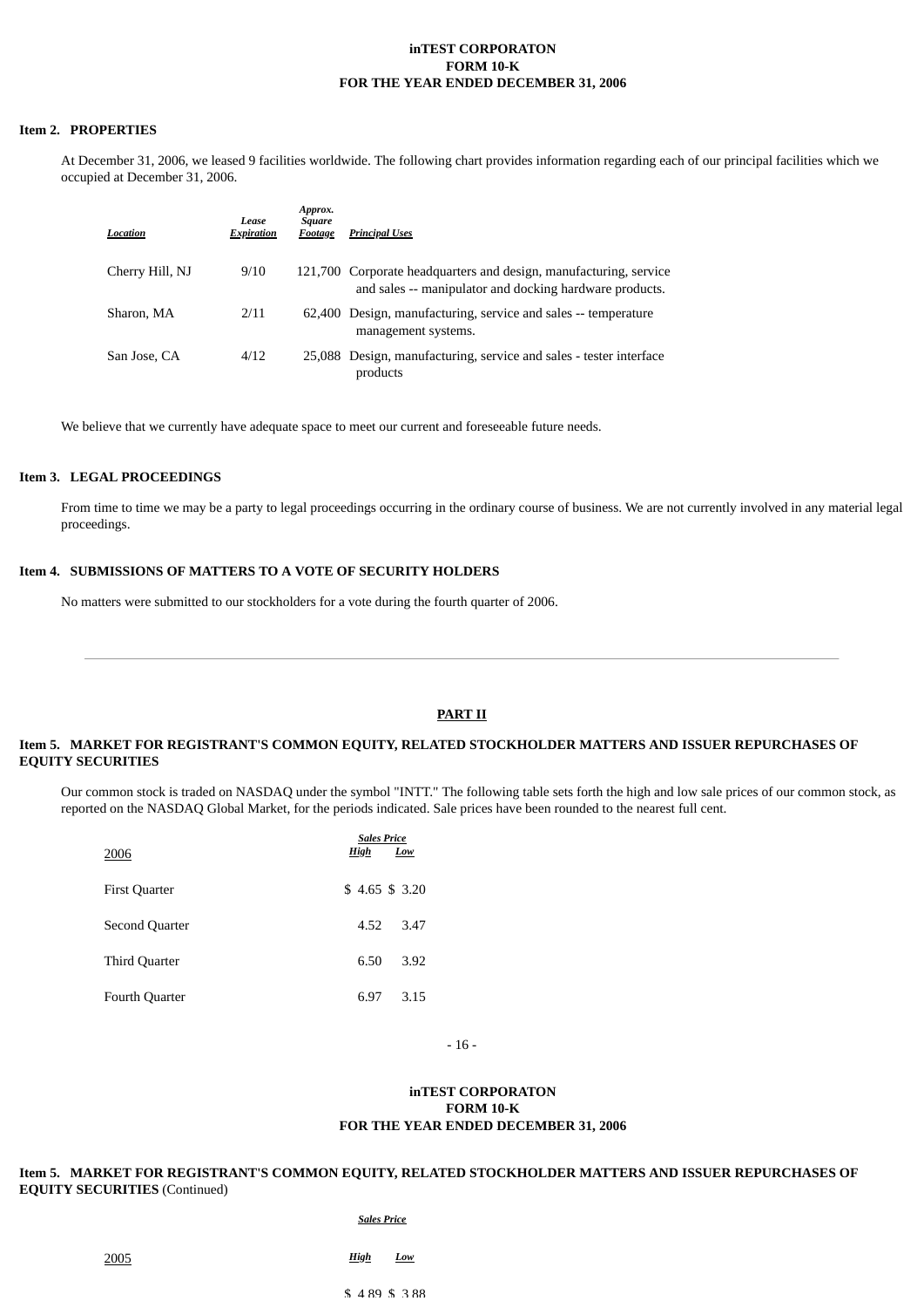## Item 2. PROPERTIES

At December 31, 2006, we leased 9 facilities worldwide. The following chart provides information regarding each of our principal facilities which we occupied at December 31, 2006.

| ***Location*** | ***Lease Expiration*** | ***Approx. Square Footage*** | ***Principal Uses*** |
|---|---|---|---|
| Cherry Hill, NJ | 9/10 | 121,700 | Corporate headquarters and design, manufacturing, service and sales -- manipulator and docking hardware products. |
| Sharon, MA | 2/11 | 62,400 | Design, manufacturing, service and sales -- temperature management systems. |
| San Jose, CA | 4/12 | 25,088 | Design, manufacturing, service and sales - tester interface products |

We believe that we currently have adequate space to meet our current and foreseeable future needs.

## Item 3. LEGAL PROCEEDINGS

From time to time we may be a party to legal proceedings occurring in the ordinary course of business. We are not currently involved in any material legal proceedings.

## Item 4. SUBMISSIONS OF MATTERS TO A VOTE OF SECURITY HOLDERS

No matters were submitted to our stockholders for a vote during the fourth quarter of 2006.

---

# PART II

## Item 5. MARKET FOR REGISTRANT'S COMMON EQUITY, RELATED STOCKHOLDER MATTERS AND ISSUER REPURCHASES OF EQUITY SECURITIES

Our common stock is traded on NASDAQ under the symbol "INTT." The following table sets forth the high and low sale prices of our common stock, as reported on the NASDAQ Global Market, for the periods indicated. Sale prices have been rounded to the nearest full cent.

| 2006 | ***Sales Price High*** | ***Low*** |
|---|---|---|
| First Quarter | $ 4.65 | $ 3.20 |
| Second Quarter | 4.52 | 3.47 |
| Third Quarter | 6.50 | 3.92 |
| Fourth Quarter | 6.97 | 3.15 |

## Item 5. MARKET FOR REGISTRANT'S COMMON EQUITY, RELATED STOCKHOLDER MATTERS AND ISSUER REPURCHASES OF EQUITY SECURITIES (Continued)

| 2005 | ***Sales Price High*** | ***Low*** |
|---|---|---|
| | $ 4.89 | $ 3.88 |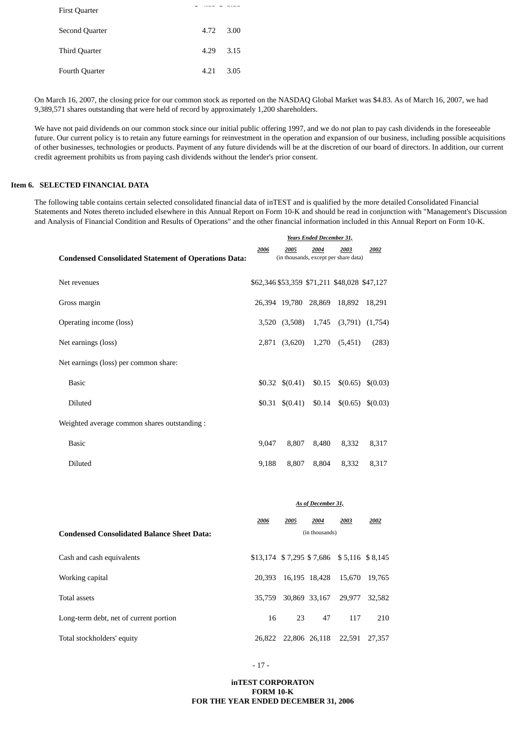| | | |
|---|---|---|
| First Quarter | $ 4.55 | $ 2.55 |
| Second Quarter | 4.72 | 3.00 |
| Third Quarter | 4.29 | 3.15 |
| Fourth Quarter | 4.21 | 3.05 |

On March 16, 2007, the closing price for our common stock as reported on the NASDAQ Global Market was $4.83. As of March 16, 2007, we had 9,389,571 shares outstanding that were held of record by approximately 1,200 shareholders.

We have not paid dividends on our common stock since our initial public offering 1997, and we do not plan to pay cash dividends in the foreseeable future. Our current policy is to retain any future earnings for reinvestment in the operation and expansion of our business, including possible acquisitions of other businesses, technologies or products. Payment of any future dividends will be at the discretion of our board of directors. In addition, our current credit agreement prohibits us from paying cash dividends without the lender's prior consent.

### Item 6. SELECTED FINANCIAL DATA

The following table contains certain selected consolidated financial data of inTEST and is qualified by the more detailed Consolidated Financial Statements and Notes thereto included elsewhere in this Annual Report on Form 10-K and should be read in conjunction with "Management's Discussion and Analysis of Financial Condition and Results of Operations" and the other financial information included in this Annual Report on Form 10-K.

| | *Years Ended December 31,* | | | | |
|---|---|---|---|---|---|
| **Condensed Consolidated Statement of Operations Data:** | *2006* | *2005* | *2004* | *2003* | *2002* |
| | (in thousands, except per share data) | | | | |
| Net revenues | $62,346 | $53,359 | $71,211 | $48,028 | $47,127 |
| Gross margin | 26,394 | 19,780 | 28,869 | 18,892 | 18,291 |
| Operating income (loss) | 3,520 | (3,508) | 1,745 | (3,791) | (1,754) |
| Net earnings (loss) | 2,871 | (3,620) | 1,270 | (5,451) | (283) |
| Net earnings (loss) per common share: | | | | | |
| Basic | $0.32 | $(0.41) | $0.15 | $(0.65) | $(0.03) |
| Diluted | $0.31 | $(0.41) | $0.14 | $(0.65) | $(0.03) |
| Weighted average common shares outstanding : | | | | | |
| Basic | 9,047 | 8,807 | 8,480 | 8,332 | 8,317 |
| Diluted | 9,188 | 8,807 | 8,804 | 8,332 | 8,317 |

| | *As of December 31,* | | | | |
|---|---|---|---|---|---|
| **Condensed Consolidated Balance Sheet Data:** | *2006* | *2005* | *2004* | *2003* | *2002* |
| | (in thousands) | | | | |
| Cash and cash equivalents | $13,174 | $ 7,295 | $ 7,686 | $ 5,116 | $ 8,145 |
| Working capital | 20,393 | 16,195 | 18,428 | 15,670 | 19,765 |
| Total assets | 35,759 | 30,869 | 33,167 | 29,977 | 32,582 |
| Long-term debt, net of current portion | 16 | 23 | 47 | 117 | 210 |
| Total stockholders' equity | 26,822 | 22,806 | 26,118 | 22,591 | 27,357 |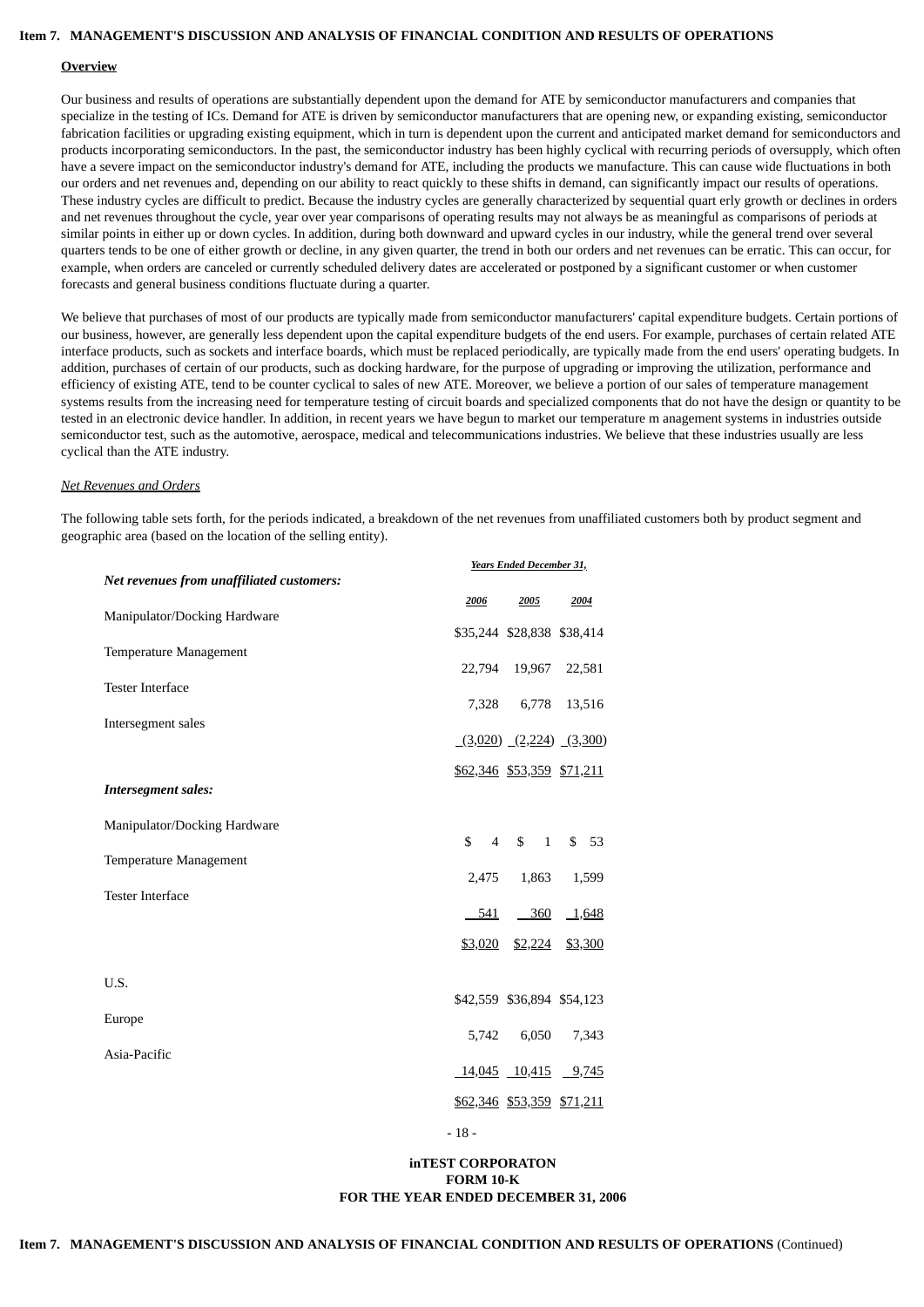## Item 7. MANAGEMENT'S DISCUSSION AND ANALYSIS OF FINANCIAL CONDITION AND RESULTS OF OPERATIONS

**Overview**

Our business and results of operations are substantially dependent upon the demand for ATE by semiconductor manufacturers and companies that specialize in the testing of ICs. Demand for ATE is driven by semiconductor manufacturers that are opening new, or expanding existing, semiconductor fabrication facilities or upgrading existing equipment, which in turn is dependent upon the current and anticipated market demand for semiconductors and products incorporating semiconductors. In the past, the semiconductor industry has been highly cyclical with recurring periods of oversupply, which often have a severe impact on the semiconductor industry's demand for ATE, including the products we manufacture. This can cause wide fluctuations in both our orders and net revenues and, depending on our ability to react quickly to these shifts in demand, can significantly impact our results of operations. These industry cycles are difficult to predict. Because the industry cycles are generally characterized by sequential quart erly growth or declines in orders and net revenues throughout the cycle, year over year comparisons of operating results may not always be as meaningful as comparisons of periods at similar points in either up or down cycles. In addition, during both downward and upward cycles in our industry, while the general trend over several quarters tends to be one of either growth or decline, in any given quarter, the trend in both our orders and net revenues can be erratic. This can occur, for example, when orders are canceled or currently scheduled delivery dates are accelerated or postponed by a significant customer or when customer forecasts and general business conditions fluctuate during a quarter.

We believe that purchases of most of our products are typically made from semiconductor manufacturers' capital expenditure budgets. Certain portions of our business, however, are generally less dependent upon the capital expenditure budgets of the end users. For example, purchases of certain related ATE interface products, such as sockets and interface boards, which must be replaced periodically, are typically made from the end users' operating budgets. In addition, purchases of certain of our products, such as docking hardware, for the purpose of upgrading or improving the utilization, performance and efficiency of existing ATE, tend to be counter cyclical to sales of new ATE. Moreover, we believe a portion of our sales of temperature management systems results from the increasing need for temperature testing of circuit boards and specialized components that do not have the design or quantity to be tested in an electronic device handler. In addition, in recent years we have begun to market our temperature m anagement systems in industries outside semiconductor test, such as the automotive, aerospace, medical and telecommunications industries. We believe that these industries usually are less cyclical than the ATE industry.

*Net Revenues and Orders*

The following table sets forth, for the periods indicated, a breakdown of the net revenues from unaffiliated customers both by product segment and geographic area (based on the location of the selling entity).

| | Years Ended December 31, | | |
|---|---|---|---|
| | 2006 | 2005 | 2004 |
| ***Net revenues from unaffiliated customers:*** | | | |
| Manipulator/Docking Hardware | $35,244 | $28,838 | $38,414 |
| Temperature Management | 22,794 | 19,967 | 22,581 |
| Tester Interface | 7,328 | 6,778 | 13,516 |
| Intersegment sales | (3,020) | (2,224) | (3,300) |
| | $62,346 | $53,359 | $71,211 |
| ***Intersegment sales:*** | | | |
| Manipulator/Docking Hardware | $ 4 | $ 1 | $ 53 |
| Temperature Management | 2,475 | 1,863 | 1,599 |
| Tester Interface | 541 | 360 | 1,648 |
| | $3,020 | $2,224 | $3,300 |
| U.S. | $42,559 | $36,894 | $54,123 |
| Europe | 5,742 | 6,050 | 7,343 |
| Asia-Pacific | 14,045 | 10,415 | 9,745 |
| | $62,346 | $53,359 | $71,211 |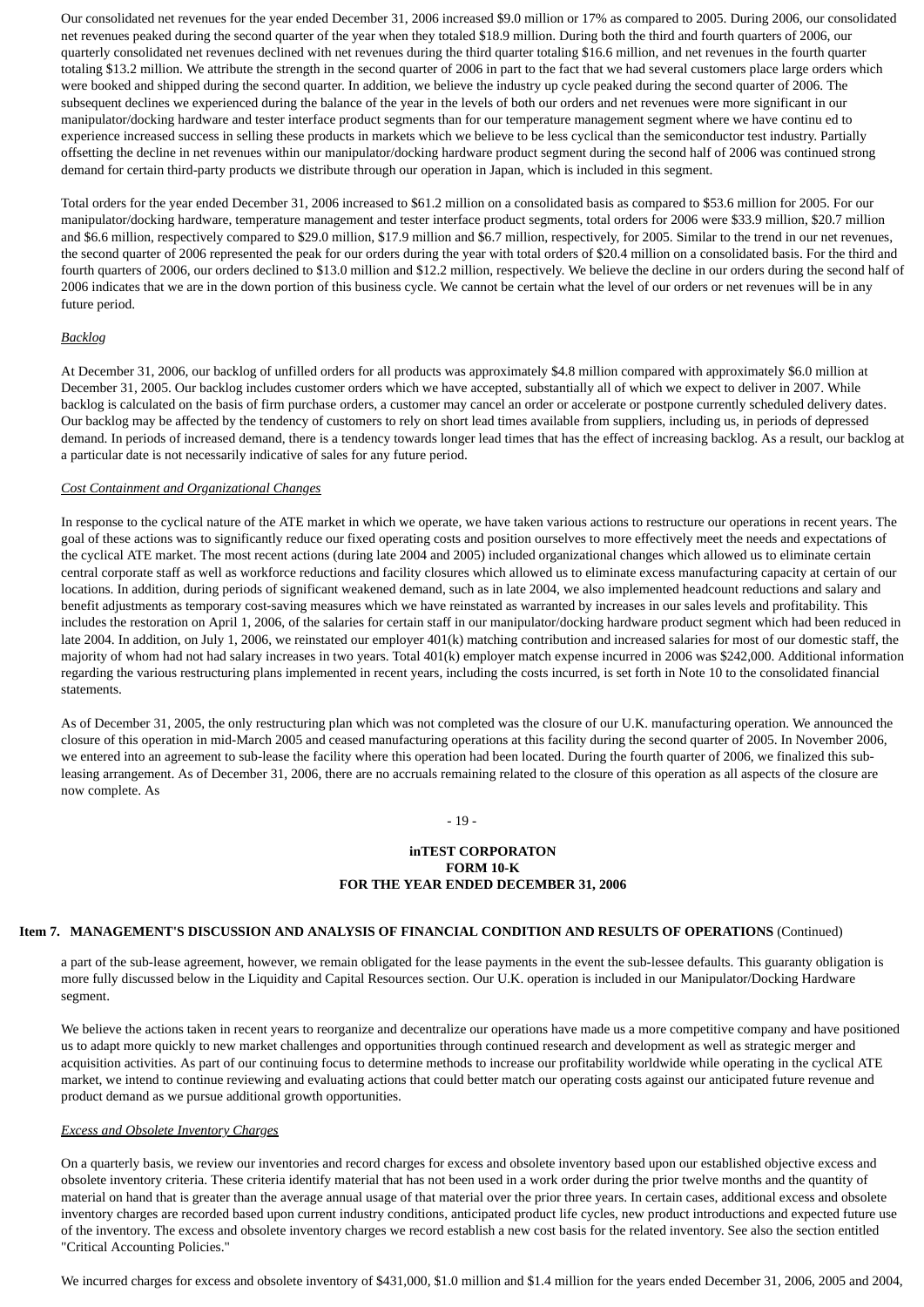Our consolidated net revenues for the year ended December 31, 2006 increased $9.0 million or 17% as compared to 2005. During 2006, our consolidated net revenues peaked during the second quarter of the year when they totaled $18.9 million. During both the third and fourth quarters of 2006, our quarterly consolidated net revenues declined with net revenues during the third quarter totaling $16.6 million, and net revenues in the fourth quarter totaling $13.2 million. We attribute the strength in the second quarter of 2006 in part to the fact that we had several customers place large orders which were booked and shipped during the second quarter. In addition, we believe the industry up cycle peaked during the second quarter of 2006. The subsequent declines we experienced during the balance of the year in the levels of both our orders and net revenues were more significant in our manipulator/docking hardware and tester interface product segments than for our temperature management segment where we have continu ed to experience increased success in selling these products in markets which we believe to be less cyclical than the semiconductor test industry. Partially offsetting the decline in net revenues within our manipulator/docking hardware product segment during the second half of 2006 was continued strong demand for certain third-party products we distribute through our operation in Japan, which is included in this segment.

Total orders for the year ended December 31, 2006 increased to $61.2 million on a consolidated basis as compared to $53.6 million for 2005. For our manipulator/docking hardware, temperature management and tester interface product segments, total orders for 2006 were $33.9 million, $20.7 million and $6.6 million, respectively compared to $29.0 million, $17.9 million and $6.7 million, respectively, for 2005. Similar to the trend in our net revenues, the second quarter of 2006 represented the peak for our orders during the year with total orders of $20.4 million on a consolidated basis. For the third and fourth quarters of 2006, our orders declined to $13.0 million and $12.2 million, respectively. We believe the decline in our orders during the second half of 2006 indicates that we are in the down portion of this business cycle. We cannot be certain what the level of our orders or net revenues will be in any future period.

*Backlog*

At December 31, 2006, our backlog of unfilled orders for all products was approximately $4.8 million compared with approximately $6.0 million at December 31, 2005. Our backlog includes customer orders which we have accepted, substantially all of which we expect to deliver in 2007. While backlog is calculated on the basis of firm purchase orders, a customer may cancel an order or accelerate or postpone currently scheduled delivery dates. Our backlog may be affected by the tendency of customers to rely on short lead times available from suppliers, including us, in periods of depressed demand. In periods of increased demand, there is a tendency towards longer lead times that has the effect of increasing backlog. As a result, our backlog at a particular date is not necessarily indicative of sales for any future period.

*Cost Containment and Organizational Changes*

In response to the cyclical nature of the ATE market in which we operate, we have taken various actions to restructure our operations in recent years. The goal of these actions was to significantly reduce our fixed operating costs and position ourselves to more effectively meet the needs and expectations of the cyclical ATE market. The most recent actions (during late 2004 and 2005) included organizational changes which allowed us to eliminate certain central corporate staff as well as workforce reductions and facility closures which allowed us to eliminate excess manufacturing capacity at certain of our locations. In addition, during periods of significant weakened demand, such as in late 2004, we also implemented headcount reductions and salary and benefit adjustments as temporary cost-saving measures which we have reinstated as warranted by increases in our sales levels and profitability. This includes the restoration on April 1, 2006, of the salaries for certain staff in our manipulator/docking hardware product segment which had been reduced in late 2004. In addition, on July 1, 2006, we reinstated our employer 401(k) matching contribution and increased salaries for most of our domestic staff, the majority of whom had not had salary increases in two years. Total 401(k) employer match expense incurred in 2006 was $242,000. Additional information regarding the various restructuring plans implemented in recent years, including the costs incurred, is set forth in Note 10 to the consolidated financial statements.

As of December 31, 2005, the only restructuring plan which was not completed was the closure of our U.K. manufacturing operation. We announced the closure of this operation in mid-March 2005 and ceased manufacturing operations at this facility during the second quarter of 2005. In November 2006, we entered into an agreement to sub-lease the facility where this operation had been located. During the fourth quarter of 2006, we finalized this sub-leasing arrangement. As of December 31, 2006, there are no accruals remaining related to the closure of this operation as all aspects of the closure are now complete. As a part of the sub-lease agreement, however, we remain obligated for the lease payments in the event the sub-lessee defaults. This guaranty obligation is more fully discussed below in the Liquidity and Capital Resources section. Our U.K. operation is included in our Manipulator/Docking Hardware segment.

We believe the actions taken in recent years to reorganize and decentralize our operations have made us a more competitive company and have positioned us to adapt more quickly to new market challenges and opportunities through continued research and development as well as strategic merger and acquisition activities. As part of our continuing focus to determine methods to increase our profitability worldwide while operating in the cyclical ATE market, we intend to continue reviewing and evaluating actions that could better match our operating costs against our anticipated future revenue and product demand as we pursue additional growth opportunities.

*Excess and Obsolete Inventory Charges*

On a quarterly basis, we review our inventories and record charges for excess and obsolete inventory based upon our established objective excess and obsolete inventory criteria. These criteria identify material that has not been used in a work order during the prior twelve months and the quantity of material on hand that is greater than the average annual usage of that material over the prior three years. In certain cases, additional excess and obsolete inventory charges are recorded based upon current industry conditions, anticipated product life cycles, new product introductions and expected future use of the inventory. The excess and obsolete inventory charges we record establish a new cost basis for the related inventory. See also the section entitled "Critical Accounting Policies."

We incurred charges for excess and obsolete inventory of $431,000, $1.0 million and $1.4 million for the years ended December 31, 2006, 2005 and 2004,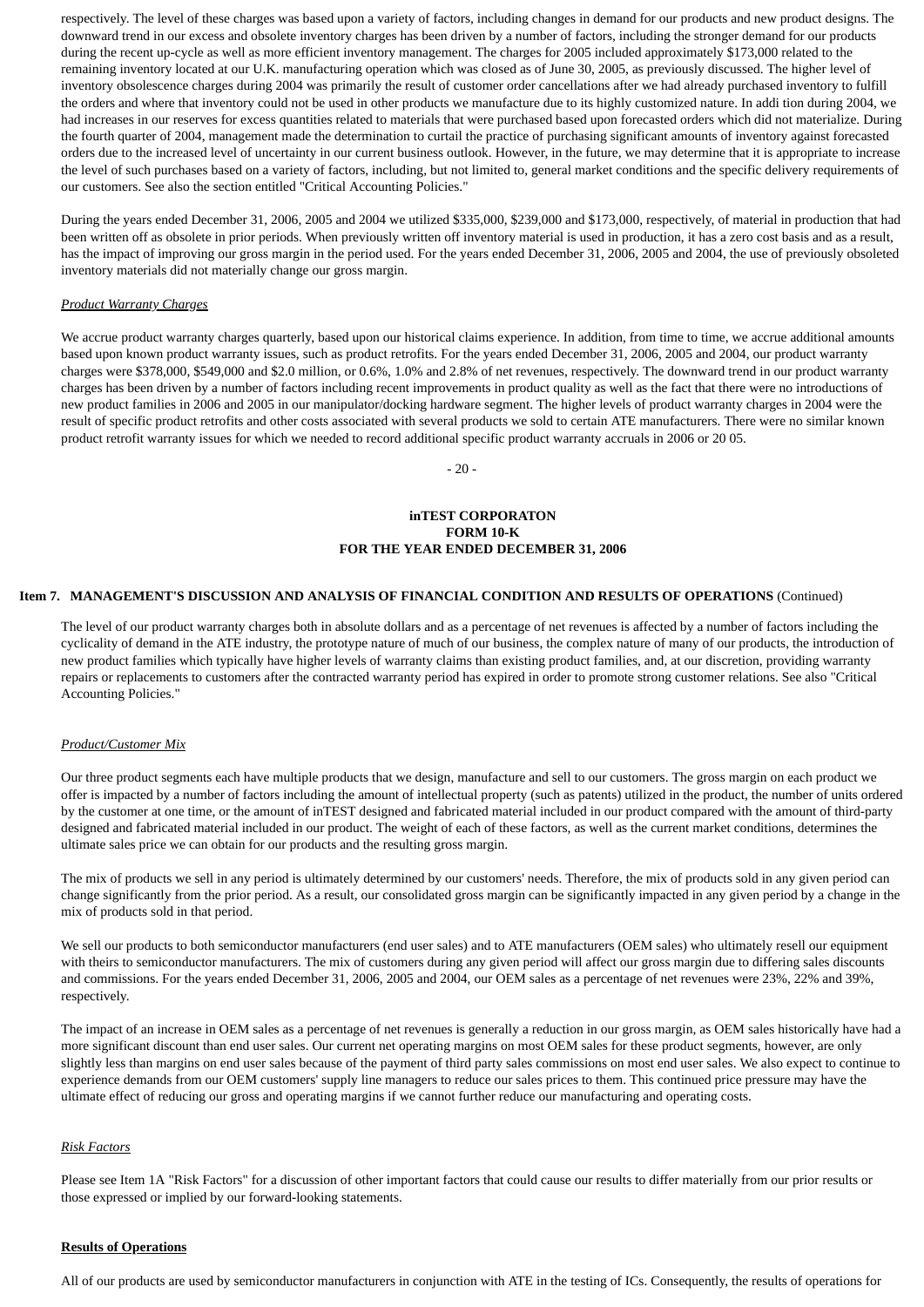respectively. The level of these charges was based upon a variety of factors, including changes in demand for our products and new product designs. The downward trend in our excess and obsolete inventory charges has been driven by a number of factors, including the stronger demand for our products during the recent up-cycle as well as more efficient inventory management. The charges for 2005 included approximately $173,000 related to the remaining inventory located at our U.K. manufacturing operation which was closed as of June 30, 2005, as previously discussed. The higher level of inventory obsolescence charges during 2004 was primarily the result of customer order cancellations after we had already purchased inventory to fulfill the orders and where that inventory could not be used in other products we manufacture due to its highly customized nature. In addi tion during 2004, we had increases in our reserves for excess quantities related to materials that were purchased based upon forecasted orders which did not materialize. During the fourth quarter of 2004, management made the determination to curtail the practice of purchasing significant amounts of inventory against forecasted orders due to the increased level of uncertainty in our current business outlook. However, in the future, we may determine that it is appropriate to increase the level of such purchases based on a variety of factors, including, but not limited to, general market conditions and the specific delivery requirements of our customers. See also the section entitled "Critical Accounting Policies."

During the years ended December 31, 2006, 2005 and 2004 we utilized $335,000, $239,000 and $173,000, respectively, of material in production that had been written off as obsolete in prior periods. When previously written off inventory material is used in production, it has a zero cost basis and as a result, has the impact of improving our gross margin in the period used. For the years ended December 31, 2006, 2005 and 2004, the use of previously obsoleted inventory materials did not materially change our gross margin.

*Product Warranty Charges*

We accrue product warranty charges quarterly, based upon our historical claims experience. In addition, from time to time, we accrue additional amounts based upon known product warranty issues, such as product retrofits. For the years ended December 31, 2006, 2005 and 2004, our product warranty charges were $378,000, $549,000 and $2.0 million, or 0.6%, 1.0% and 2.8% of net revenues, respectively. The downward trend in our product warranty charges has been driven by a number of factors including recent improvements in product quality as well as the fact that there were no introductions of new product families in 2006 and 2005 in our manipulator/docking hardware segment. The higher levels of product warranty charges in 2004 were the result of specific product retrofits and other costs associated with several products we sold to certain ATE manufacturers. There were no similar known product retrofit warranty issues for which we needed to record additional specific product warranty accruals in 2006 or 20 05.

**Item 7. MANAGEMENT'S DISCUSSION AND ANALYSIS OF FINANCIAL CONDITION AND RESULTS OF OPERATIONS** (Continued)

The level of our product warranty charges both in absolute dollars and as a percentage of net revenues is affected by a number of factors including the cyclicality of demand in the ATE industry, the prototype nature of much of our business, the complex nature of many of our products, the introduction of new product families which typically have higher levels of warranty claims than existing product families, and, at our discretion, providing warranty repairs or replacements to customers after the contracted warranty period has expired in order to promote strong customer relations. See also "Critical Accounting Policies."

*Product/Customer Mix*

Our three product segments each have multiple products that we design, manufacture and sell to our customers. The gross margin on each product we offer is impacted by a number of factors including the amount of intellectual property (such as patents) utilized in the product, the number of units ordered by the customer at one time, or the amount of inTEST designed and fabricated material included in our product compared with the amount of third-party designed and fabricated material included in our product. The weight of each of these factors, as well as the current market conditions, determines the ultimate sales price we can obtain for our products and the resulting gross margin.

The mix of products we sell in any period is ultimately determined by our customers' needs. Therefore, the mix of products sold in any given period can change significantly from the prior period. As a result, our consolidated gross margin can be significantly impacted in any given period by a change in the mix of products sold in that period.

We sell our products to both semiconductor manufacturers (end user sales) and to ATE manufacturers (OEM sales) who ultimately resell our equipment with theirs to semiconductor manufacturers. The mix of customers during any given period will affect our gross margin due to differing sales discounts and commissions. For the years ended December 31, 2006, 2005 and 2004, our OEM sales as a percentage of net revenues were 23%, 22% and 39%, respectively.

The impact of an increase in OEM sales as a percentage of net revenues is generally a reduction in our gross margin, as OEM sales historically have had a more significant discount than end user sales. Our current net operating margins on most OEM sales for these product segments, however, are only slightly less than margins on end user sales because of the payment of third party sales commissions on most end user sales. We also expect to continue to experience demands from our OEM customers' supply line managers to reduce our sales prices to them. This continued price pressure may have the ultimate effect of reducing our gross and operating margins if we cannot further reduce our manufacturing and operating costs.

*Risk Factors*

Please see Item 1A "Risk Factors" for a discussion of other important factors that could cause our results to differ materially from our prior results or those expressed or implied by our forward-looking statements.

**Results of Operations**

All of our products are used by semiconductor manufacturers in conjunction with ATE in the testing of ICs. Consequently, the results of operations for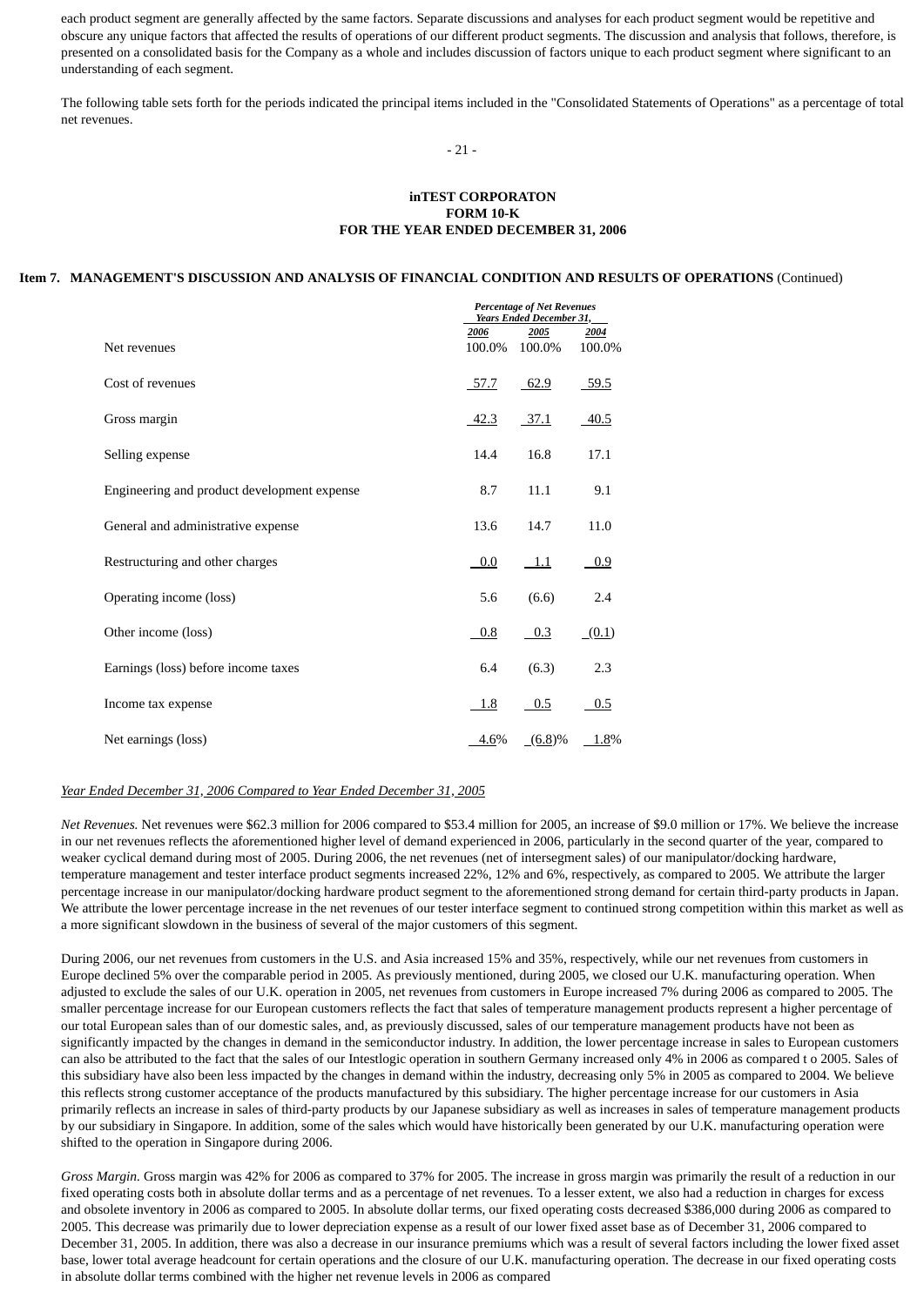each product segment are generally affected by the same factors. Separate discussions and analyses for each product segment would be repetitive and obscure any unique factors that affected the results of operations of our different product segments. The discussion and analysis that follows, therefore, is presented on a consolidated basis for the Company as a whole and includes discussion of factors unique to each product segment where significant to an understanding of each segment.

The following table sets forth for the periods indicated the principal items included in the "Consolidated Statements of Operations" as a percentage of total net revenues.

**inTEST CORPORATON**
**FORM 10-K**
**FOR THE YEAR ENDED DECEMBER 31, 2006**

**Item 7. MANAGEMENT'S DISCUSSION AND ANALYSIS OF FINANCIAL CONDITION AND RESULTS OF OPERATIONS** (Continued)

| | *Percentage of Net Revenues Years Ended December 31,* | | |
|---|---|---|---|
| | *2006* | *2005* | *2004* |
| Net revenues | 100.0% | 100.0% | 100.0% |
| Cost of revenues | 57.7 | 62.9 | 59.5 |
| Gross margin | 42.3 | 37.1 | 40.5 |
| Selling expense | 14.4 | 16.8 | 17.1 |
| Engineering and product development expense | 8.7 | 11.1 | 9.1 |
| General and administrative expense | 13.6 | 14.7 | 11.0 |
| Restructuring and other charges | 0.0 | 1.1 | 0.9 |
| Operating income (loss) | 5.6 | (6.6) | 2.4 |
| Other income (loss) | 0.8 | 0.3 | (0.1) |
| Earnings (loss) before income taxes | 6.4 | (6.3) | 2.3 |
| Income tax expense | 1.8 | 0.5 | 0.5 |
| Net earnings (loss) | 4.6% | (6.8)% | 1.8% |

*Year Ended December 31, 2006 Compared to Year Ended December 31, 2005*

*Net Revenues.* Net revenues were $62.3 million for 2006 compared to $53.4 million for 2005, an increase of $9.0 million or 17%. We believe the increase in our net revenues reflects the aforementioned higher level of demand experienced in 2006, particularly in the second quarter of the year, compared to weaker cyclical demand during most of 2005. During 2006, the net revenues (net of intersegment sales) of our manipulator/docking hardware, temperature management and tester interface product segments increased 22%, 12% and 6%, respectively, as compared to 2005. We attribute the larger percentage increase in our manipulator/docking hardware product segment to the aforementioned strong demand for certain third-party products in Japan. We attribute the lower percentage increase in the net revenues of our tester interface segment to continued strong competition within this market as well as a more significant slowdown in the business of several of the major customers of this segment.

During 2006, our net revenues from customers in the U.S. and Asia increased 15% and 35%, respectively, while our net revenues from customers in Europe declined 5% over the comparable period in 2005. As previously mentioned, during 2005, we closed our U.K. manufacturing operation. When adjusted to exclude the sales of our U.K. operation in 2005, net revenues from customers in Europe increased 7% during 2006 as compared to 2005. The smaller percentage increase for our European customers reflects the fact that sales of temperature management products represent a higher percentage of our total European sales than of our domestic sales, and, as previously discussed, sales of our temperature management products have not been as significantly impacted by the changes in demand in the semiconductor industry. In addition, the lower percentage increase in sales to European customers can also be attributed to the fact that the sales of our Intestlogic operation in southern Germany increased only 4% in 2006 as compared t o 2005. Sales of this subsidiary have also been less impacted by the changes in demand within the industry, decreasing only 5% in 2005 as compared to 2004. We believe this reflects strong customer acceptance of the products manufactured by this subsidiary. The higher percentage increase for our customers in Asia primarily reflects an increase in sales of third-party products by our Japanese subsidiary as well as increases in sales of temperature management products by our subsidiary in Singapore. In addition, some of the sales which would have historically been generated by our U.K. manufacturing operation were shifted to the operation in Singapore during 2006.

*Gross Margin.* Gross margin was 42% for 2006 as compared to 37% for 2005. The increase in gross margin was primarily the result of a reduction in our fixed operating costs both in absolute dollar terms and as a percentage of net revenues. To a lesser extent, we also had a reduction in charges for excess and obsolete inventory in 2006 as compared to 2005. In absolute dollar terms, our fixed operating costs decreased $386,000 during 2006 as compared to 2005. This decrease was primarily due to lower depreciation expense as a result of our lower fixed asset base as of December 31, 2006 compared to December 31, 2005. In addition, there was also a decrease in our insurance premiums which was a result of several factors including the lower fixed asset base, lower total average headcount for certain operations and the closure of our U.K. manufacturing operation. The decrease in our fixed operating costs in absolute dollar terms combined with the higher net revenue levels in 2006 as compared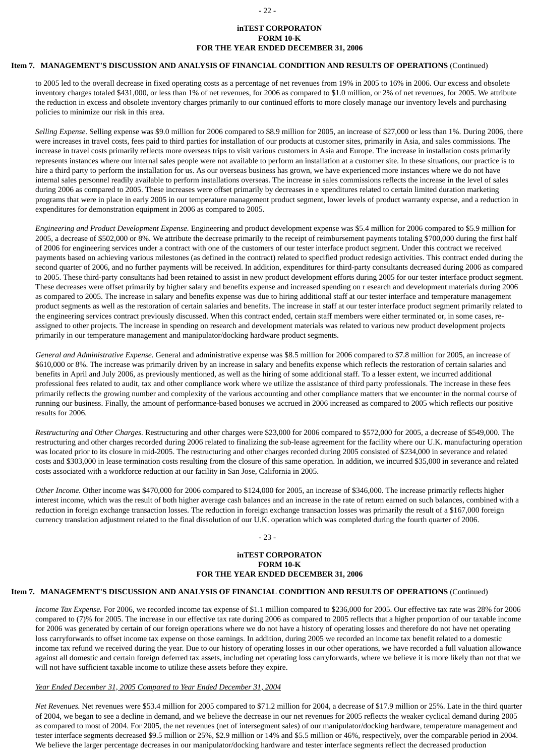to 2005 led to the overall decrease in fixed operating costs as a percentage of net revenues from 19% in 2005 to 16% in 2006. Our excess and obsolete inventory charges totaled $431,000, or less than 1% of net revenues, for 2006 as compared to $1.0 million, or 2% of net revenues, for 2005. We attribute the reduction in excess and obsolete inventory charges primarily to our continued efforts to more closely manage our inventory levels and purchasing policies to minimize our risk in this area.

*Selling Expense.* Selling expense was $9.0 million for 2006 compared to $8.9 million for 2005, an increase of $27,000 or less than 1%. During 2006, there were increases in travel costs, fees paid to third parties for installation of our products at customer sites, primarily in Asia, and sales commissions. The increase in travel costs primarily reflects more overseas trips to visit various customers in Asia and Europe. The increase in installation costs primarily represents instances where our internal sales people were not available to perform an installation at a customer site. In these situations, our practice is to hire a third party to perform the installation for us. As our overseas business has grown, we have experienced more instances where we do not have internal sales personnel readily available to perform installations overseas. The increase in sales commissions reflects the increase in the level of sales during 2006 as compared to 2005. These increases were offset primarily by decreases in e xpenditures related to certain limited duration marketing programs that were in place in early 2005 in our temperature management product segment, lower levels of product warranty expense, and a reduction in expenditures for demonstration equipment in 2006 as compared to 2005.

*Engineering and Product Development Expense.* Engineering and product development expense was $5.4 million for 2006 compared to $5.9 million for 2005, a decrease of $502,000 or 8%. We attribute the decrease primarily to the receipt of reimbursement payments totaling $700,000 during the first half of 2006 for engineering services under a contract with one of the customers of our tester interface product segment. Under this contract we received payments based on achieving various milestones (as defined in the contract) related to specified product redesign activities. This contract ended during the second quarter of 2006, and no further payments will be received. In addition, expenditures for third-party consultants decreased during 2006 as compared to 2005. These third-party consultants had been retained to assist in new product development efforts during 2005 for our tester interface product segment. These decreases were offset primarily by higher salary and benefits expense and increased spending on r esearch and development materials during 2006 as compared to 2005. The increase in salary and benefits expense was due to hiring additional staff at our tester interface and temperature management product segments as well as the restoration of certain salaries and benefits. The increase in staff at our tester interface product segment primarily related to the engineering services contract previously discussed. When this contract ended, certain staff members were either terminated or, in some cases, re-assigned to other projects. The increase in spending on research and development materials was related to various new product development projects primarily in our temperature management and manipulator/docking hardware product segments.

*General and Administrative Expense.* General and administrative expense was $8.5 million for 2006 compared to $7.8 million for 2005, an increase of $610,000 or 8%. The increase was primarily driven by an increase in salary and benefits expense which reflects the restoration of certain salaries and benefits in April and July 2006, as previously mentioned, as well as the hiring of some additional staff. To a lesser extent, we incurred additional professional fees related to audit, tax and other compliance work where we utilize the assistance of third party professionals. The increase in these fees primarily reflects the growing number and complexity of the various accounting and other compliance matters that we encounter in the normal course of running our business. Finally, the amount of performance-based bonuses we accrued in 2006 increased as compared to 2005 which reflects our positive results for 2006.

*Restructuring and Other Charges.* Restructuring and other charges were $23,000 for 2006 compared to $572,000 for 2005, a decrease of $549,000. The restructuring and other charges recorded during 2006 related to finalizing the sub-lease agreement for the facility where our U.K. manufacturing operation was located prior to its closure in mid-2005. The restructuring and other charges recorded during 2005 consisted of $234,000 in severance and related costs and $303,000 in lease termination costs resulting from the closure of this same operation. In addition, we incurred $35,000 in severance and related costs associated with a workforce reduction at our facility in San Jose, California in 2005.

*Other Income.* Other income was $470,000 for 2006 compared to $124,000 for 2005, an increase of $346,000. The increase primarily reflects higher interest income, which was the result of both higher average cash balances and an increase in the rate of return earned on such balances, combined with a reduction in foreign exchange transaction losses. The reduction in foreign exchange transaction losses was primarily the result of a $167,000 foreign currency translation adjustment related to the final dissolution of our U.K. operation which was completed during the fourth quarter of 2006.

*Income Tax Expense.* For 2006, we recorded income tax expense of $1.1 million compared to $236,000 for 2005. Our effective tax rate was 28% for 2006 compared to (7)% for 2005. The increase in our effective tax rate during 2006 as compared to 2005 reflects that a higher proportion of our taxable income for 2006 was generated by certain of our foreign operations where we do not have a history of operating losses and therefore do not have net operating loss carryforwards to offset income tax expense on those earnings. In addition, during 2005 we recorded an income tax benefit related to a domestic income tax refund we received during the year. Due to our history of operating losses in our other operations, we have recorded a full valuation allowance against all domestic and certain foreign deferred tax assets, including net operating loss carryforwards, where we believe it is more likely than not that we will not have sufficient taxable income to utilize these assets before they expire.

*Year Ended December 31, 2005 Compared to Year Ended December 31, 2004*

*Net Revenues.* Net revenues were $53.4 million for 2005 compared to $71.2 million for 2004, a decrease of $17.9 million or 25%. Late in the third quarter of 2004, we began to see a decline in demand, and we believe the decrease in our net revenues for 2005 reflects the weaker cyclical demand during 2005 as compared to most of 2004. For 2005, the net revenues (net of intersegment sales) of our manipulator/docking hardware, temperature management and tester interface segments decreased $9.5 million or 25%, $2.9 million or 14% and $5.5 million or 46%, respectively, over the comparable period in 2004. We believe the larger percentage decreases in our manipulator/docking hardware and tester interface segments reflect the decreased production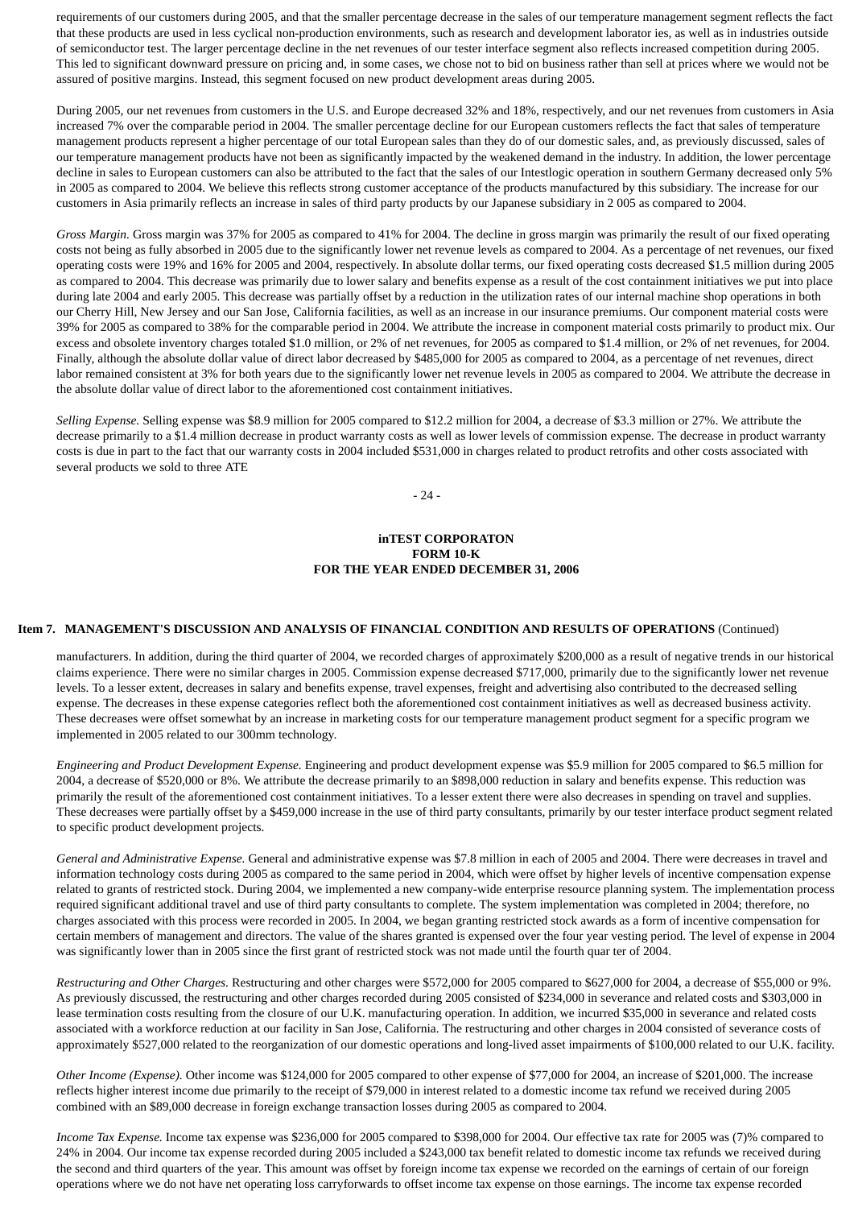requirements of our customers during 2005, and that the smaller percentage decrease in the sales of our temperature management segment reflects the fact that these products are used in less cyclical non-production environments, such as research and development laborator ies, as well as in industries outside of semiconductor test. The larger percentage decline in the net revenues of our tester interface segment also reflects increased competition during 2005. This led to significant downward pressure on pricing and, in some cases, we chose not to bid on business rather than sell at prices where we would not be assured of positive margins. Instead, this segment focused on new product development areas during 2005.

During 2005, our net revenues from customers in the U.S. and Europe decreased 32% and 18%, respectively, and our net revenues from customers in Asia increased 7% over the comparable period in 2004. The smaller percentage decline for our European customers reflects the fact that sales of temperature management products represent a higher percentage of our total European sales than they do of our domestic sales, and, as previously discussed, sales of our temperature management products have not been as significantly impacted by the weakened demand in the industry. In addition, the lower percentage decline in sales to European customers can also be attributed to the fact that the sales of our Intestlogic operation in southern Germany decreased only 5% in 2005 as compared to 2004. We believe this reflects strong customer acceptance of the products manufactured by this subsidiary. The increase for our customers in Asia primarily reflects an increase in sales of third party products by our Japanese subsidiary in 2 005 as compared to 2004.

*Gross Margin.* Gross margin was 37% for 2005 as compared to 41% for 2004. The decline in gross margin was primarily the result of our fixed operating costs not being as fully absorbed in 2005 due to the significantly lower net revenue levels as compared to 2004. As a percentage of net revenues, our fixed operating costs were 19% and 16% for 2005 and 2004, respectively. In absolute dollar terms, our fixed operating costs decreased $1.5 million during 2005 as compared to 2004. This decrease was primarily due to lower salary and benefits expense as a result of the cost containment initiatives we put into place during late 2004 and early 2005. This decrease was partially offset by a reduction in the utilization rates of our internal machine shop operations in both our Cherry Hill, New Jersey and our San Jose, California facilities, as well as an increase in our insurance premiums. Our component material costs were 39% for 2005 as compared to 38% for the comparable period in 2004. We attribute the increase in component material costs primarily to product mix. Our excess and obsolete inventory charges totaled $1.0 million, or 2% of net revenues, for 2005 as compared to $1.4 million, or 2% of net revenues, for 2004. Finally, although the absolute dollar value of direct labor decreased by $485,000 for 2005 as compared to 2004, as a percentage of net revenues, direct labor remained consistent at 3% for both years due to the significantly lower net revenue levels in 2005 as compared to 2004. We attribute the decrease in the absolute dollar value of direct labor to the aforementioned cost containment initiatives.

*Selling Expense.* Selling expense was $8.9 million for 2005 compared to $12.2 million for 2004, a decrease of $3.3 million or 27%. We attribute the decrease primarily to a $1.4 million decrease in product warranty costs as well as lower levels of commission expense. The decrease in product warranty costs is due in part to the fact that our warranty costs in 2004 included $531,000 in charges related to product retrofits and other costs associated with several products we sold to three ATE

**Item 7. MANAGEMENT'S DISCUSSION AND ANALYSIS OF FINANCIAL CONDITION AND RESULTS OF OPERATIONS** (Continued)

manufacturers. In addition, during the third quarter of 2004, we recorded charges of approximately $200,000 as a result of negative trends in our historical claims experience. There were no similar charges in 2005. Commission expense decreased $717,000, primarily due to the significantly lower net revenue levels. To a lesser extent, decreases in salary and benefits expense, travel expenses, freight and advertising also contributed to the decreased selling expense. The decreases in these expense categories reflect both the aforementioned cost containment initiatives as well as decreased business activity. These decreases were offset somewhat by an increase in marketing costs for our temperature management product segment for a specific program we implemented in 2005 related to our 300mm technology.

*Engineering and Product Development Expense.* Engineering and product development expense was $5.9 million for 2005 compared to $6.5 million for 2004, a decrease of $520,000 or 8%. We attribute the decrease primarily to an $898,000 reduction in salary and benefits expense. This reduction was primarily the result of the aforementioned cost containment initiatives. To a lesser extent there were also decreases in spending on travel and supplies. These decreases were partially offset by a $459,000 increase in the use of third party consultants, primarily by our tester interface product segment related to specific product development projects.

*General and Administrative Expense.* General and administrative expense was $7.8 million in each of 2005 and 2004. There were decreases in travel and information technology costs during 2005 as compared to the same period in 2004, which were offset by higher levels of incentive compensation expense related to grants of restricted stock. During 2004, we implemented a new company-wide enterprise resource planning system. The implementation process required significant additional travel and use of third party consultants to complete. The system implementation was completed in 2004; therefore, no charges associated with this process were recorded in 2005. In 2004, we began granting restricted stock awards as a form of incentive compensation for certain members of management and directors. The value of the shares granted is expensed over the four year vesting period. The level of expense in 2004 was significantly lower than in 2005 since the first grant of restricted stock was not made until the fourth quar ter of 2004.

*Restructuring and Other Charges.* Restructuring and other charges were $572,000 for 2005 compared to $627,000 for 2004, a decrease of $55,000 or 9%. As previously discussed, the restructuring and other charges recorded during 2005 consisted of $234,000 in severance and related costs and $303,000 in lease termination costs resulting from the closure of our U.K. manufacturing operation. In addition, we incurred $35,000 in severance and related costs associated with a workforce reduction at our facility in San Jose, California. The restructuring and other charges in 2004 consisted of severance costs of approximately $527,000 related to the reorganization of our domestic operations and long-lived asset impairments of $100,000 related to our U.K. facility.

*Other Income (Expense).* Other income was $124,000 for 2005 compared to other expense of $77,000 for 2004, an increase of $201,000. The increase reflects higher interest income due primarily to the receipt of $79,000 in interest related to a domestic income tax refund we received during 2005 combined with an $89,000 decrease in foreign exchange transaction losses during 2005 as compared to 2004.

*Income Tax Expense.* Income tax expense was $236,000 for 2005 compared to $398,000 for 2004. Our effective tax rate for 2005 was (7)% compared to 24% in 2004. Our income tax expense recorded during 2005 included a $243,000 tax benefit related to domestic income tax refunds we received during the second and third quarters of the year. This amount was offset by foreign income tax expense we recorded on the earnings of certain of our foreign operations where we do not have net operating loss carryforwards to offset income tax expense on those earnings. The income tax expense recorded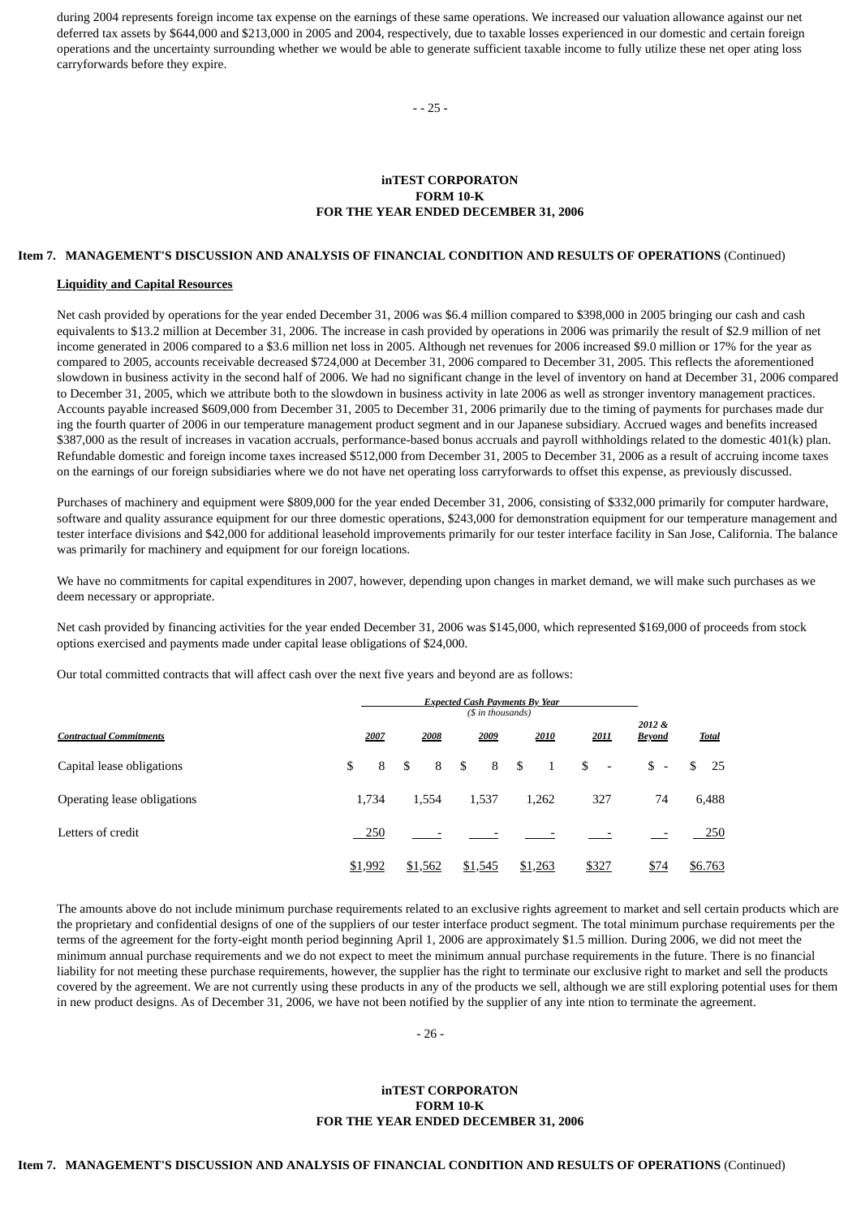during 2004 represents foreign income tax expense on the earnings of these same operations. We increased our valuation allowance against our net deferred tax assets by $644,000 and $213,000 in 2005 and 2004, respectively, due to taxable losses experienced in our domestic and certain foreign operations and the uncertainty surrounding whether we would be able to generate sufficient taxable income to fully utilize these net oper ating loss carryforwards before they expire.

**Item 7. MANAGEMENT'S DISCUSSION AND ANALYSIS OF FINANCIAL CONDITION AND RESULTS OF OPERATIONS** (Continued)

**Liquidity and Capital Resources**

Net cash provided by operations for the year ended December 31, 2006 was $6.4 million compared to $398,000 in 2005 bringing our cash and cash equivalents to $13.2 million at December 31, 2006. The increase in cash provided by operations in 2006 was primarily the result of $2.9 million of net income generated in 2006 compared to a $3.6 million net loss in 2005. Although net revenues for 2006 increased $9.0 million or 17% for the year as compared to 2005, accounts receivable decreased $724,000 at December 31, 2006 compared to December 31, 2005. This reflects the aforementioned slowdown in business activity in the second half of 2006. We had no significant change in the level of inventory on hand at December 31, 2006 compared to December 31, 2005, which we attribute both to the slowdown in business activity in late 2006 as well as stronger inventory management practices. Accounts payable increased $609,000 from December 31, 2005 to December 31, 2006 primarily due to the timing of payments for purchases made dur ing the fourth quarter of 2006 in our temperature management product segment and in our Japanese subsidiary. Accrued wages and benefits increased $387,000 as the result of increases in vacation accruals, performance-based bonus accruals and payroll withholdings related to the domestic 401(k) plan. Refundable domestic and foreign income taxes increased $512,000 from December 31, 2005 to December 31, 2006 as a result of accruing income taxes on the earnings of our foreign subsidiaries where we do not have net operating loss carryforwards to offset this expense, as previously discussed.

Purchases of machinery and equipment were $809,000 for the year ended December 31, 2006, consisting of $332,000 primarily for computer hardware, software and quality assurance equipment for our three domestic operations, $243,000 for demonstration equipment for our temperature management and tester interface divisions and $42,000 for additional leasehold improvements primarily for our tester interface facility in San Jose, California. The balance was primarily for machinery and equipment for our foreign locations.

We have no commitments for capital expenditures in 2007, however, depending upon changes in market demand, we will make such purchases as we deem necessary or appropriate.

Net cash provided by financing activities for the year ended December 31, 2006 was $145,000, which represented $169,000 of proceeds from stock options exercised and payments made under capital lease obligations of $24,000.

Our total committed contracts that will affect cash over the next five years and beyond are as follows:

| | *Expected Cash Payments By Year* ($ in thousands) | | | | | | |
|---|---|---|---|---|---|---|---|
| *Contractual Commitments* | *2007* | *2008* | *2009* | *2010* | *2011* | *2012 & Beyond* | *Total* |
| Capital lease obligations | $ 8 | $ 8 | $ 8 | $ 1 | $ - | $ - | $ 25 |
| Operating lease obligations | 1,734 | 1,554 | 1,537 | 1,262 | 327 | 74 | 6,488 |
| Letters of credit | 250 | - | - | - | - | - | 250 |
| | $1,992 | $1,562 | $1,545 | $1,263 | $327 | $74 | $6.763 |

The amounts above do not include minimum purchase requirements related to an exclusive rights agreement to market and sell certain products which are the proprietary and confidential designs of one of the suppliers of our tester interface product segment. The total minimum purchase requirements per the terms of the agreement for the forty-eight month period beginning April 1, 2006 are approximately $1.5 million. During 2006, we did not meet the minimum annual purchase requirements and we do not expect to meet the minimum annual purchase requirements in the future. There is no financial liability for not meeting these purchase requirements, however, the supplier has the right to terminate our exclusive right to market and sell the products covered by the agreement. We are not currently using these products in any of the products we sell, although we are still exploring potential uses for them in new product designs. As of December 31, 2006, we have not been notified by the supplier of any inte ntion to terminate the agreement.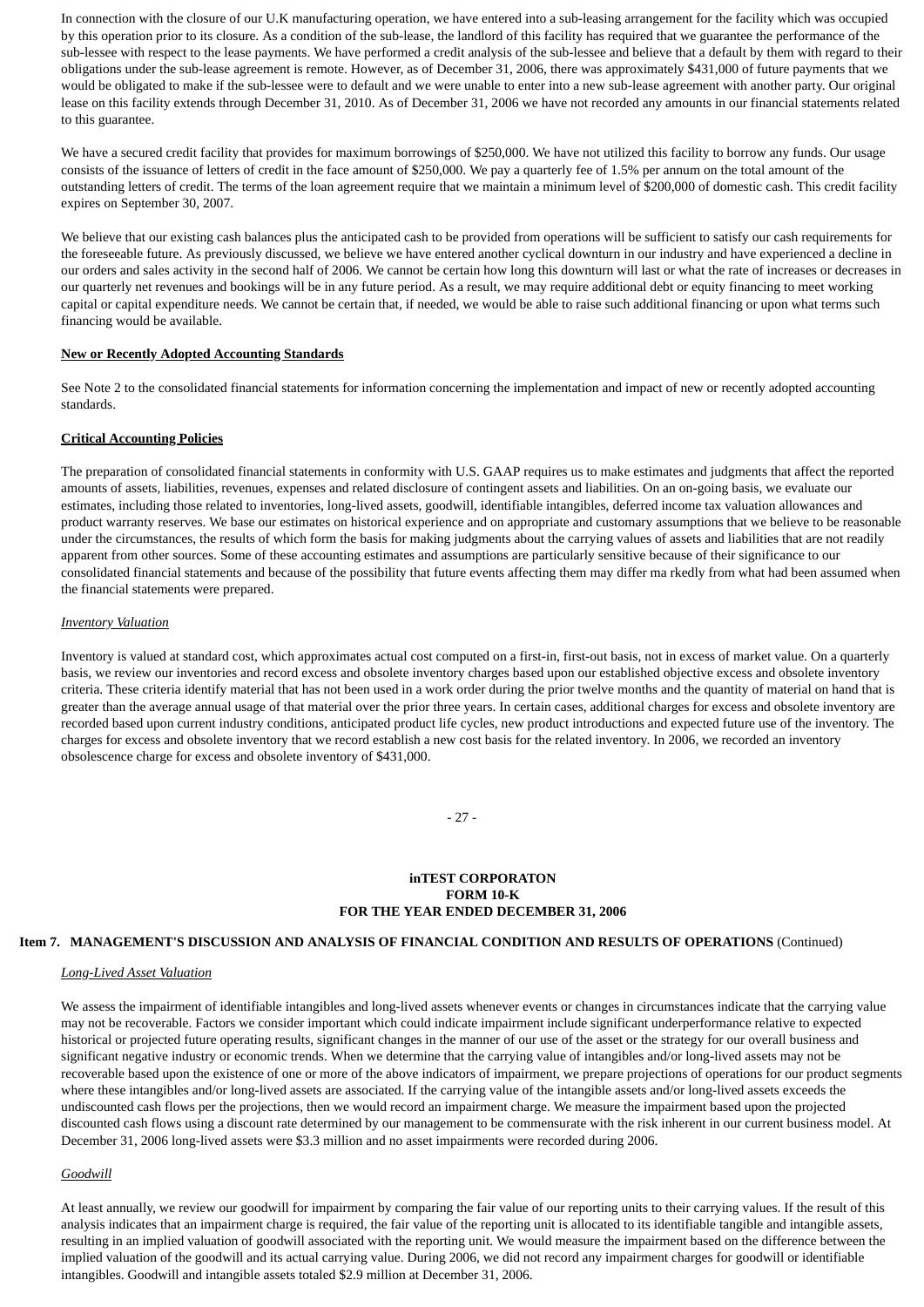In connection with the closure of our U.K manufacturing operation, we have entered into a sub-leasing arrangement for the facility which was occupied by this operation prior to its closure. As a condition of the sub-lease, the landlord of this facility has required that we guarantee the performance of the sub-lessee with respect to the lease payments. We have performed a credit analysis of the sub-lessee and believe that a default by them with regard to their obligations under the sub-lease agreement is remote. However, as of December 31, 2006, there was approximately $431,000 of future payments that we would be obligated to make if the sub-lessee were to default and we were unable to enter into a new sub-lease agreement with another party. Our original lease on this facility extends through December 31, 2010. As of December 31, 2006 we have not recorded any amounts in our financial statements related to this guarantee.

We have a secured credit facility that provides for maximum borrowings of $250,000. We have not utilized this facility to borrow any funds. Our usage consists of the issuance of letters of credit in the face amount of $250,000. We pay a quarterly fee of 1.5% per annum on the total amount of the outstanding letters of credit. The terms of the loan agreement require that we maintain a minimum level of $200,000 of domestic cash. This credit facility expires on September 30, 2007.

We believe that our existing cash balances plus the anticipated cash to be provided from operations will be sufficient to satisfy our cash requirements for the foreseeable future. As previously discussed, we believe we have entered another cyclical downturn in our industry and have experienced a decline in our orders and sales activity in the second half of 2006. We cannot be certain how long this downturn will last or what the rate of increases or decreases in our quarterly net revenues and bookings will be in any future period. As a result, we may require additional debt or equity financing to meet working capital or capital expenditure needs. We cannot be certain that, if needed, we would be able to raise such additional financing or upon what terms such financing would be available.

**New or Recently Adopted Accounting Standards**

See Note 2 to the consolidated financial statements for information concerning the implementation and impact of new or recently adopted accounting standards.

**Critical Accounting Policies**

The preparation of consolidated financial statements in conformity with U.S. GAAP requires us to make estimates and judgments that affect the reported amounts of assets, liabilities, revenues, expenses and related disclosure of contingent assets and liabilities. On an on-going basis, we evaluate our estimates, including those related to inventories, long-lived assets, goodwill, identifiable intangibles, deferred income tax valuation allowances and product warranty reserves. We base our estimates on historical experience and on appropriate and customary assumptions that we believe to be reasonable under the circumstances, the results of which form the basis for making judgments about the carrying values of assets and liabilities that are not readily apparent from other sources. Some of these accounting estimates and assumptions are particularly sensitive because of their significance to our consolidated financial statements and because of the possibility that future events affecting them may differ ma rkedly from what had been assumed when the financial statements were prepared.

*Inventory Valuation*

Inventory is valued at standard cost, which approximates actual cost computed on a first-in, first-out basis, not in excess of market value. On a quarterly basis, we review our inventories and record excess and obsolete inventory charges based upon our established objective excess and obsolete inventory criteria. These criteria identify material that has not been used in a work order during the prior twelve months and the quantity of material on hand that is greater than the average annual usage of that material over the prior three years. In certain cases, additional charges for excess and obsolete inventory are recorded based upon current industry conditions, anticipated product life cycles, new product introductions and expected future use of the inventory. The charges for excess and obsolete inventory that we record establish a new cost basis for the related inventory. In 2006, we recorded an inventory obsolescence charge for excess and obsolete inventory of $431,000.

**Item 7. MANAGEMENT'S DISCUSSION AND ANALYSIS OF FINANCIAL CONDITION AND RESULTS OF OPERATIONS** (Continued)

*Long-Lived Asset Valuation*

We assess the impairment of identifiable intangibles and long-lived assets whenever events or changes in circumstances indicate that the carrying value may not be recoverable. Factors we consider important which could indicate impairment include significant underperformance relative to expected historical or projected future operating results, significant changes in the manner of our use of the asset or the strategy for our overall business and significant negative industry or economic trends. When we determine that the carrying value of intangibles and/or long-lived assets may not be recoverable based upon the existence of one or more of the above indicators of impairment, we prepare projections of operations for our product segments where these intangibles and/or long-lived assets are associated. If the carrying value of the intangible assets and/or long-lived assets exceeds the undiscounted cash flows per the projections, then we would record an impairment charge. We measure the impairment based upon the projected discounted cash flows using a discount rate determined by our management to be commensurate with the risk inherent in our current business model. At December 31, 2006 long-lived assets were $3.3 million and no asset impairments were recorded during 2006.

*Goodwill*

At least annually, we review our goodwill for impairment by comparing the fair value of our reporting units to their carrying values. If the result of this analysis indicates that an impairment charge is required, the fair value of the reporting unit is allocated to its identifiable tangible and intangible assets, resulting in an implied valuation of goodwill associated with the reporting unit. We would measure the impairment based on the difference between the implied valuation of the goodwill and its actual carrying value. During 2006, we did not record any impairment charges for goodwill or identifiable intangibles. Goodwill and intangible assets totaled $2.9 million at December 31, 2006.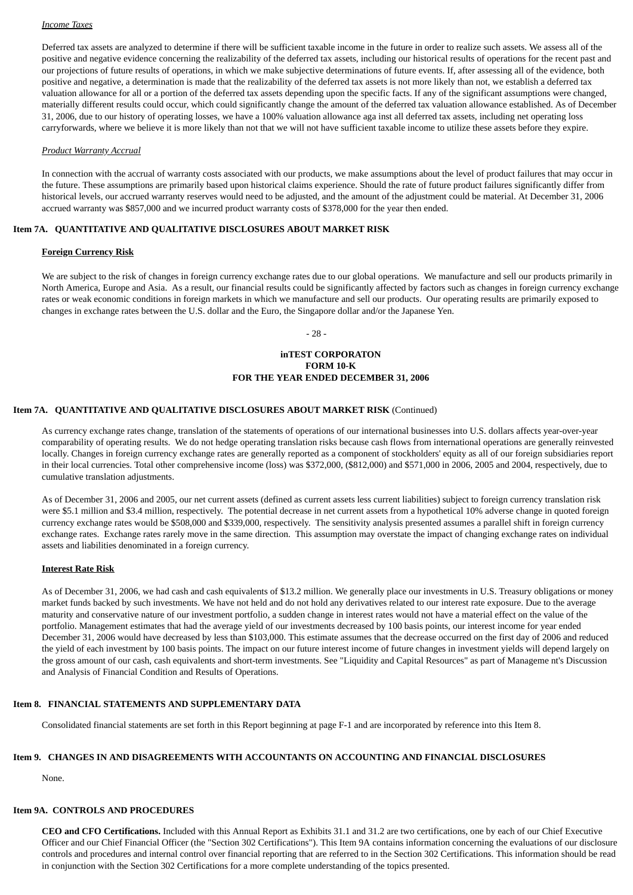*Income Taxes*

Deferred tax assets are analyzed to determine if there will be sufficient taxable income in the future in order to realize such assets. We assess all of the positive and negative evidence concerning the realizability of the deferred tax assets, including our historical results of operations for the recent past and our projections of future results of operations, in which we make subjective determinations of future events. If, after assessing all of the evidence, both positive and negative, a determination is made that the realizability of the deferred tax assets is not more likely than not, we establish a deferred tax valuation allowance for all or a portion of the deferred tax assets depending upon the specific facts. If any of the significant assumptions were changed, materially different results could occur, which could significantly change the amount of the deferred tax valuation allowance established. As of December 31, 2006, due to our history of operating losses, we have a 100% valuation allowance aga inst all deferred tax assets, including net operating loss carryforwards, where we believe it is more likely than not that we will not have sufficient taxable income to utilize these assets before they expire.

*Product Warranty Accrual*

In connection with the accrual of warranty costs associated with our products, we make assumptions about the level of product failures that may occur in the future. These assumptions are primarily based upon historical claims experience. Should the rate of future product failures significantly differ from historical levels, our accrued warranty reserves would need to be adjusted, and the amount of the adjustment could be material. At December 31, 2006 accrued warranty was $857,000 and we incurred product warranty costs of $378,000 for the year then ended.

## Item 7A. QUANTITATIVE AND QUALITATIVE DISCLOSURES ABOUT MARKET RISK

**Foreign Currency Risk**

We are subject to the risk of changes in foreign currency exchange rates due to our global operations. We manufacture and sell our products primarily in North America, Europe and Asia. As a result, our financial results could be significantly affected by factors such as changes in foreign currency exchange rates or weak economic conditions in foreign markets in which we manufacture and sell our products. Our operating results are primarily exposed to changes in exchange rates between the U.S. dollar and the Euro, the Singapore dollar and/or the Japanese Yen.

## Item 7A. QUANTITATIVE AND QUALITATIVE DISCLOSURES ABOUT MARKET RISK (Continued)

As currency exchange rates change, translation of the statements of operations of our international businesses into U.S. dollars affects year-over-year comparability of operating results. We do not hedge operating translation risks because cash flows from international operations are generally reinvested locally. Changes in foreign currency exchange rates are generally reported as a component of stockholders' equity as all of our foreign subsidiaries report in their local currencies. Total other comprehensive income (loss) was $372,000, ($812,000) and $571,000 in 2006, 2005 and 2004, respectively, due to cumulative translation adjustments.

As of December 31, 2006 and 2005, our net current assets (defined as current assets less current liabilities) subject to foreign currency translation risk were $5.1 million and $3.4 million, respectively. The potential decrease in net current assets from a hypothetical 10% adverse change in quoted foreign currency exchange rates would be $508,000 and $339,000, respectively. The sensitivity analysis presented assumes a parallel shift in foreign currency exchange rates. Exchange rates rarely move in the same direction. This assumption may overstate the impact of changing exchange rates on individual assets and liabilities denominated in a foreign currency.

**Interest Rate Risk**

As of December 31, 2006, we had cash and cash equivalents of $13.2 million. We generally place our investments in U.S. Treasury obligations or money market funds backed by such investments. We have not held and do not hold any derivatives related to our interest rate exposure. Due to the average maturity and conservative nature of our investment portfolio, a sudden change in interest rates would not have a material effect on the value of the portfolio. Management estimates that had the average yield of our investments decreased by 100 basis points, our interest income for year ended December 31, 2006 would have decreased by less than $103,000. This estimate assumes that the decrease occurred on the first day of 2006 and reduced the yield of each investment by 100 basis points. The impact on our future interest income of future changes in investment yields will depend largely on the gross amount of our cash, cash equivalents and short-term investments. See "Liquidity and Capital Resources" as part of Manageme nt's Discussion and Analysis of Financial Condition and Results of Operations.

## Item 8. FINANCIAL STATEMENTS AND SUPPLEMENTARY DATA

Consolidated financial statements are set forth in this Report beginning at page F-1 and are incorporated by reference into this Item 8.

## Item 9. CHANGES IN AND DISAGREEMENTS WITH ACCOUNTANTS ON ACCOUNTING AND FINANCIAL DISCLOSURES

None.

## Item 9A. CONTROLS AND PROCEDURES

**CEO and CFO Certifications.** Included with this Annual Report as Exhibits 31.1 and 31.2 are two certifications, one by each of our Chief Executive Officer and our Chief Financial Officer (the "Section 302 Certifications"). This Item 9A contains information concerning the evaluations of our disclosure controls and procedures and internal control over financial reporting that are referred to in the Section 302 Certifications. This information should be read in conjunction with the Section 302 Certifications for a more complete understanding of the topics presented.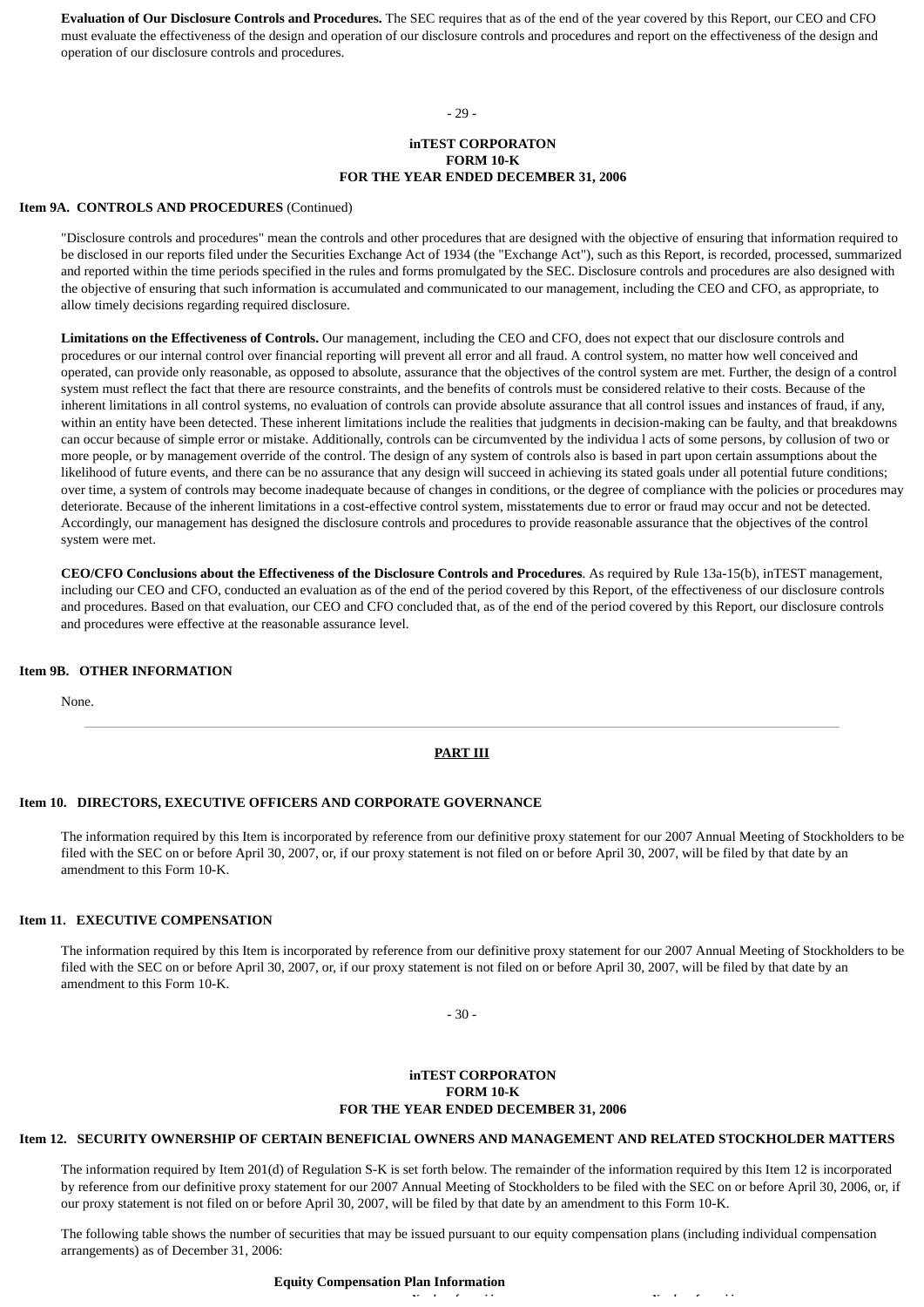**Evaluation of Our Disclosure Controls and Procedures.** The SEC requires that as of the end of the year covered by this Report, our CEO and CFO must evaluate the effectiveness of the design and operation of our disclosure controls and procedures and report on the effectiveness of the design and operation of our disclosure controls and procedures.

**Item 9A. CONTROLS AND PROCEDURES** (Continued)

"Disclosure controls and procedures" mean the controls and other procedures that are designed with the objective of ensuring that information required to be disclosed in our reports filed under the Securities Exchange Act of 1934 (the "Exchange Act"), such as this Report, is recorded, processed, summarized and reported within the time periods specified in the rules and forms promulgated by the SEC. Disclosure controls and procedures are also designed with the objective of ensuring that such information is accumulated and communicated to our management, including the CEO and CFO, as appropriate, to allow timely decisions regarding required disclosure.

**Limitations on the Effectiveness of Controls.** Our management, including the CEO and CFO, does not expect that our disclosure controls and procedures or our internal control over financial reporting will prevent all error and all fraud. A control system, no matter how well conceived and operated, can provide only reasonable, as opposed to absolute, assurance that the objectives of the control system are met. Further, the design of a control system must reflect the fact that there are resource constraints, and the benefits of controls must be considered relative to their costs. Because of the inherent limitations in all control systems, no evaluation of controls can provide absolute assurance that all control issues and instances of fraud, if any, within an entity have been detected. These inherent limitations include the realities that judgments in decision-making can be faulty, and that breakdowns can occur because of simple error or mistake. Additionally, controls can be circumvented by the individua l acts of some persons, by collusion of two or more people, or by management override of the control. The design of any system of controls also is based in part upon certain assumptions about the likelihood of future events, and there can be no assurance that any design will succeed in achieving its stated goals under all potential future conditions; over time, a system of controls may become inadequate because of changes in conditions, or the degree of compliance with the policies or procedures may deteriorate. Because of the inherent limitations in a cost-effective control system, misstatements due to error or fraud may occur and not be detected. Accordingly, our management has designed the disclosure controls and procedures to provide reasonable assurance that the objectives of the control system were met.

**CEO/CFO Conclusions about the Effectiveness of the Disclosure Controls and Procedures**. As required by Rule 13a-15(b), inTEST management, including our CEO and CFO, conducted an evaluation as of the end of the period covered by this Report, of the effectiveness of our disclosure controls and procedures. Based on that evaluation, our CEO and CFO concluded that, as of the end of the period covered by this Report, our disclosure controls and procedures were effective at the reasonable assurance level.

**Item 9B. OTHER INFORMATION**

None.

---

## PART III

**Item 10. DIRECTORS, EXECUTIVE OFFICERS AND CORPORATE GOVERNANCE**

The information required by this Item is incorporated by reference from our definitive proxy statement for our 2007 Annual Meeting of Stockholders to be filed with the SEC on or before April 30, 2007, or, if our proxy statement is not filed on or before April 30, 2007, will be filed by that date by an amendment to this Form 10-K.

**Item 11. EXECUTIVE COMPENSATION**

The information required by this Item is incorporated by reference from our definitive proxy statement for our 2007 Annual Meeting of Stockholders to be filed with the SEC on or before April 30, 2007, or, if our proxy statement is not filed on or before April 30, 2007, will be filed by that date by an amendment to this Form 10-K.

**Item 12. SECURITY OWNERSHIP OF CERTAIN BENEFICIAL OWNERS AND MANAGEMENT AND RELATED STOCKHOLDER MATTERS**

The information required by Item 201(d) of Regulation S-K is set forth below. The remainder of the information required by this Item 12 is incorporated by reference from our definitive proxy statement for our 2007 Annual Meeting of Stockholders to be filed with the SEC on or before April 30, 2006, or, if our proxy statement is not filed on or before April 30, 2007, will be filed by that date by an amendment to this Form 10-K.

The following table shows the number of securities that may be issued pursuant to our equity compensation plans (including individual compensation arrangements) as of December 31, 2006:

**Equity Compensation Plan Information**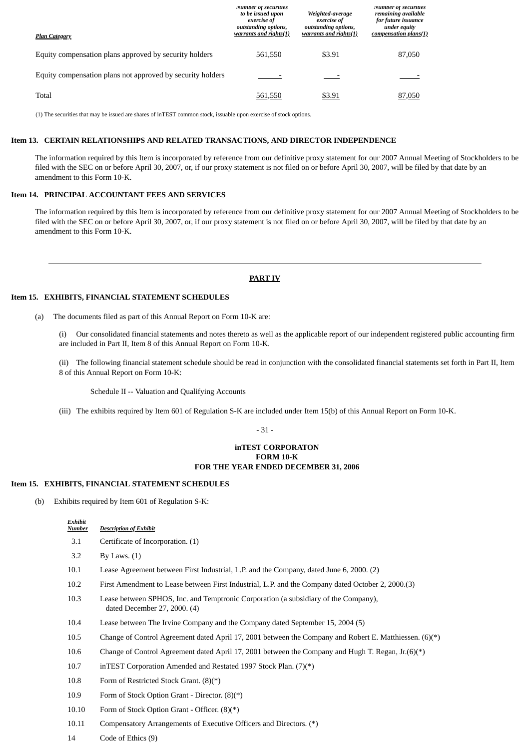| *Plan Category* | *Number of securities to be issued upon exercise of outstanding options, warrants and rights(1)* | *Weighted-average exercise of outstanding options, warrants and rights(1)* | *Number of securities remaining available for future issuance under equity compensation plans(1)* |
|---|---|---|---|
| Equity compensation plans approved by security holders | 561,550 | $3.91 | 87,050 |
| Equity compensation plans not approved by security holders | - | - | - |
| Total | 561,550 | $3.91 | 87,050 |

(1) The securities that may be issued are shares of inTEST common stock, issuable upon exercise of stock options.

### Item 13. CERTAIN RELATIONSHIPS AND RELATED TRANSACTIONS, AND DIRECTOR INDEPENDENCE

The information required by this Item is incorporated by reference from our definitive proxy statement for our 2007 Annual Meeting of Stockholders to be filed with the SEC on or before April 30, 2007, or, if our proxy statement is not filed on or before April 30, 2007, will be filed by that date by an amendment to this Form 10-K.

### Item 14. PRINCIPAL ACCOUNTANT FEES AND SERVICES

The information required by this Item is incorporated by reference from our definitive proxy statement for our 2007 Annual Meeting of Stockholders to be filed with the SEC on or before April 30, 2007, or, if our proxy statement is not filed on or before April 30, 2007, will be filed by that date by an amendment to this Form 10-K.

---

## PART IV

### Item 15. EXHIBITS, FINANCIAL STATEMENT SCHEDULES

(a) The documents filed as part of this Annual Report on Form 10-K are:

(i) Our consolidated financial statements and notes thereto as well as the applicable report of our independent registered public accounting firm are included in Part II, Item 8 of this Annual Report on Form 10-K.

(ii) The following financial statement schedule should be read in conjunction with the consolidated financial statements set forth in Part II, Item 8 of this Annual Report on Form 10-K:

Schedule II -- Valuation and Qualifying Accounts

(iii) The exhibits required by Item 601 of Regulation S-K are included under Item 15(b) of this Annual Report on Form 10-K.

**inTEST CORPORATON**
**FORM 10-K**
**FOR THE YEAR ENDED DECEMBER 31, 2006**

### Item 15. EXHIBITS, FINANCIAL STATEMENT SCHEDULES

(b) Exhibits required by Item 601 of Regulation S-K:

| *Exhibit Number* | *Description of Exhibit* |
|---|---|
| 3.1 | Certificate of Incorporation. (1) |
| 3.2 | By Laws. (1) |
| 10.1 | Lease Agreement between First Industrial, L.P. and the Company, dated June 6, 2000. (2) |
| 10.2 | First Amendment to Lease between First Industrial, L.P. and the Company dated October 2, 2000.(3) |
| 10.3 | Lease between SPHOS, Inc. and Temptronic Corporation (a subsidiary of the Company), dated December 27, 2000. (4) |
| 10.4 | Lease between The Irvine Company and the Company dated September 15, 2004 (5) |
| 10.5 | Change of Control Agreement dated April 17, 2001 between the Company and Robert E. Matthiessen. (6)(*) |
| 10.6 | Change of Control Agreement dated April 17, 2001 between the Company and Hugh T. Regan, Jr.(6)(*) |
| 10.7 | inTEST Corporation Amended and Restated 1997 Stock Plan. (7)(*) |
| 10.8 | Form of Restricted Stock Grant. (8)(*) |
| 10.9 | Form of Stock Option Grant - Director. (8)(*) |
| 10.10 | Form of Stock Option Grant - Officer. (8)(*) |
| 10.11 | Compensatory Arrangements of Executive Officers and Directors. (*) |
| 14 | Code of Ethics (9) |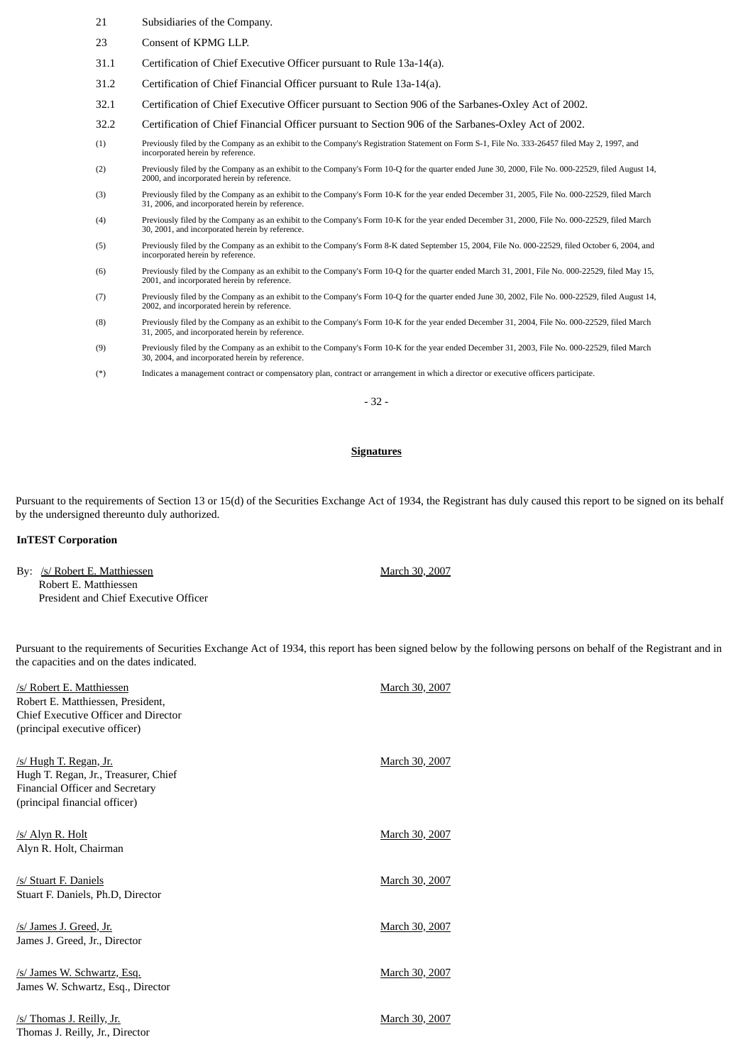| | |
|---|---|
| 21 | Subsidiaries of the Company. |
| 23 | Consent of KPMG LLP. |
| 31.1 | Certification of Chief Executive Officer pursuant to Rule 13a-14(a). |
| 31.2 | Certification of Chief Financial Officer pursuant to Rule 13a-14(a). |
| 32.1 | Certification of Chief Executive Officer pursuant to Section 906 of the Sarbanes-Oxley Act of 2002. |
| 32.2 | Certification of Chief Financial Officer pursuant to Section 906 of the Sarbanes-Oxley Act of 2002. |
| (1) | Previously filed by the Company as an exhibit to the Company's Registration Statement on Form S-1, File No. 333-26457 filed May 2, 1997, and incorporated herein by reference. |
| (2) | Previously filed by the Company as an exhibit to the Company's Form 10-Q for the quarter ended June 30, 2000, File No. 000-22529, filed August 14, 2000, and incorporated herein by reference. |
| (3) | Previously filed by the Company as an exhibit to the Company's Form 10-K for the year ended December 31, 2005, File No. 000-22529, filed March 31, 2006, and incorporated herein by reference. |
| (4) | Previously filed by the Company as an exhibit to the Company's Form 10-K for the year ended December 31, 2000, File No. 000-22529, filed March 30, 2001, and incorporated herein by reference. |
| (5) | Previously filed by the Company as an exhibit to the Company's Form 8-K dated September 15, 2004, File No. 000-22529, filed October 6, 2004, and incorporated herein by reference. |
| (6) | Previously filed by the Company as an exhibit to the Company's Form 10-Q for the quarter ended March 31, 2001, File No. 000-22529, filed May 15, 2001, and incorporated herein by reference. |
| (7) | Previously filed by the Company as an exhibit to the Company's Form 10-Q for the quarter ended June 30, 2002, File No. 000-22529, filed August 14, 2002, and incorporated herein by reference. |
| (8) | Previously filed by the Company as an exhibit to the Company's Form 10-K for the year ended December 31, 2004, File No. 000-22529, filed March 31, 2005, and incorporated herein by reference. |
| (9) | Previously filed by the Company as an exhibit to the Company's Form 10-K for the year ended December 31, 2003, File No. 000-22529, filed March 30, 2004, and incorporated herein by reference. |
| (*) | Indicates a management contract or compensatory plan, contract or arrangement in which a director or executive officers participate. |

## Signatures

Pursuant to the requirements of Section 13 or 15(d) of the Securities Exchange Act of 1934, the Registrant has duly caused this report to be signed on its behalf by the undersigned thereunto duly authorized.

**InTEST Corporation**

| | |
|---|---|
| By: /s/ Robert E. Matthiessen<br>Robert E. Matthiessen<br>President and Chief Executive Officer | March 30, 2007 |

Pursuant to the requirements of Securities Exchange Act of 1934, this report has been signed below by the following persons on behalf of the Registrant and in the capacities and on the dates indicated.

| | |
|---|---|
| /s/ Robert E. Matthiessen<br>Robert E. Matthiessen, President,<br>Chief Executive Officer and Director<br>(principal executive officer) | March 30, 2007 |
| /s/ Hugh T. Regan, Jr.<br>Hugh T. Regan, Jr., Treasurer, Chief<br>Financial Officer and Secretary<br>(principal financial officer) | March 30, 2007 |
| /s/ Alyn R. Holt<br>Alyn R. Holt, Chairman | March 30, 2007 |
| /s/ Stuart F. Daniels<br>Stuart F. Daniels, Ph.D, Director | March 30, 2007 |
| /s/ James J. Greed, Jr.<br>James J. Greed, Jr., Director | March 30, 2007 |
| /s/ James W. Schwartz, Esq.<br>James W. Schwartz, Esq., Director | March 30, 2007 |
| /s/ Thomas J. Reilly, Jr.<br>Thomas J. Reilly, Jr., Director | March 30, 2007 |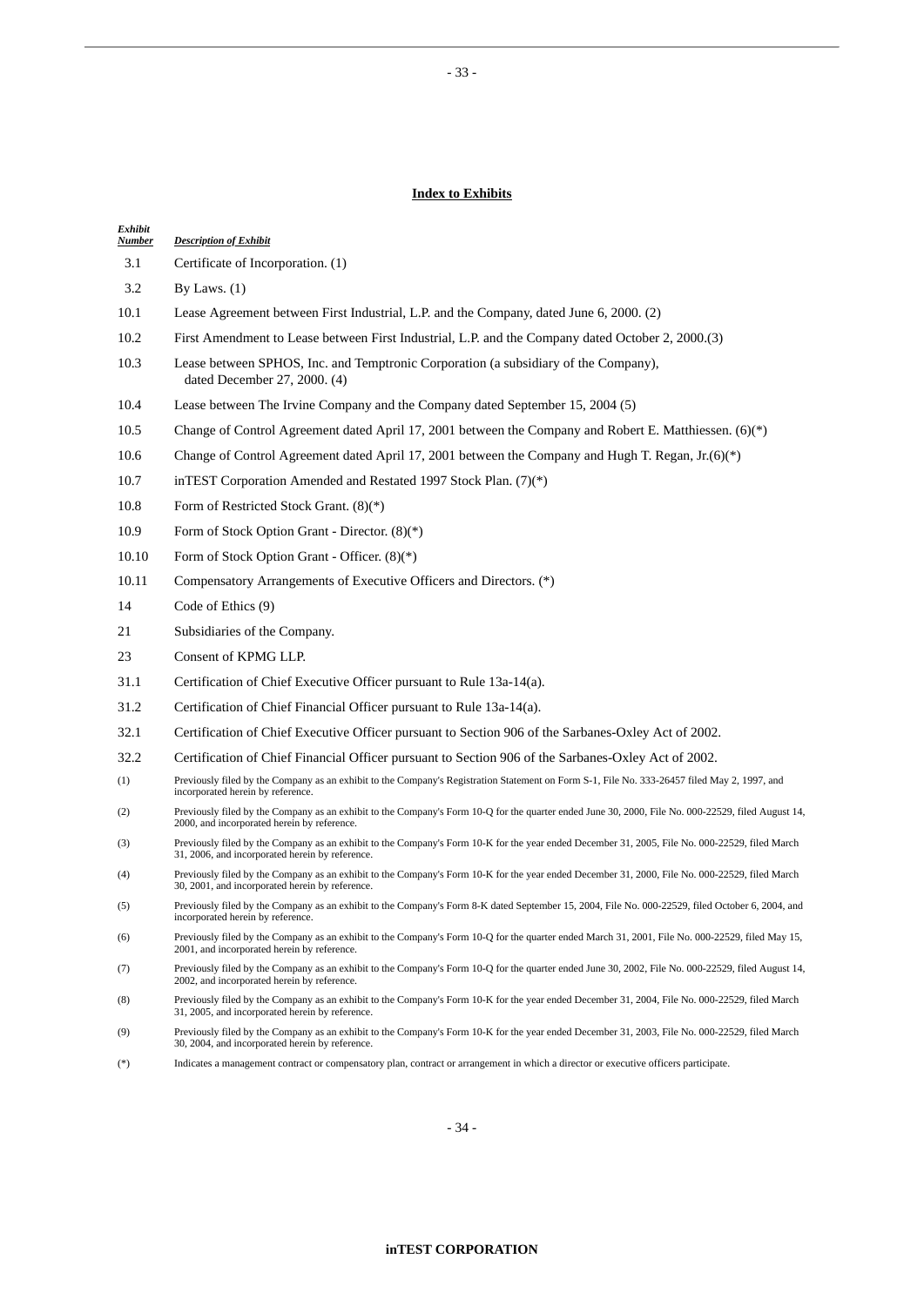## Index to Exhibits

| *Exhibit Number* | *Description of Exhibit* |
|---|---|
| 3.1 | Certificate of Incorporation. (1) |
| 3.2 | By Laws. (1) |
| 10.1 | Lease Agreement between First Industrial, L.P. and the Company, dated June 6, 2000. (2) |
| 10.2 | First Amendment to Lease between First Industrial, L.P. and the Company dated October 2, 2000.(3) |
| 10.3 | Lease between SPHOS, Inc. and Temptronic Corporation (a subsidiary of the Company), dated December 27, 2000. (4) |
| 10.4 | Lease between The Irvine Company and the Company dated September 15, 2004 (5) |
| 10.5 | Change of Control Agreement dated April 17, 2001 between the Company and Robert E. Matthiessen. (6)(*) |
| 10.6 | Change of Control Agreement dated April 17, 2001 between the Company and Hugh T. Regan, Jr.(6)(*) |
| 10.7 | inTEST Corporation Amended and Restated 1997 Stock Plan. (7)(*) |
| 10.8 | Form of Restricted Stock Grant. (8)(*) |
| 10.9 | Form of Stock Option Grant - Director. (8)(*) |
| 10.10 | Form of Stock Option Grant - Officer. (8)(*) |
| 10.11 | Compensatory Arrangements of Executive Officers and Directors. (*) |
| 14 | Code of Ethics (9) |
| 21 | Subsidiaries of the Company. |
| 23 | Consent of KPMG LLP. |
| 31.1 | Certification of Chief Executive Officer pursuant to Rule 13a-14(a). |
| 31.2 | Certification of Chief Financial Officer pursuant to Rule 13a-14(a). |
| 32.1 | Certification of Chief Executive Officer pursuant to Section 906 of the Sarbanes-Oxley Act of 2002. |
| 32.2 | Certification of Chief Financial Officer pursuant to Section 906 of the Sarbanes-Oxley Act of 2002. |

(1) Previously filed by the Company as an exhibit to the Company's Registration Statement on Form S-1, File No. 333-26457 filed May 2, 1997, and incorporated herein by reference.

(2) Previously filed by the Company as an exhibit to the Company's Form 10-Q for the quarter ended June 30, 2000, File No. 000-22529, filed August 14, 2000, and incorporated herein by reference.

(3) Previously filed by the Company as an exhibit to the Company's Form 10-K for the year ended December 31, 2005, File No. 000-22529, filed March 31, 2006, and incorporated herein by reference.

(4) Previously filed by the Company as an exhibit to the Company's Form 10-K for the year ended December 31, 2000, File No. 000-22529, filed March 30, 2001, and incorporated herein by reference.

(5) Previously filed by the Company as an exhibit to the Company's Form 8-K dated September 15, 2004, File No. 000-22529, filed October 6, 2004, and incorporated herein by reference.

(6) Previously filed by the Company as an exhibit to the Company's Form 10-Q for the quarter ended March 31, 2001, File No. 000-22529, filed May 15, 2001, and incorporated herein by reference.

(7) Previously filed by the Company as an exhibit to the Company's Form 10-Q for the quarter ended June 30, 2002, File No. 000-22529, filed August 14, 2002, and incorporated herein by reference.

(8) Previously filed by the Company as an exhibit to the Company's Form 10-K for the year ended December 31, 2004, File No. 000-22529, filed March 31, 2005, and incorporated herein by reference.

(9) Previously filed by the Company as an exhibit to the Company's Form 10-K for the year ended December 31, 2003, File No. 000-22529, filed March 30, 2004, and incorporated herein by reference.

(*) Indicates a management contract or compensatory plan, contract or arrangement in which a director or executive officers participate.

**inTEST CORPORATION**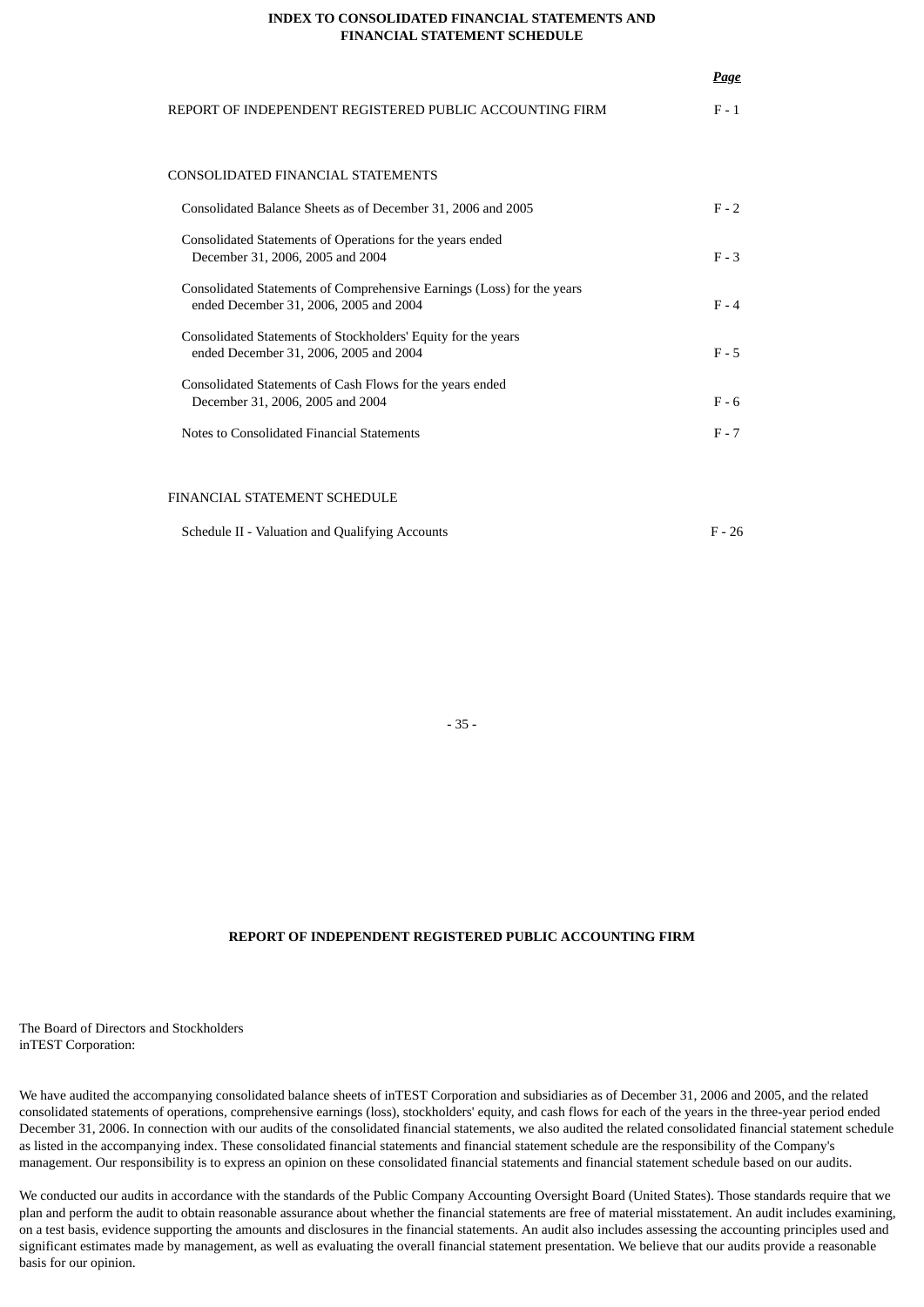# INDEX TO CONSOLIDATED FINANCIAL STATEMENTS AND FINANCIAL STATEMENT SCHEDULE

| | ***Page*** |
|---|---|
| REPORT OF INDEPENDENT REGISTERED PUBLIC ACCOUNTING FIRM | F - 1 |
| | |
| CONSOLIDATED FINANCIAL STATEMENTS | |
| Consolidated Balance Sheets as of December 31, 2006 and 2005 | F - 2 |
| Consolidated Statements of Operations for the years ended December 31, 2006, 2005 and 2004 | F - 3 |
| Consolidated Statements of Comprehensive Earnings (Loss) for the years ended December 31, 2006, 2005 and 2004 | F - 4 |
| Consolidated Statements of Stockholders' Equity for the years ended December 31, 2006, 2005 and 2004 | F - 5 |
| Consolidated Statements of Cash Flows for the years ended December 31, 2006, 2005 and 2004 | F - 6 |
| Notes to Consolidated Financial Statements | F - 7 |
| | |
| FINANCIAL STATEMENT SCHEDULE | |
| Schedule II - Valuation and Qualifying Accounts | F - 26 |

# REPORT OF INDEPENDENT REGISTERED PUBLIC ACCOUNTING FIRM

The Board of Directors and Stockholders
inTEST Corporation:

We have audited the accompanying consolidated balance sheets of inTEST Corporation and subsidiaries as of December 31, 2006 and 2005, and the related consolidated statements of operations, comprehensive earnings (loss), stockholders' equity, and cash flows for each of the years in the three-year period ended December 31, 2006. In connection with our audits of the consolidated financial statements, we also audited the related consolidated financial statement schedule as listed in the accompanying index. These consolidated financial statements and financial statement schedule are the responsibility of the Company's management. Our responsibility is to express an opinion on these consolidated financial statements and financial statement schedule based on our audits.

We conducted our audits in accordance with the standards of the Public Company Accounting Oversight Board (United States). Those standards require that we plan and perform the audit to obtain reasonable assurance about whether the financial statements are free of material misstatement. An audit includes examining, on a test basis, evidence supporting the amounts and disclosures in the financial statements. An audit also includes assessing the accounting principles used and significant estimates made by management, as well as evaluating the overall financial statement presentation. We believe that our audits provide a reasonable basis for our opinion.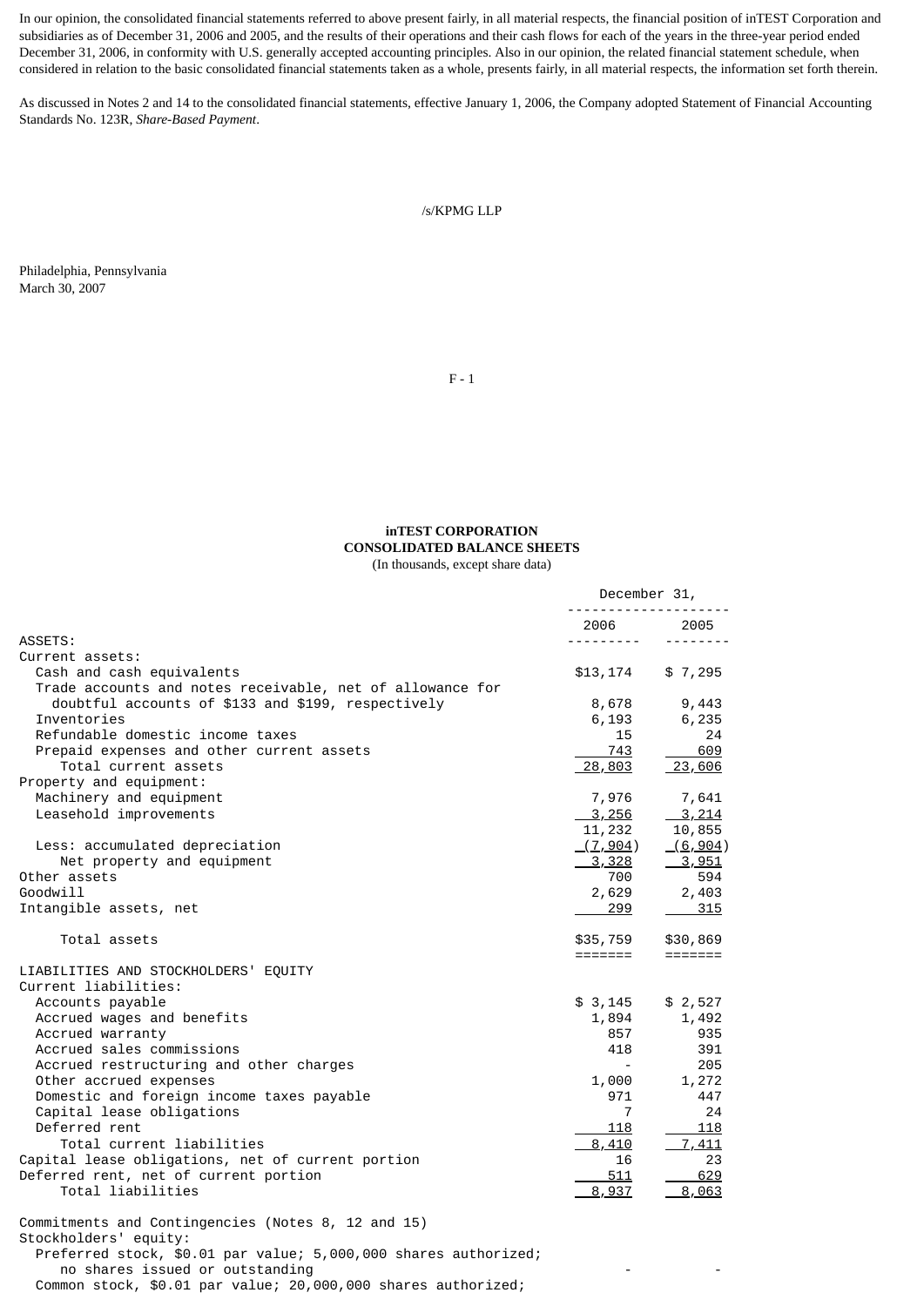In our opinion, the consolidated financial statements referred to above present fairly, in all material respects, the financial position of inTEST Corporation and subsidiaries as of December 31, 2006 and 2005, and the results of their operations and their cash flows for each of the years in the three-year period ended December 31, 2006, in conformity with U.S. generally accepted accounting principles. Also in our opinion, the related financial statement schedule, when considered in relation to the basic consolidated financial statements taken as a whole, presents fairly, in all material respects, the information set forth therein.

As discussed in Notes 2 and 14 to the consolidated financial statements, effective January 1, 2006, the Company adopted Statement of Financial Accounting Standards No. 123R, *Share-Based Payment*.

/s/KPMG LLP

Philadelphia, Pennsylvania
March 30, 2007

**inTEST CORPORATION**
**CONSOLIDATED BALANCE SHEETS**
(In thousands, except share data)

| | December 31, 2006 | December 31, 2005 |
|---|---|---|
| ASSETS: | | |
| Current assets: | | |
| Cash and cash equivalents | $13,174 | $ 7,295 |
| Trade accounts and notes receivable, net of allowance for doubtful accounts of $133 and $199, respectively | 8,678 | 9,443 |
| Inventories | 6,193 | 6,235 |
| Refundable domestic income taxes | 15 | 24 |
| Prepaid expenses and other current assets | 743 | 609 |
| Total current assets | 28,803 | 23,606 |
| Property and equipment: | | |
| Machinery and equipment | 7,976 | 7,641 |
| Leasehold improvements | 3,256 | 3,214 |
| | 11,232 | 10,855 |
| Less: accumulated depreciation | (7,904) | (6,904) |
| Net property and equipment | 3,328 | 3,951 |
| Other assets | 700 | 594 |
| Goodwill | 2,629 | 2,403 |
| Intangible assets, net | 299 | 315 |
| Total assets | $35,759 | $30,869 |
| LIABILITIES AND STOCKHOLDERS' EQUITY | | |
| Current liabilities: | | |
| Accounts payable | $ 3,145 | $ 2,527 |
| Accrued wages and benefits | 1,894 | 1,492 |
| Accrued warranty | 857 | 935 |
| Accrued sales commissions | 418 | 391 |
| Accrued restructuring and other charges | - | 205 |
| Other accrued expenses | 1,000 | 1,272 |
| Domestic and foreign income taxes payable | 971 | 447 |
| Capital lease obligations | 7 | 24 |
| Deferred rent | 118 | 118 |
| Total current liabilities | 8,410 | 7,411 |
| Capital lease obligations, net of current portion | 16 | 23 |
| Deferred rent, net of current portion | 511 | 629 |
| Total liabilities | 8,937 | 8,063 |
| Commitments and Contingencies (Notes 8, 12 and 15) | | |
| Stockholders' equity: | | |
| Preferred stock, $0.01 par value; 5,000,000 shares authorized; no shares issued or outstanding | - | - |
| Common stock, $0.01 par value; 20,000,000 shares authorized; | | |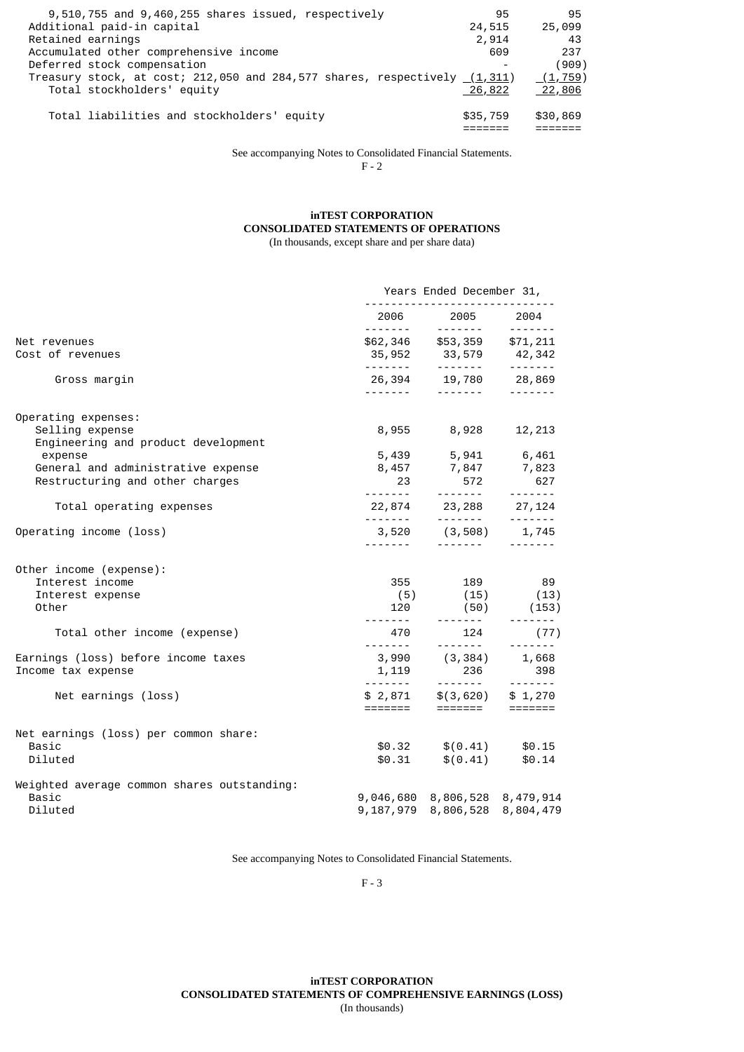| | | |
|---|---|---|
| 9,510,755 and 9,460,255 shares issued, respectively | 95 | 95 |
| Additional paid-in capital | 24,515 | 25,099 |
| Retained earnings | 2,914 | 43 |
| Accumulated other comprehensive income | 609 | 237 |
| Deferred stock compensation | - | (909) |
| Treasury stock, at cost; 212,050 and 284,577 shares, respectively | (1,311) | (1,759) |
| Total stockholders' equity | 26,822 | 22,806 |
| Total liabilities and stockholders' equity | $35,759 | $30,869 |

See accompanying Notes to Consolidated Financial Statements.

**inTEST CORPORATION**
**CONSOLIDATED STATEMENTS OF OPERATIONS**
(In thousands, except share and per share data)

| | Years Ended December 31, | | |
|---|---|---|---|
| | 2006 | 2005 | 2004 |
| Net revenues | $62,346 | $53,359 | $71,211 |
| Cost of revenues | 35,952 | 33,579 | 42,342 |
| Gross margin | 26,394 | 19,780 | 28,869 |
| Operating expenses: | | | |
| Selling expense | 8,955 | 8,928 | 12,213 |
| Engineering and product development expense | 5,439 | 5,941 | 6,461 |
| General and administrative expense | 8,457 | 7,847 | 7,823 |
| Restructuring and other charges | 23 | 572 | 627 |
| Total operating expenses | 22,874 | 23,288 | 27,124 |
| Operating income (loss) | 3,520 | (3,508) | 1,745 |
| Other income (expense): | | | |
| Interest income | 355 | 189 | 89 |
| Interest expense | (5) | (15) | (13) |
| Other | 120 | (50) | (153) |
| Total other income (expense) | 470 | 124 | (77) |
| Earnings (loss) before income taxes | 3,990 | (3,384) | 1,668 |
| Income tax expense | 1,119 | 236 | 398 |
| Net earnings (loss) | $ 2,871 | $(3,620) | $ 1,270 |
| Net earnings (loss) per common share: | | | |
| Basic | $0.32 | $(0.41) | $0.15 |
| Diluted | $0.31 | $(0.41) | $0.14 |
| Weighted average common shares outstanding: | | | |
| Basic | 9,046,680 | 8,806,528 | 8,479,914 |
| Diluted | 9,187,979 | 8,806,528 | 8,804,479 |

See accompanying Notes to Consolidated Financial Statements.

**inTEST CORPORATION**
**CONSOLIDATED STATEMENTS OF COMPREHENSIVE EARNINGS (LOSS)**
(In thousands)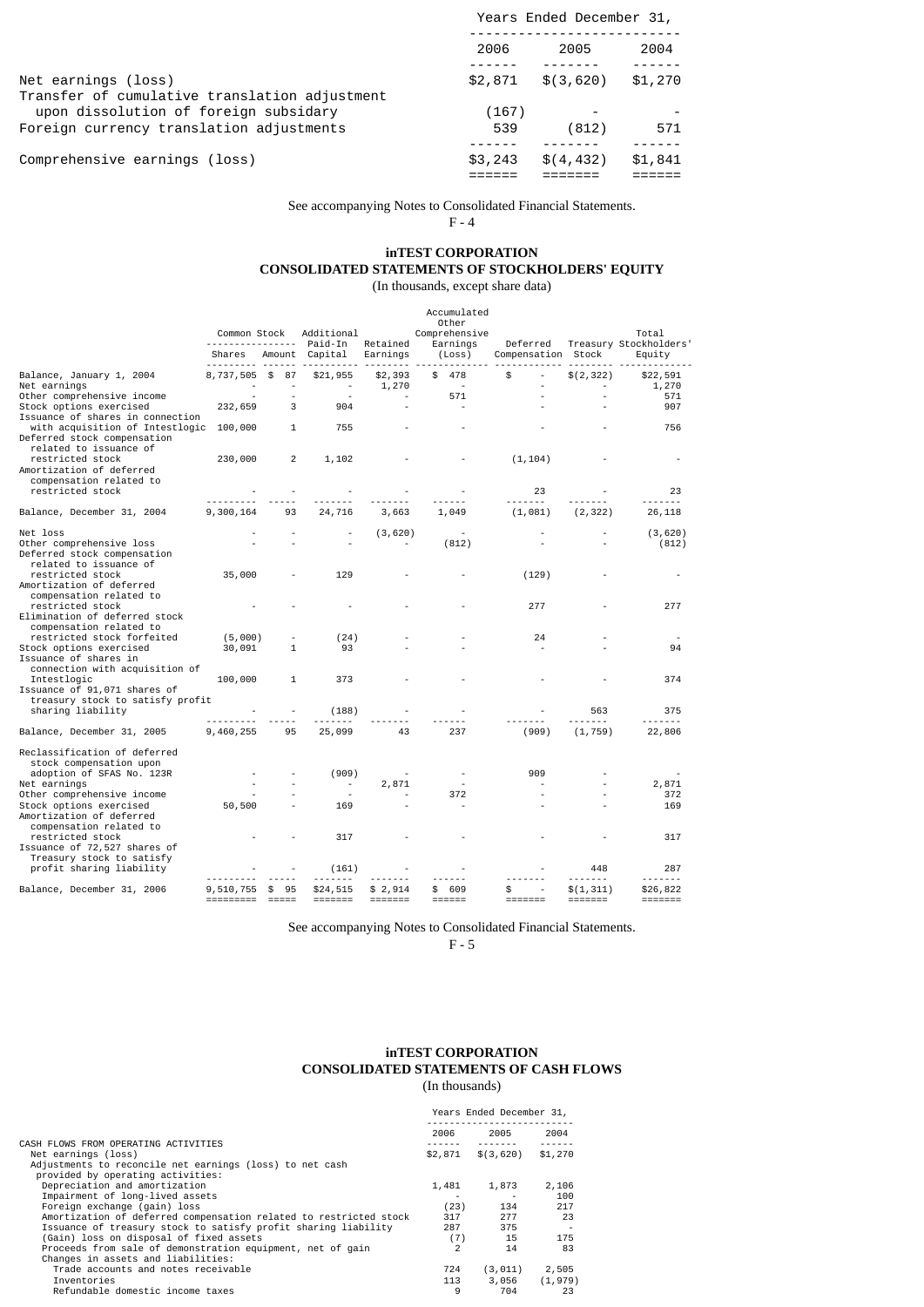| | Years Ended December 31, | | |
|---|---|---|---|
| | 2006 | 2005 | 2004 |
| Net earnings (loss) | $2,871 | $(3,620) | $1,270 |
| Transfer of cumulative translation adjustment upon dissolution of foreign subsidary | (167) | - | - |
| Foreign currency translation adjustments | 539 | (812) | 571 |
| Comprehensive earnings (loss) | $3,243 | $(4,432) | $1,841 |

See accompanying Notes to Consolidated Financial Statements.

F - 4

**inTEST CORPORATION**
**CONSOLIDATED STATEMENTS OF STOCKHOLDERS' EQUITY**
(In thousands, except share data)

| | Common Stock Shares | Common Stock Amount | Additional Paid-In Capital | Retained Earnings | Accumulated Other Comprehensive Earnings (Loss) | Deferred Compensation | Treasury Stock | Total Stockholders' Equity |
|---|---|---|---|---|---|---|---|---|
| Balance, January 1, 2004 | 8,737,505 | $ 87 | $21,955 | $2,393 | $ 478 | $ - | $(2,322) | $22,591 |
| Net earnings | - | - | - | 1,270 | - | - | - | 1,270 |
| Other comprehensive income | - | - | - | - | 571 | - | - | 571 |
| Stock options exercised | 232,659 | 3 | 904 | - | - | - | - | 907 |
| Issuance of shares in connection with acquisition of Intestlogic | 100,000 | 1 | 755 | - | - | - | - | 756 |
| Deferred stock compensation related to issuance of restricted stock | 230,000 | 2 | 1,102 | - | - | (1,104) | - | - |
| Amortization of deferred compensation related to restricted stock | - | - | - | - | - | 23 | - | 23 |
| Balance, December 31, 2004 | 9,300,164 | 93 | 24,716 | 3,663 | 1,049 | (1,081) | (2,322) | 26,118 |
| Net loss | - | - | - | (3,620) | - | - | - | (3,620) |
| Other comprehensive loss | - | - | - | - | (812) | - | - | (812) |
| Deferred stock compensation related to issuance of restricted stock | 35,000 | - | 129 | - | - | (129) | - | - |
| Amortization of deferred compensation related to restricted stock | - | - | - | - | - | 277 | - | 277 |
| Elimination of deferred stock compensation related to restricted stock forfeited | (5,000) | - | (24) | - | - | 24 | - | - |
| Stock options exercised | 30,091 | 1 | 93 | - | - | - | - | 94 |
| Issuance of shares in connection with acquisition of Intestlogic | 100,000 | 1 | 373 | - | - | - | - | 374 |
| Issuance of 91,071 shares of treasury stock to satisfy profit sharing liability | - | - | (188) | - | - | - | 563 | 375 |
| Balance, December 31, 2005 | 9,460,255 | 95 | 25,099 | 43 | 237 | (909) | (1,759) | 22,806 |
| Reclassification of deferred stock compensation upon adoption of SFAS No. 123R | - | - | (909) | - | - | 909 | - | - |
| Net earnings | - | - | - | 2,871 | - | - | - | 2,871 |
| Other comprehensive income | - | - | - | - | 372 | - | - | 372 |
| Stock options exercised | 50,500 | - | 169 | - | - | - | - | 169 |
| Amortization of deferred compensation related to restricted stock | - | - | 317 | - | - | - | - | 317 |
| Issuance of 72,527 shares of Treasury stock to satisfy profit sharing liability | - | - | (161) | - | - | - | 448 | 287 |
| Balance, December 31, 2006 | 9,510,755 | $ 95 | $24,515 | $ 2,914 | $ 609 | $ - | $(1,311) | $26,822 |

See accompanying Notes to Consolidated Financial Statements.

F - 5

**inTEST CORPORATION**
**CONSOLIDATED STATEMENTS OF CASH FLOWS**
(In thousands)

| | Years Ended December 31, | | |
|---|---|---|---|
| | 2006 | 2005 | 2004 |
| CASH FLOWS FROM OPERATING ACTIVITIES | | | |
| Net earnings (loss) | $2,871 | $(3,620) | $1,270 |
| Adjustments to reconcile net earnings (loss) to net cash provided by operating activities: | | | |
| Depreciation and amortization | 1,481 | 1,873 | 2,106 |
| Impairment of long-lived assets | - | - | 100 |
| Foreign exchange (gain) loss | (23) | 134 | 217 |
| Amortization of deferred compensation related to restricted stock | 317 | 277 | 23 |
| Issuance of treasury stock to satisfy profit sharing liability | 287 | 375 | - |
| (Gain) loss on disposal of fixed assets | (7) | 15 | 175 |
| Proceeds from sale of demonstration equipment, net of gain | 2 | 14 | 83 |
| Changes in assets and liabilities: | | | |
| Trade accounts and notes receivable | 724 | (3,011) | 2,505 |
| Inventories | 113 | 3,056 | (1,979) |
| Refundable domestic income taxes | 9 | 704 | 23 |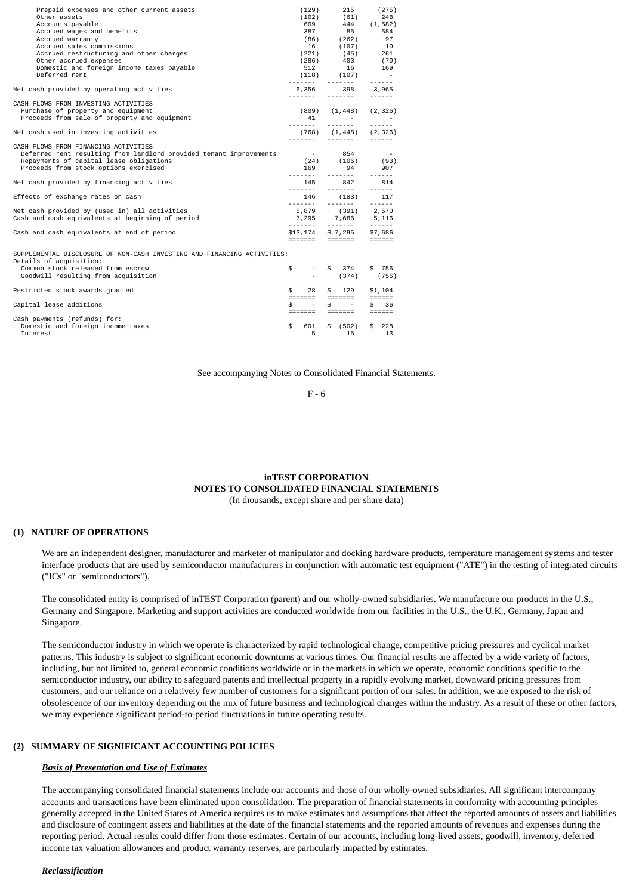| | | | |
|---|---|---|---|
| Prepaid expenses and other current assets | (129) | 215 | (275) |
| Other assets | (102) | (61) | 248 |
| Accounts payable | 609 | 444 | (1,582) |
| Accrued wages and benefits | 387 | 85 | 584 |
| Accrued warranty | (86) | (262) | 97 |
| Accrued sales commissions | 16 | (107) | 10 |
| Accrued restructuring and other charges | (221) | (45) | 261 |
| Other accrued expenses | (286) | 403 | (70) |
| Domestic and foreign income taxes payable | 512 | 16 | 169 |
| Deferred rent | (118) | (107) | - |
| Net cash provided by operating activities | 6,356 | 398 | 3,965 |
| CASH FLOWS FROM INVESTING ACTIVITIES | | | |
| Purchase of property and equipment | (809) | (1,448) | (2,326) |
| Proceeds from sale of property and equipment | 41 | - | - |
| Net cash used in investing activities | (768) | (1,448) | (2,326) |
| CASH FLOWS FROM FINANCING ACTIVITIES | | | |
| Deferred rent resulting from landlord provided tenant improvements | - | 854 | - |
| Repayments of capital lease obligations | (24) | (106) | (93) |
| Proceeds from stock options exercised | 169 | 94 | 907 |
| Net cash provided by financing activities | 145 | 842 | 814 |
| Effects of exchange rates on cash | 146 | (183) | 117 |
| Net cash provided by (used in) all activities | 5,879 | (391) | 2,570 |
| Cash and cash equivalents at beginning of period | 7,295 | 7,686 | 5,116 |
| Cash and cash equivalents at end of period | $13,174 | $ 7,295 | $7,686 |
| SUPPLEMENTAL DISCLOSURE OF NON-CASH INVESTING AND FINANCING ACTIVITIES: | | | |
| Details of acquisition: | | | |
| Common stock released from escrow | $ - | $ 374 | $ 756 |
| Goodwill resulting from acquisition | - | (374) | (756) |
| Restricted stock awards granted | $ 28 | $ 129 | $1,104 |
| Capital lease additions | $ - | $ - | $ 36 |
| Cash payments (refunds) for: | | | |
| Domestic and foreign income taxes | $ 601 | $ (502) | $ 228 |
| Interest | 5 | 15 | 13 |

See accompanying Notes to Consolidated Financial Statements.

**inTEST CORPORATION**
**NOTES TO CONSOLIDATED FINANCIAL STATEMENTS**
(In thousands, except share and per share data)

## (1) NATURE OF OPERATIONS

We are an independent designer, manufacturer and marketer of manipulator and docking hardware products, temperature management systems and tester interface products that are used by semiconductor manufacturers in conjunction with automatic test equipment ("ATE") in the testing of integrated circuits ("ICs" or "semiconductors").

The consolidated entity is comprised of inTEST Corporation (parent) and our wholly-owned subsidiaries. We manufacture our products in the U.S., Germany and Singapore. Marketing and support activities are conducted worldwide from our facilities in the U.S., the U.K., Germany, Japan and Singapore.

The semiconductor industry in which we operate is characterized by rapid technological change, competitive pricing pressures and cyclical market patterns. This industry is subject to significant economic downturns at various times. Our financial results are affected by a wide variety of factors, including, but not limited to, general economic conditions worldwide or in the markets in which we operate, economic conditions specific to the semiconductor industry, our ability to safeguard patents and intellectual property in a rapidly evolving market, downward pricing pressures from customers, and our reliance on a relatively few number of customers for a significant portion of our sales. In addition, we are exposed to the risk of obsolescence of our inventory depending on the mix of future business and technological changes within the industry. As a result of these or other factors, we may experience significant period-to-period fluctuations in future operating results.

## (2) SUMMARY OF SIGNIFICANT ACCOUNTING POLICIES

***Basis of Presentation and Use of Estimates***

The accompanying consolidated financial statements include our accounts and those of our wholly-owned subsidiaries. All significant intercompany accounts and transactions have been eliminated upon consolidation. The preparation of financial statements in conformity with accounting principles generally accepted in the United States of America requires us to make estimates and assumptions that affect the reported amounts of assets and liabilities and disclosure of contingent assets and liabilities at the date of the financial statements and the reported amounts of revenues and expenses during the reporting period. Actual results could differ from those estimates. Certain of our accounts, including long-lived assets, goodwill, inventory, deferred income tax valuation allowances and product warranty reserves, are particularly impacted by estimates.

***Reclassification***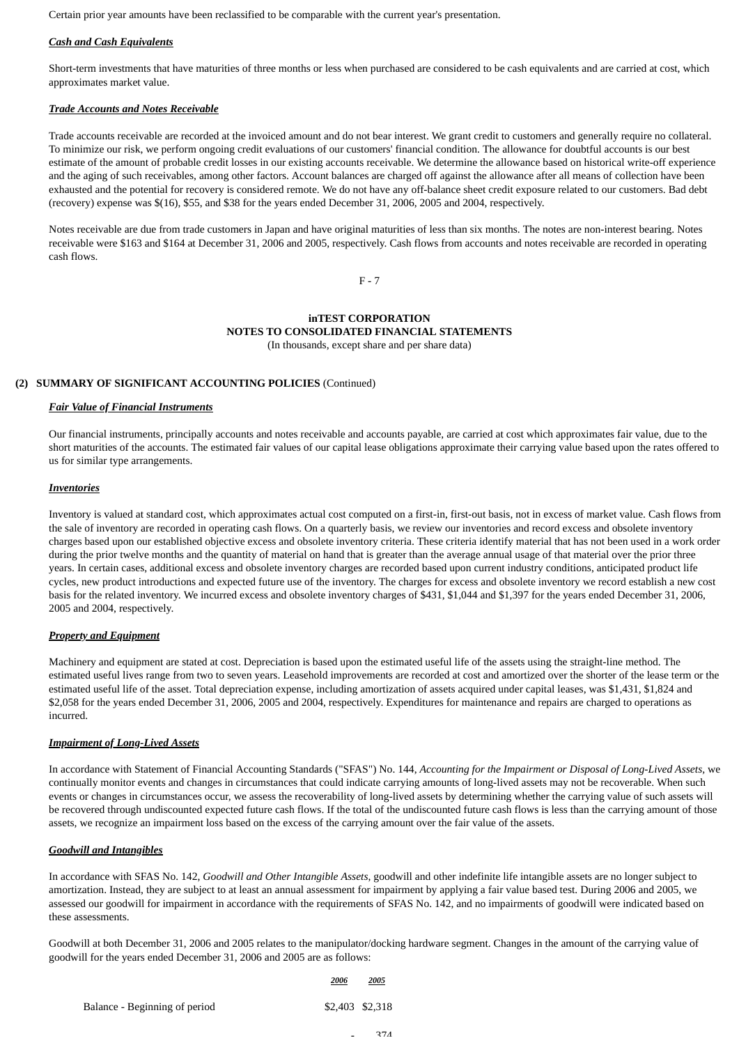Certain prior year amounts have been reclassified to be comparable with the current year's presentation.

***Cash and Cash Equivalents***

Short-term investments that have maturities of three months or less when purchased are considered to be cash equivalents and are carried at cost, which approximates market value.

***Trade Accounts and Notes Receivable***

Trade accounts receivable are recorded at the invoiced amount and do not bear interest. We grant credit to customers and generally require no collateral. To minimize our risk, we perform ongoing credit evaluations of our customers' financial condition. The allowance for doubtful accounts is our best estimate of the amount of probable credit losses in our existing accounts receivable. We determine the allowance based on historical write-off experience and the aging of such receivables, among other factors. Account balances are charged off against the allowance after all means of collection have been exhausted and the potential for recovery is considered remote. We do not have any off-balance sheet credit exposure related to our customers. Bad debt (recovery) expense was $(16), $55, and $38 for the years ended December 31, 2006, 2005 and 2004, respectively.

Notes receivable are due from trade customers in Japan and have original maturities of less than six months. The notes are non-interest bearing. Notes receivable were $163 and $164 at December 31, 2006 and 2005, respectively. Cash flows from accounts and notes receivable are recorded in operating cash flows.

**inTEST CORPORATION**
**NOTES TO CONSOLIDATED FINANCIAL STATEMENTS**
(In thousands, except share and per share data)

**(2) SUMMARY OF SIGNIFICANT ACCOUNTING POLICIES** (Continued)

***Fair Value of Financial Instruments***

Our financial instruments, principally accounts and notes receivable and accounts payable, are carried at cost which approximates fair value, due to the short maturities of the accounts. The estimated fair values of our capital lease obligations approximate their carrying value based upon the rates offered to us for similar type arrangements.

***Inventories***

Inventory is valued at standard cost, which approximates actual cost computed on a first-in, first-out basis, not in excess of market value. Cash flows from the sale of inventory are recorded in operating cash flows. On a quarterly basis, we review our inventories and record excess and obsolete inventory charges based upon our established objective excess and obsolete inventory criteria. These criteria identify material that has not been used in a work order during the prior twelve months and the quantity of material on hand that is greater than the average annual usage of that material over the prior three years. In certain cases, additional excess and obsolete inventory charges are recorded based upon current industry conditions, anticipated product life cycles, new product introductions and expected future use of the inventory. The charges for excess and obsolete inventory we record establish a new cost basis for the related inventory. We incurred excess and obsolete inventory charges of $431, $1,044 and $1,397 for the years ended December 31, 2006, 2005 and 2004, respectively.

***Property and Equipment***

Machinery and equipment are stated at cost. Depreciation is based upon the estimated useful life of the assets using the straight-line method. The estimated useful lives range from two to seven years. Leasehold improvements are recorded at cost and amortized over the shorter of the lease term or the estimated useful life of the asset. Total depreciation expense, including amortization of assets acquired under capital leases, was $1,431, $1,824 and $2,058 for the years ended December 31, 2006, 2005 and 2004, respectively. Expenditures for maintenance and repairs are charged to operations as incurred.

***Impairment of Long-Lived Assets***

In accordance with Statement of Financial Accounting Standards ("SFAS") No. 144, *Accounting for the Impairment or Disposal of Long-Lived Assets*, we continually monitor events and changes in circumstances that could indicate carrying amounts of long-lived assets may not be recoverable. When such events or changes in circumstances occur, we assess the recoverability of long-lived assets by determining whether the carrying value of such assets will be recovered through undiscounted expected future cash flows. If the total of the undiscounted future cash flows is less than the carrying amount of those assets, we recognize an impairment loss based on the excess of the carrying amount over the fair value of the assets.

***Goodwill and Intangibles***

In accordance with SFAS No. 142, *Goodwill and Other Intangible Assets*, goodwill and other indefinite life intangible assets are no longer subject to amortization. Instead, they are subject to at least an annual assessment for impairment by applying a fair value based test. During 2006 and 2005, we assessed our goodwill for impairment in accordance with the requirements of SFAS No. 142, and no impairments of goodwill were indicated based on these assessments.

Goodwill at both December 31, 2006 and 2005 relates to the manipulator/docking hardware segment. Changes in the amount of the carrying value of goodwill for the years ended December 31, 2006 and 2005 are as follows:

| | *2006* | *2005* |
|---|---|---|
| Balance - Beginning of period | $2,403 | $2,318 |
| | - | 374 |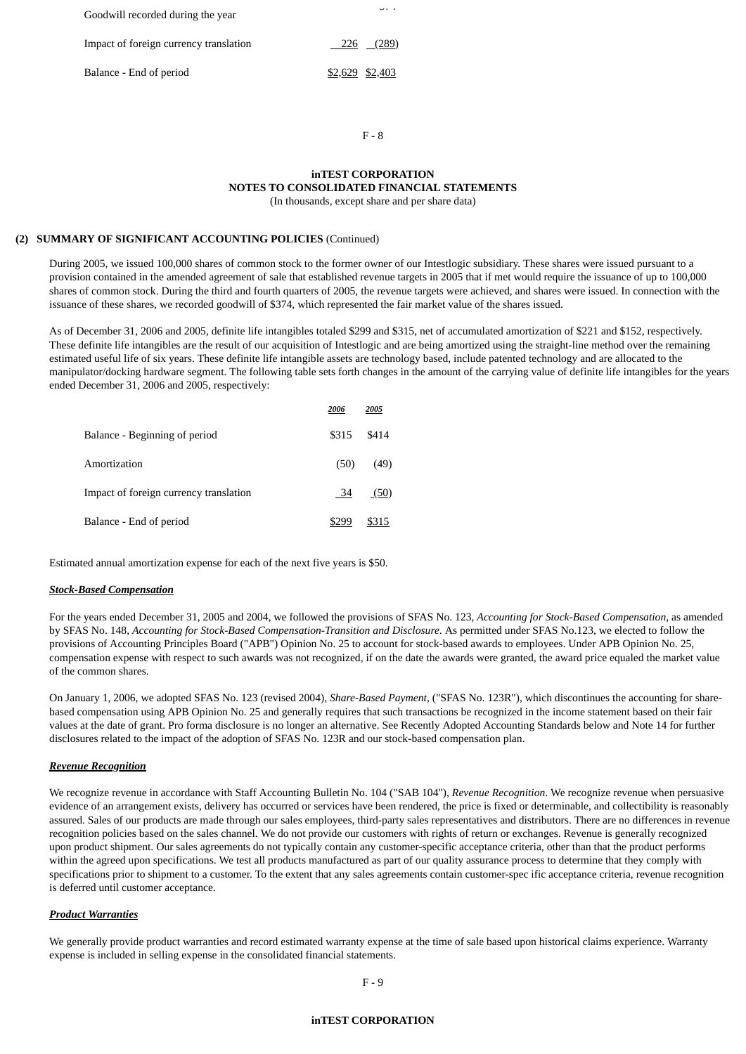| | | |
|---|---|---|
| Goodwill recorded during the year | | |
| Impact of foreign currency translation | 226 | (289) |
| Balance - End of period | $2,629 | $2,403 |

**inTEST CORPORATION**
**NOTES TO CONSOLIDATED FINANCIAL STATEMENTS**
(In thousands, except share and per share data)

**(2) SUMMARY OF SIGNIFICANT ACCOUNTING POLICIES** (Continued)

During 2005, we issued 100,000 shares of common stock to the former owner of our Intestlogic subsidiary. These shares were issued pursuant to a provision contained in the amended agreement of sale that established revenue targets in 2005 that if met would require the issuance of up to 100,000 shares of common stock. During the third and fourth quarters of 2005, the revenue targets were achieved, and shares were issued. In connection with the issuance of these shares, we recorded goodwill of $374, which represented the fair market value of the shares issued.

As of December 31, 2006 and 2005, definite life intangibles totaled $299 and $315, net of accumulated amortization of $221 and $152, respectively. These definite life intangibles are the result of our acquisition of Intestlogic and are being amortized using the straight-line method over the remaining estimated useful life of six years. These definite life intangible assets are technology based, include patented technology and are allocated to the manipulator/docking hardware segment. The following table sets forth changes in the amount of the carrying value of definite life intangibles for the years ended December 31, 2006 and 2005, respectively:

| | *2006* | *2005* |
|---|---|---|
| Balance - Beginning of period | $315 | $414 |
| Amortization | (50) | (49) |
| Impact of foreign currency translation | 34 | (50) |
| Balance - End of period | $299 | $315 |

Estimated annual amortization expense for each of the next five years is $50.

***Stock-Based Compensation***

For the years ended December 31, 2005 and 2004, we followed the provisions of SFAS No. 123, *Accounting for Stock-Based Compensation*, as amended by SFAS No. 148, *Accounting for Stock-Based Compensation-Transition and Disclosure.* As permitted under SFAS No.123, we elected to follow the provisions of Accounting Principles Board ("APB") Opinion No. 25 to account for stock-based awards to employees. Under APB Opinion No. 25, compensation expense with respect to such awards was not recognized, if on the date the awards were granted, the award price equaled the market value of the common shares.

On January 1, 2006, we adopted SFAS No. 123 (revised 2004), *Share-Based Payment*, ("SFAS No. 123R"), which discontinues the accounting for share-based compensation using APB Opinion No. 25 and generally requires that such transactions be recognized in the income statement based on their fair values at the date of grant. Pro forma disclosure is no longer an alternative. See Recently Adopted Accounting Standards below and Note 14 for further disclosures related to the impact of the adoption of SFAS No. 123R and our stock-based compensation plan.

***Revenue Recognition***

We recognize revenue in accordance with Staff Accounting Bulletin No. 104 ("SAB 104"), *Revenue Recognition*. We recognize revenue when persuasive evidence of an arrangement exists, delivery has occurred or services have been rendered, the price is fixed or determinable, and collectibility is reasonably assured. Sales of our products are made through our sales employees, third-party sales representatives and distributors. There are no differences in revenue recognition policies based on the sales channel. We do not provide our customers with rights of return or exchanges. Revenue is generally recognized upon product shipment. Our sales agreements do not typically contain any customer-specific acceptance criteria, other than that the product performs within the agreed upon specifications. We test all products manufactured as part of our quality assurance process to determine that they comply with specifications prior to shipment to a customer. To the extent that any sales agreements contain customer-spec ific acceptance criteria, revenue recognition is deferred until customer acceptance.

***Product Warranties***

We generally provide product warranties and record estimated warranty expense at the time of sale based upon historical claims experience. Warranty expense is included in selling expense in the consolidated financial statements.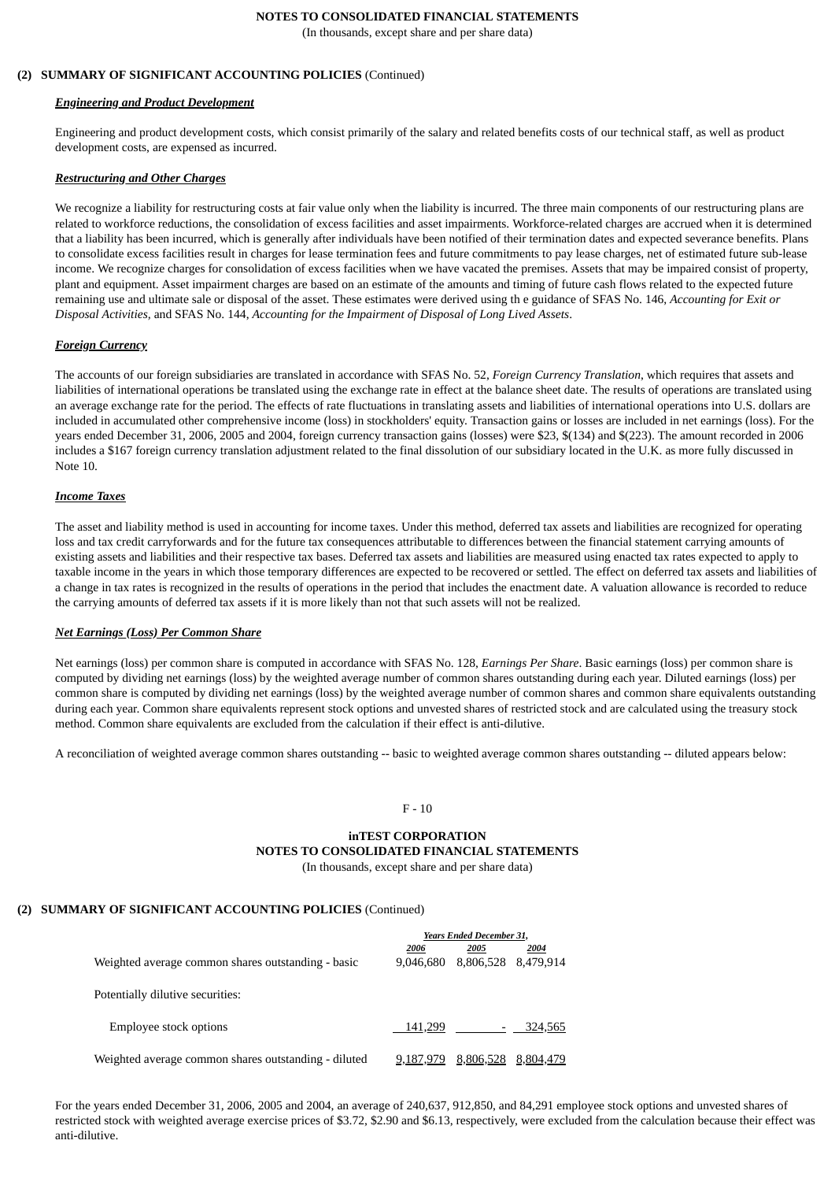## (2) SUMMARY OF SIGNIFICANT ACCOUNTING POLICIES (Continued)

***Engineering and Product Development***

Engineering and product development costs, which consist primarily of the salary and related benefits costs of our technical staff, as well as product development costs, are expensed as incurred.

***Restructuring and Other Charges***

We recognize a liability for restructuring costs at fair value only when the liability is incurred. The three main components of our restructuring plans are related to workforce reductions, the consolidation of excess facilities and asset impairments. Workforce-related charges are accrued when it is determined that a liability has been incurred, which is generally after individuals have been notified of their termination dates and expected severance benefits. Plans to consolidate excess facilities result in charges for lease termination fees and future commitments to pay lease charges, net of estimated future sub-lease income. We recognize charges for consolidation of excess facilities when we have vacated the premises. Assets that may be impaired consist of property, plant and equipment. Asset impairment charges are based on an estimate of the amounts and timing of future cash flows related to the expected future remaining use and ultimate sale or disposal of the asset. These estimates were derived using th e guidance of SFAS No. 146, *Accounting for Exit or Disposal Activities,* and SFAS No. 144, *Accounting for the Impairment of Disposal of Long Lived Assets*.

***Foreign Currency***

The accounts of our foreign subsidiaries are translated in accordance with SFAS No. 52, *Foreign Currency Translation*, which requires that assets and liabilities of international operations be translated using the exchange rate in effect at the balance sheet date. The results of operations are translated using an average exchange rate for the period. The effects of rate fluctuations in translating assets and liabilities of international operations into U.S. dollars are included in accumulated other comprehensive income (loss) in stockholders' equity. Transaction gains or losses are included in net earnings (loss). For the years ended December 31, 2006, 2005 and 2004, foreign currency transaction gains (losses) were $23, $(134) and $(223). The amount recorded in 2006 includes a $167 foreign currency translation adjustment related to the final dissolution of our subsidiary located in the U.K. as more fully discussed in Note 10.

***Income Taxes***

The asset and liability method is used in accounting for income taxes. Under this method, deferred tax assets and liabilities are recognized for operating loss and tax credit carryforwards and for the future tax consequences attributable to differences between the financial statement carrying amounts of existing assets and liabilities and their respective tax bases. Deferred tax assets and liabilities are measured using enacted tax rates expected to apply to taxable income in the years in which those temporary differences are expected to be recovered or settled. The effect on deferred tax assets and liabilities of a change in tax rates is recognized in the results of operations in the period that includes the enactment date. A valuation allowance is recorded to reduce the carrying amounts of deferred tax assets if it is more likely than not that such assets will not be realized.

***Net Earnings (Loss) Per Common Share***

Net earnings (loss) per common share is computed in accordance with SFAS No. 128, *Earnings Per Share*. Basic earnings (loss) per common share is computed by dividing net earnings (loss) by the weighted average number of common shares outstanding during each year. Diluted earnings (loss) per common share is computed by dividing net earnings (loss) by the weighted average number of common shares and common share equivalents outstanding during each year. Common share equivalents represent stock options and unvested shares of restricted stock and are calculated using the treasury stock method. Common share equivalents are excluded from the calculation if their effect is anti-dilutive.

A reconciliation of weighted average common shares outstanding -- basic to weighted average common shares outstanding -- diluted appears below:

| | *Years Ended December 31,* | | |
|---|---|---|---|
| | *2006* | *2005* | *2004* |
| Weighted average common shares outstanding - basic | 9,046,680 | 8,806,528 | 8,479,914 |
| Potentially dilutive securities: | | | |
| Employee stock options | 141,299 | - | 324,565 |
| Weighted average common shares outstanding - diluted | 9,187,979 | 8,806,528 | 8,804,479 |

For the years ended December 31, 2006, 2005 and 2004, an average of 240,637, 912,850, and 84,291 employee stock options and unvested shares of restricted stock with weighted average exercise prices of $3.72, $2.90 and $6.13, respectively, were excluded from the calculation because their effect was anti-dilutive.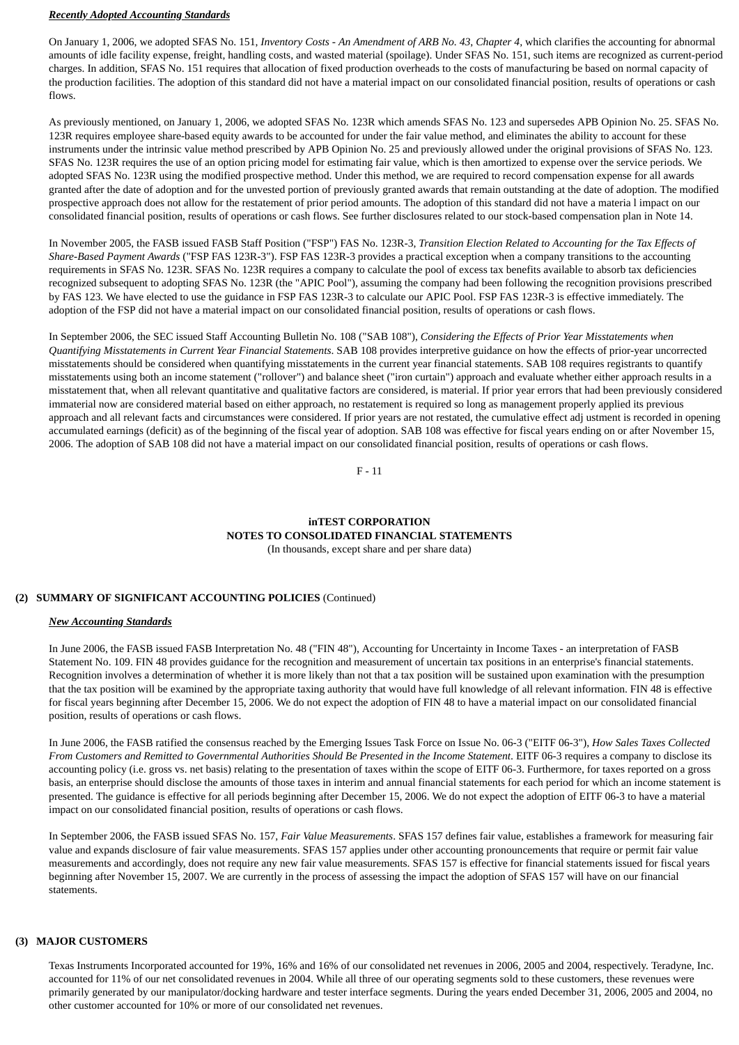***Recently Adopted Accounting Standards***

On January 1, 2006, we adopted SFAS No. 151, *Inventory Costs - An Amendment of ARB No. 43, Chapter 4,* which clarifies the accounting for abnormal amounts of idle facility expense, freight, handling costs, and wasted material (spoilage). Under SFAS No. 151, such items are recognized as current-period charges. In addition, SFAS No. 151 requires that allocation of fixed production overheads to the costs of manufacturing be based on normal capacity of the production facilities. The adoption of this standard did not have a material impact on our consolidated financial position, results of operations or cash flows.

As previously mentioned, on January 1, 2006, we adopted SFAS No. 123R which amends SFAS No. 123 and supersedes APB Opinion No. 25. SFAS No. 123R requires employee share-based equity awards to be accounted for under the fair value method, and eliminates the ability to account for these instruments under the intrinsic value method prescribed by APB Opinion No. 25 and previously allowed under the original provisions of SFAS No. 123. SFAS No. 123R requires the use of an option pricing model for estimating fair value, which is then amortized to expense over the service periods. We adopted SFAS No. 123R using the modified prospective method. Under this method, we are required to record compensation expense for all awards granted after the date of adoption and for the unvested portion of previously granted awards that remain outstanding at the date of adoption. The modified prospective approach does not allow for the restatement of prior period amounts. The adoption of this standard did not have a materia l impact on our consolidated financial position, results of operations or cash flows. See further disclosures related to our stock-based compensation plan in Note 14.

In November 2005, the FASB issued FASB Staff Position ("FSP") FAS No. 123R-3, *Transition Election Related to Accounting for the Tax Effects of Share-Based Payment Awards* ("FSP FAS 123R-3"). FSP FAS 123R-3 provides a practical exception when a company transitions to the accounting requirements in SFAS No. 123R. SFAS No. 123R requires a company to calculate the pool of excess tax benefits available to absorb tax deficiencies recognized subsequent to adopting SFAS No. 123R (the "APIC Pool"), assuming the company had been following the recognition provisions prescribed by FAS 123. We have elected to use the guidance in FSP FAS 123R-3 to calculate our APIC Pool. FSP FAS 123R-3 is effective immediately. The adoption of the FSP did not have a material impact on our consolidated financial position, results of operations or cash flows.

In September 2006, the SEC issued Staff Accounting Bulletin No. 108 ("SAB 108"), *Considering the Effects of Prior Year Misstatements when Quantifying Misstatements in Current Year Financial Statements*. SAB 108 provides interpretive guidance on how the effects of prior-year uncorrected misstatements should be considered when quantifying misstatements in the current year financial statements. SAB 108 requires registrants to quantify misstatements using both an income statement ("rollover") and balance sheet ("iron curtain") approach and evaluate whether either approach results in a misstatement that, when all relevant quantitative and qualitative factors are considered, is material. If prior year errors that had been previously considered immaterial now are considered material based on either approach, no restatement is required so long as management properly applied its previous approach and all relevant facts and circumstances were considered. If prior years are not restated, the cumulative effect adj ustment is recorded in opening accumulated earnings (deficit) as of the beginning of the fiscal year of adoption. SAB 108 was effective for fiscal years ending on or after November 15, 2006. The adoption of SAB 108 did not have a material impact on our consolidated financial position, results of operations or cash flows.

**inTEST CORPORATION**
**NOTES TO CONSOLIDATED FINANCIAL STATEMENTS**
(In thousands, except share and per share data)

**(2) SUMMARY OF SIGNIFICANT ACCOUNTING POLICIES** (Continued)

***New Accounting Standards***

In June 2006, the FASB issued FASB Interpretation No. 48 ("FIN 48"), Accounting for Uncertainty in Income Taxes - an interpretation of FASB Statement No. 109. FIN 48 provides guidance for the recognition and measurement of uncertain tax positions in an enterprise's financial statements. Recognition involves a determination of whether it is more likely than not that a tax position will be sustained upon examination with the presumption that the tax position will be examined by the appropriate taxing authority that would have full knowledge of all relevant information. FIN 48 is effective for fiscal years beginning after December 15, 2006. We do not expect the adoption of FIN 48 to have a material impact on our consolidated financial position, results of operations or cash flows.

In June 2006, the FASB ratified the consensus reached by the Emerging Issues Task Force on Issue No. 06-3 ("EITF 06-3"), *How Sales Taxes Collected From Customers and Remitted to Governmental Authorities Should Be Presented in the Income Statement.* EITF 06-3 requires a company to disclose its accounting policy (i.e. gross vs. net basis) relating to the presentation of taxes within the scope of EITF 06-3. Furthermore, for taxes reported on a gross basis, an enterprise should disclose the amounts of those taxes in interim and annual financial statements for each period for which an income statement is presented. The guidance is effective for all periods beginning after December 15, 2006. We do not expect the adoption of EITF 06-3 to have a material impact on our consolidated financial position, results of operations or cash flows.

In September 2006, the FASB issued SFAS No. 157, *Fair Value Measurements*. SFAS 157 defines fair value, establishes a framework for measuring fair value and expands disclosure of fair value measurements. SFAS 157 applies under other accounting pronouncements that require or permit fair value measurements and accordingly, does not require any new fair value measurements. SFAS 157 is effective for financial statements issued for fiscal years beginning after November 15, 2007. We are currently in the process of assessing the impact the adoption of SFAS 157 will have on our financial statements.

**(3) MAJOR CUSTOMERS**

Texas Instruments Incorporated accounted for 19%, 16% and 16% of our consolidated net revenues in 2006, 2005 and 2004, respectively. Teradyne, Inc. accounted for 11% of our net consolidated revenues in 2004. While all three of our operating segments sold to these customers, these revenues were primarily generated by our manipulator/docking hardware and tester interface segments. During the years ended December 31, 2006, 2005 and 2004, no other customer accounted for 10% or more of our consolidated net revenues.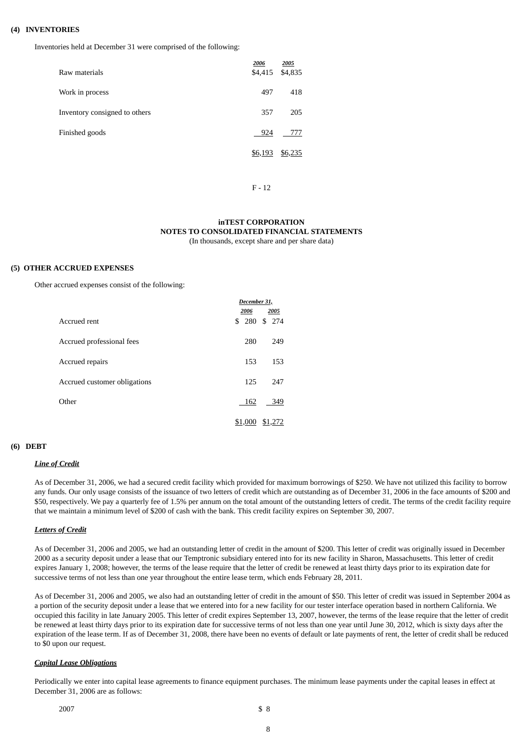### (4) INVENTORIES

Inventories held at December 31 were comprised of the following:

| | 2006 | 2005 |
|---|---|---|
| Raw materials | $4,415 | $4,835 |
| Work in process | 497 | 418 |
| Inventory consigned to others | 357 | 205 |
| Finished goods | 924 | 777 |
| | $6,193 | $6,235 |

**inTEST CORPORATION**
**NOTES TO CONSOLIDATED FINANCIAL STATEMENTS**
(In thousands, except share and per share data)

### (5) OTHER ACCRUED EXPENSES

Other accrued expenses consist of the following:

| | December 31, | |
|---|---|---|
| | 2006 | 2005 |
| Accrued rent | $ 280 | $ 274 |
| Accrued professional fees | 280 | 249 |
| Accrued repairs | 153 | 153 |
| Accrued customer obligations | 125 | 247 |
| Other | 162 | 349 |
| | $1,000 | $1,272 |

### (6) DEBT

***Line of Credit***

As of December 31, 2006, we had a secured credit facility which provided for maximum borrowings of $250. We have not utilized this facility to borrow any funds. Our only usage consists of the issuance of two letters of credit which are outstanding as of December 31, 2006 in the face amounts of $200 and $50, respectively. We pay a quarterly fee of 1.5% per annum on the total amount of the outstanding letters of credit. The terms of the credit facility require that we maintain a minimum level of $200 of cash with the bank. This credit facility expires on September 30, 2007.

***Letters of Credit***

As of December 31, 2006 and 2005, we had an outstanding letter of credit in the amount of $200. This letter of credit was originally issued in December 2000 as a security deposit under a lease that our Temptronic subsidiary entered into for its new facility in Sharon, Massachusetts. This letter of credit expires January 1, 2008; however, the terms of the lease require that the letter of credit be renewed at least thirty days prior to its expiration date for successive terms of not less than one year throughout the entire lease term, which ends February 28, 2011.

As of December 31, 2006 and 2005, we also had an outstanding letter of credit in the amount of $50. This letter of credit was issued in September 2004 as a portion of the security deposit under a lease that we entered into for a new facility for our tester interface operation based in northern California. We occupied this facility in late January 2005. This letter of credit expires September 13, 2007, however, the terms of the lease require that the letter of credit be renewed at least thirty days prior to its expiration date for successive terms of not less than one year until June 30, 2012, which is sixty days after the expiration of the lease term. If as of December 31, 2008, there have been no events of default or late payments of rent, the letter of credit shall be reduced to $0 upon our request.

***Capital Lease Obligations***

Periodically we enter into capital lease agreements to finance equipment purchases. The minimum lease payments under the capital leases in effect at December 31, 2006 are as follows:

| | |
|---|---|
| 2007 | $ 8 |
| | 8 |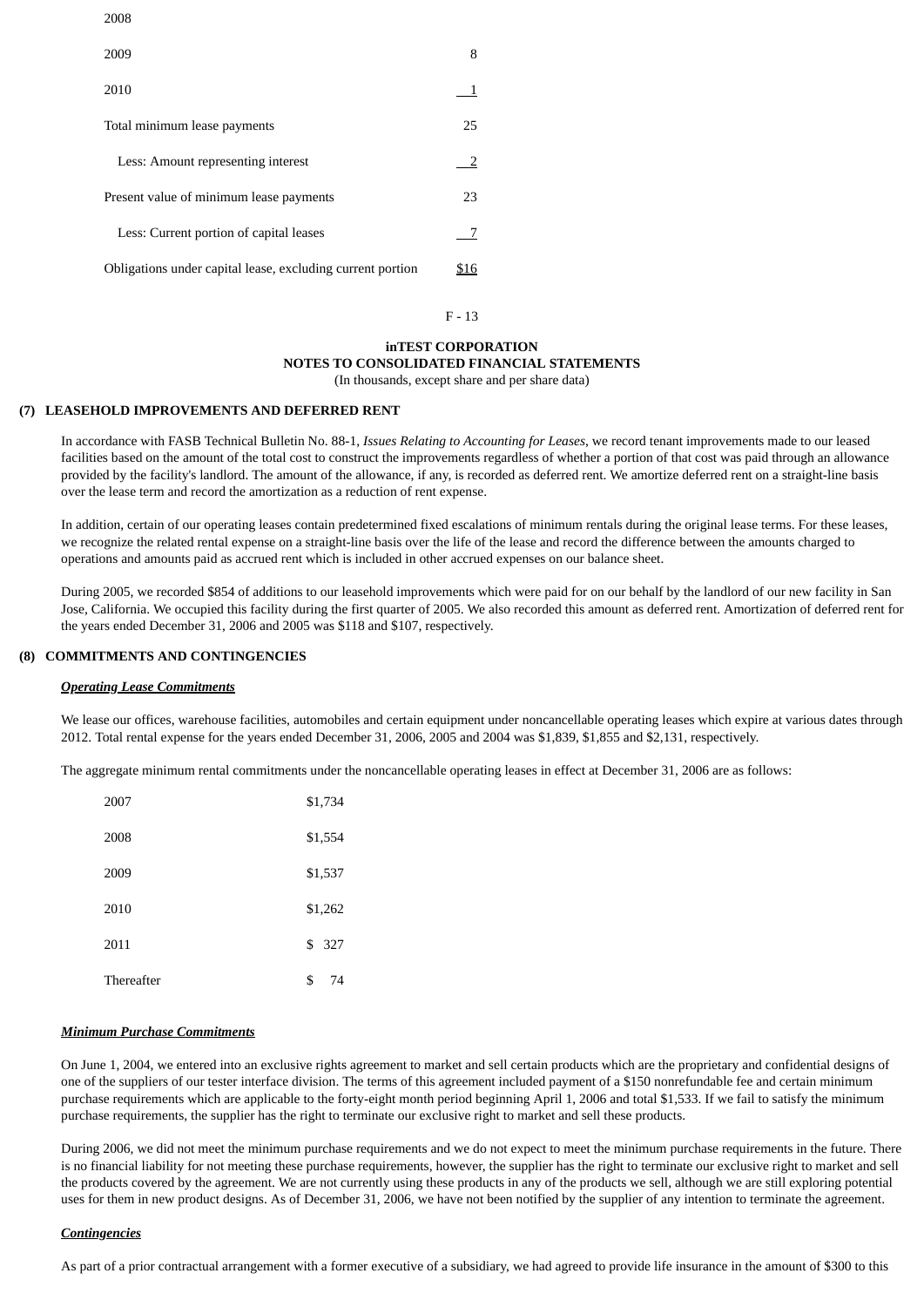| | |
|---|---|
| 2008 | |
| 2009 | 8 |
| 2010 | 1 |
| Total minimum lease payments | 25 |
| Less: Amount representing interest | 2 |
| Present value of minimum lease payments | 23 |
| Less: Current portion of capital leases | 7 |
| Obligations under capital lease, excluding current portion | $16 |

**inTEST CORPORATION**
**NOTES TO CONSOLIDATED FINANCIAL STATEMENTS**
(In thousands, except share and per share data)

## (7) LEASEHOLD IMPROVEMENTS AND DEFERRED RENT

In accordance with FASB Technical Bulletin No. 88-1, *Issues Relating to Accounting for Leases*, we record tenant improvements made to our leased facilities based on the amount of the total cost to construct the improvements regardless of whether a portion of that cost was paid through an allowance provided by the facility's landlord. The amount of the allowance, if any, is recorded as deferred rent. We amortize deferred rent on a straight-line basis over the lease term and record the amortization as a reduction of rent expense.

In addition, certain of our operating leases contain predetermined fixed escalations of minimum rentals during the original lease terms. For these leases, we recognize the related rental expense on a straight-line basis over the life of the lease and record the difference between the amounts charged to operations and amounts paid as accrued rent which is included in other accrued expenses on our balance sheet.

During 2005, we recorded $854 of additions to our leasehold improvements which were paid for on our behalf by the landlord of our new facility in San Jose, California. We occupied this facility during the first quarter of 2005. We also recorded this amount as deferred rent. Amortization of deferred rent for the years ended December 31, 2006 and 2005 was $118 and $107, respectively.

## (8) COMMITMENTS AND CONTINGENCIES

***Operating Lease Commitments***

We lease our offices, warehouse facilities, automobiles and certain equipment under noncancellable operating leases which expire at various dates through 2012. Total rental expense for the years ended December 31, 2006, 2005 and 2004 was $1,839, $1,855 and $2,131, respectively.

The aggregate minimum rental commitments under the noncancellable operating leases in effect at December 31, 2006 are as follows:

| | |
|---|---|
| 2007 | $1,734 |
| 2008 | $1,554 |
| 2009 | $1,537 |
| 2010 | $1,262 |
| 2011 | $ 327 |
| Thereafter | $ 74 |

***Minimum Purchase Commitments***

On June 1, 2004, we entered into an exclusive rights agreement to market and sell certain products which are the proprietary and confidential designs of one of the suppliers of our tester interface division. The terms of this agreement included payment of a $150 nonrefundable fee and certain minimum purchase requirements which are applicable to the forty-eight month period beginning April 1, 2006 and total $1,533. If we fail to satisfy the minimum purchase requirements, the supplier has the right to terminate our exclusive right to market and sell these products.

During 2006, we did not meet the minimum purchase requirements and we do not expect to meet the minimum purchase requirements in the future. There is no financial liability for not meeting these purchase requirements, however, the supplier has the right to terminate our exclusive right to market and sell the products covered by the agreement. We are not currently using these products in any of the products we sell, although we are still exploring potential uses for them in new product designs. As of December 31, 2006, we have not been notified by the supplier of any intention to terminate the agreement.

***Contingencies***

As part of a prior contractual arrangement with a former executive of a subsidiary, we had agreed to provide life insurance in the amount of $300 to this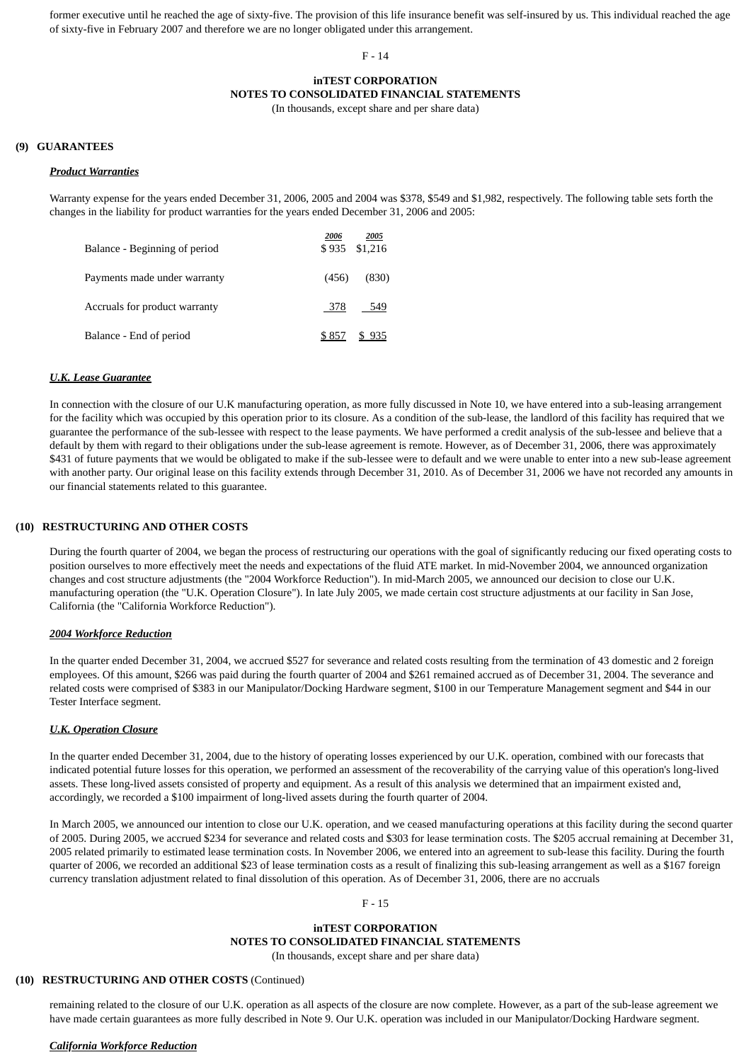former executive until he reached the age of sixty-five. The provision of this life insurance benefit was self-insured by us. This individual reached the age of sixty-five in February 2007 and therefore we are no longer obligated under this arrangement.

**inTEST CORPORATION**
**NOTES TO CONSOLIDATED FINANCIAL STATEMENTS**
(In thousands, except share and per share data)

### (9) GUARANTEES

***Product Warranties***

Warranty expense for the years ended December 31, 2006, 2005 and 2004 was $378, $549 and $1,982, respectively. The following table sets forth the changes in the liability for product warranties for the years ended December 31, 2006 and 2005:

| | *2006* | *2005* |
|---|---|---|
| Balance - Beginning of period | $ 935 | $1,216 |
| Payments made under warranty | (456) | (830) |
| Accruals for product warranty | 378 | 549 |
| Balance - End of period | $ 857 | $ 935 |

***U.K. Lease Guarantee***

In connection with the closure of our U.K manufacturing operation, as more fully discussed in Note 10, we have entered into a sub-leasing arrangement for the facility which was occupied by this operation prior to its closure. As a condition of the sub-lease, the landlord of this facility has required that we guarantee the performance of the sub-lessee with respect to the lease payments. We have performed a credit analysis of the sub-lessee and believe that a default by them with regard to their obligations under the sub-lease agreement is remote. However, as of December 31, 2006, there was approximately $431 of future payments that we would be obligated to make if the sub-lessee were to default and we were unable to enter into a new sub-lease agreement with another party. Our original lease on this facility extends through December 31, 2010. As of December 31, 2006 we have not recorded any amounts in our financial statements related to this guarantee.

### (10) RESTRUCTURING AND OTHER COSTS

During the fourth quarter of 2004, we began the process of restructuring our operations with the goal of significantly reducing our fixed operating costs to position ourselves to more effectively meet the needs and expectations of the fluid ATE market. In mid-November 2004, we announced organization changes and cost structure adjustments (the "2004 Workforce Reduction"). In mid-March 2005, we announced our decision to close our U.K. manufacturing operation (the "U.K. Operation Closure"). In late July 2005, we made certain cost structure adjustments at our facility in San Jose, California (the "California Workforce Reduction").

***2004 Workforce Reduction***

In the quarter ended December 31, 2004, we accrued $527 for severance and related costs resulting from the termination of 43 domestic and 2 foreign employees. Of this amount, $266 was paid during the fourth quarter of 2004 and $261 remained accrued as of December 31, 2004. The severance and related costs were comprised of $383 in our Manipulator/Docking Hardware segment, $100 in our Temperature Management segment and $44 in our Tester Interface segment.

***U.K. Operation Closure***

In the quarter ended December 31, 2004, due to the history of operating losses experienced by our U.K. operation, combined with our forecasts that indicated potential future losses for this operation, we performed an assessment of the recoverability of the carrying value of this operation's long-lived assets. These long-lived assets consisted of property and equipment. As a result of this analysis we determined that an impairment existed and, accordingly, we recorded a $100 impairment of long-lived assets during the fourth quarter of 2004.

In March 2005, we announced our intention to close our U.K. operation, and we ceased manufacturing operations at this facility during the second quarter of 2005. During 2005, we accrued $234 for severance and related costs and $303 for lease termination costs. The $205 accrual remaining at December 31, 2005 related primarily to estimated lease termination costs. In November 2006, we entered into an agreement to sub-lease this facility. During the fourth quarter of 2006, we recorded an additional $23 of lease termination costs as a result of finalizing this sub-leasing arrangement as well as a $167 foreign currency translation adjustment related to final dissolution of this operation. As of December 31, 2006, there are no accruals

**inTEST CORPORATION**
**NOTES TO CONSOLIDATED FINANCIAL STATEMENTS**
(In thousands, except share and per share data)

### (10) RESTRUCTURING AND OTHER COSTS (Continued)

remaining related to the closure of our U.K. operation as all aspects of the closure are now complete. However, as a part of the sub-lease agreement we have made certain guarantees as more fully described in Note 9. Our U.K. operation was included in our Manipulator/Docking Hardware segment.

***California Workforce Reduction***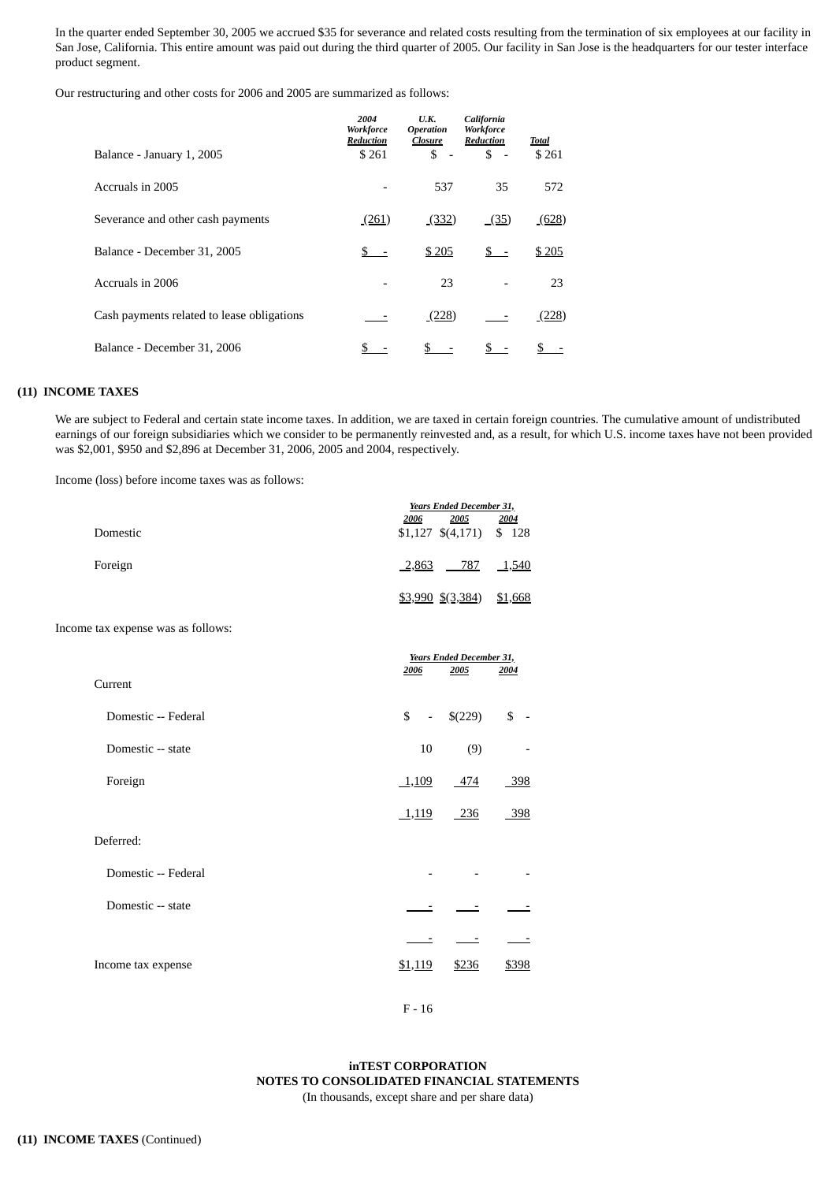In the quarter ended September 30, 2005 we accrued $35 for severance and related costs resulting from the termination of six employees at our facility in San Jose, California. This entire amount was paid out during the third quarter of 2005. Our facility in San Jose is the headquarters for our tester interface product segment.

Our restructuring and other costs for 2006 and 2005 are summarized as follows:

| | *2004 Workforce Reduction* | *U.K. Operation Closure* | *California Workforce Reduction* | *Total* |
|---|---|---|---|---|
| Balance - January 1, 2005 | $ 261 | $ - | $ - | $ 261 |
| Accruals in 2005 | - | 537 | 35 | 572 |
| Severance and other cash payments | (261) | (332) | (35) | (628) |
| Balance - December 31, 2005 | $ - | $ 205 | $ - | $ 205 |
| Accruals in 2006 | - | 23 | - | 23 |
| Cash payments related to lease obligations | - | (228) | - | (228) |
| Balance - December 31, 2006 | $ - | $ - | $ - | $ - |

## (11) INCOME TAXES

We are subject to Federal and certain state income taxes. In addition, we are taxed in certain foreign countries. The cumulative amount of undistributed earnings of our foreign subsidiaries which we consider to be permanently reinvested and, as a result, for which U.S. income taxes have not been provided was $2,001, $950 and $2,896 at December 31, 2006, 2005 and 2004, respectively.

Income (loss) before income taxes was as follows:

| | *Years Ended December 31,* | | |
|---|---|---|---|
| | *2006* | *2005* | *2004* |
| Domestic | $1,127 | $(4,171) | $ 128 |
| Foreign | 2,863 | 787 | 1,540 |
| | $3,990 | $(3,384) | $1,668 |

Income tax expense was as follows:

| | *Years Ended December 31,* | | |
|---|---|---|---|
| | *2006* | *2005* | *2004* |
| Current | | | |
| Domestic -- Federal | $ - | $(229) | $ - |
| Domestic -- state | 10 | (9) | - |
| Foreign | 1,109 | 474 | 398 |
| | 1,119 | 236 | 398 |
| Deferred: | | | |
| Domestic -- Federal | - | - | - |
| Domestic -- state | - | - | - |
| | - | - | - |
| Income tax expense | $1,119 | $236 | $398 |

**inTEST CORPORATION**
**NOTES TO CONSOLIDATED FINANCIAL STATEMENTS**
(In thousands, except share and per share data)

**(11) INCOME TAXES** (Continued)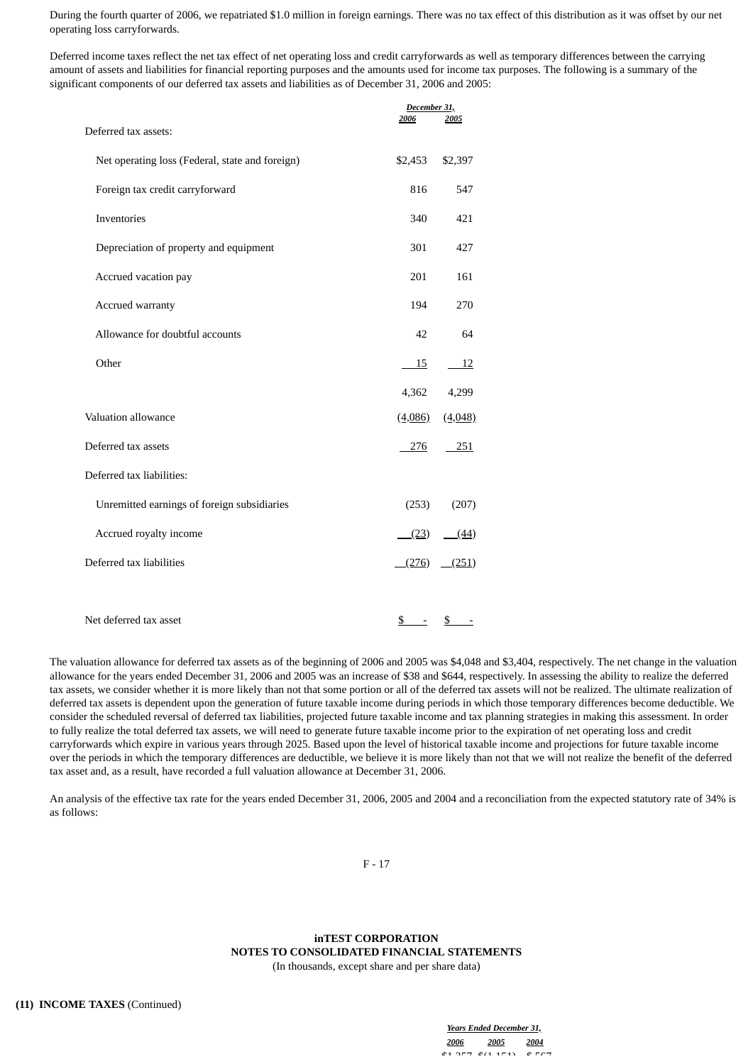During the fourth quarter of 2006, we repatriated $1.0 million in foreign earnings. There was no tax effect of this distribution as it was offset by our net operating loss carryforwards.

Deferred income taxes reflect the net tax effect of net operating loss and credit carryforwards as well as temporary differences between the carrying amount of assets and liabilities for financial reporting purposes and the amounts used for income tax purposes. The following is a summary of the significant components of our deferred tax assets and liabilities as of December 31, 2006 and 2005:

| | December 31, | |
|---|---|---|
| | 2006 | 2005 |
| Deferred tax assets: | | |
| Net operating loss (Federal, state and foreign) | $2,453 | $2,397 |
| Foreign tax credit carryforward | 816 | 547 |
| Inventories | 340 | 421 |
| Depreciation of property and equipment | 301 | 427 |
| Accrued vacation pay | 201 | 161 |
| Accrued warranty | 194 | 270 |
| Allowance for doubtful accounts | 42 | 64 |
| Other | 15 | 12 |
| | 4,362 | 4,299 |
| Valuation allowance | (4,086) | (4,048) |
| Deferred tax assets | 276 | 251 |
| Deferred tax liabilities: | | |
| Unremitted earnings of foreign subsidiaries | (253) | (207) |
| Accrued royalty income | (23) | (44) |
| Deferred tax liabilities | (276) | (251) |
| Net deferred tax asset | $ - | $ - |

The valuation allowance for deferred tax assets as of the beginning of 2006 and 2005 was $4,048 and $3,404, respectively. The net change in the valuation allowance for the years ended December 31, 2006 and 2005 was an increase of $38 and $644, respectively. In assessing the ability to realize the deferred tax assets, we consider whether it is more likely than not that some portion or all of the deferred tax assets will not be realized. The ultimate realization of deferred tax assets is dependent upon the generation of future taxable income during periods in which those temporary differences become deductible. We consider the scheduled reversal of deferred tax liabilities, projected future taxable income and tax planning strategies in making this assessment. In order to fully realize the total deferred tax assets, we will need to generate future taxable income prior to the expiration of net operating loss and credit carryforwards which expire in various years through 2025. Based upon the level of historical taxable income and projections for future taxable income over the periods in which the temporary differences are deductible, we believe it is more likely than not that we will not realize the benefit of the deferred tax asset and, as a result, have recorded a full valuation allowance at December 31, 2006.

An analysis of the effective tax rate for the years ended December 31, 2006, 2005 and 2004 and a reconciliation from the expected statutory rate of 34% is as follows:

**inTEST CORPORATION**
**NOTES TO CONSOLIDATED FINANCIAL STATEMENTS**
(In thousands, except share and per share data)

**(11) INCOME TAXES** (Continued)

| | Years Ended December 31, | | |
|---|---|---|---|
| | 2006 | 2005 | 2004 |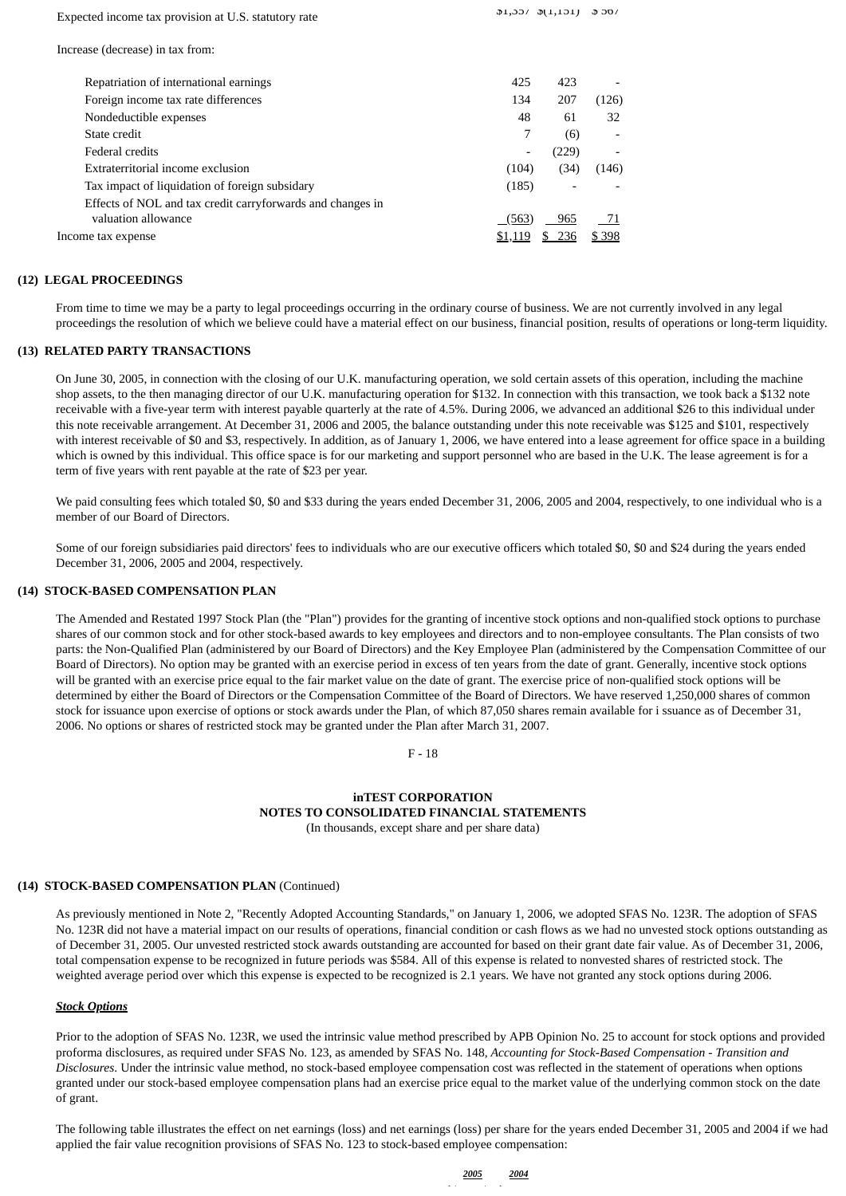| | | | |
|---|---|---|---|
| Expected income tax provision at U.S. statutory rate | $1,357 | $(1,151) | $ 567 |
| Increase (decrease) in tax from: | | | |
| Repatriation of international earnings | 425 | 423 | - |
| Foreign income tax rate differences | 134 | 207 | (126) |
| Nondeductible expenses | 48 | 61 | 32 |
| State credit | 7 | (6) | - |
| Federal credits | - | (229) | - |
| Extraterritorial income exclusion | (104) | (34) | (146) |
| Tax impact of liquidation of foreign subsidary | (185) | - | - |
| Effects of NOL and tax credit carryforwards and changes in valuation allowance | (563) | 965 | 71 |
| Income tax expense | $1,119 | $ 236 | $ 398 |

## (12) LEGAL PROCEEDINGS

From time to time we may be a party to legal proceedings occurring in the ordinary course of business. We are not currently involved in any legal proceedings the resolution of which we believe could have a material effect on our business, financial position, results of operations or long-term liquidity.

## (13) RELATED PARTY TRANSACTIONS

On June 30, 2005, in connection with the closing of our U.K. manufacturing operation, we sold certain assets of this operation, including the machine shop assets, to the then managing director of our U.K. manufacturing operation for $132. In connection with this transaction, we took back a $132 note receivable with a five-year term with interest payable quarterly at the rate of 4.5%. During 2006, we advanced an additional $26 to this individual under this note receivable arrangement. At December 31, 2006 and 2005, the balance outstanding under this note receivable was $125 and $101, respectively with interest receivable of $0 and $3, respectively. In addition, as of January 1, 2006, we have entered into a lease agreement for office space in a building which is owned by this individual. This office space is for our marketing and support personnel who are based in the U.K. The lease agreement is for a term of five years with rent payable at the rate of $23 per year.

We paid consulting fees which totaled $0, $0 and $33 during the years ended December 31, 2006, 2005 and 2004, respectively, to one individual who is a member of our Board of Directors.

Some of our foreign subsidiaries paid directors' fees to individuals who are our executive officers which totaled $0, $0 and $24 during the years ended December 31, 2006, 2005 and 2004, respectively.

## (14) STOCK-BASED COMPENSATION PLAN

The Amended and Restated 1997 Stock Plan (the "Plan") provides for the granting of incentive stock options and non-qualified stock options to purchase shares of our common stock and for other stock-based awards to key employees and directors and to non-employee consultants. The Plan consists of two parts: the Non-Qualified Plan (administered by our Board of Directors) and the Key Employee Plan (administered by the Compensation Committee of our Board of Directors). No option may be granted with an exercise period in excess of ten years from the date of grant. Generally, incentive stock options will be granted with an exercise price equal to the fair market value on the date of grant. The exercise price of non-qualified stock options will be determined by either the Board of Directors or the Compensation Committee of the Board of Directors. We have reserved 1,250,000 shares of common stock for issuance upon exercise of options or stock awards under the Plan, of which 87,050 shares remain available for i ssuance as of December 31, 2006. No options or shares of restricted stock may be granted under the Plan after March 31, 2007.

**inTEST CORPORATION**
**NOTES TO CONSOLIDATED FINANCIAL STATEMENTS**
(In thousands, except share and per share data)

## (14) STOCK-BASED COMPENSATION PLAN (Continued)

As previously mentioned in Note 2, "Recently Adopted Accounting Standards," on January 1, 2006, we adopted SFAS No. 123R. The adoption of SFAS No. 123R did not have a material impact on our results of operations, financial condition or cash flows as we had no unvested stock options outstanding as of December 31, 2005. Our unvested restricted stock awards outstanding are accounted for based on their grant date fair value. As of December 31, 2006, total compensation expense to be recognized in future periods was $584. All of this expense is related to nonvested shares of restricted stock. The weighted average period over which this expense is expected to be recognized is 2.1 years. We have not granted any stock options during 2006.

***Stock Options***

Prior to the adoption of SFAS No. 123R, we used the intrinsic value method prescribed by APB Opinion No. 25 to account for stock options and provided proforma disclosures, as required under SFAS No. 123, as amended by SFAS No. 148, *Accounting for Stock-Based Compensation - Transition and Disclosures*. Under the intrinsic value method, no stock-based employee compensation cost was reflected in the statement of operations when options granted under our stock-based employee compensation plans had an exercise price equal to the market value of the underlying common stock on the date of grant.

The following table illustrates the effect on net earnings (loss) and net earnings (loss) per share for the years ended December 31, 2005 and 2004 if we had applied the fair value recognition provisions of SFAS No. 123 to stock-based employee compensation:

| | 2005 | 2004 |
|---|---|---|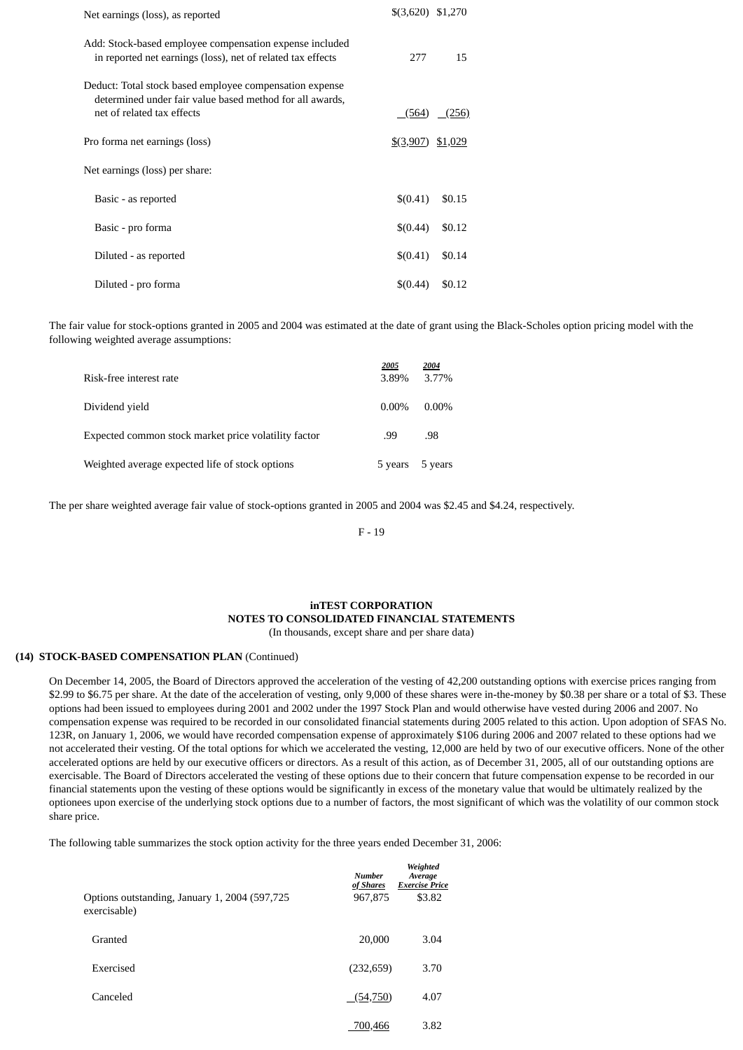| | | |
|---|---|---|
| Net earnings (loss), as reported | $(3,620) | $1,270 |
| Add: Stock-based employee compensation expense included in reported net earnings (loss), net of related tax effects | 277 | 15 |
| Deduct: Total stock based employee compensation expense determined under fair value based method for all awards, net of related tax effects | (564) | (256) |
| Pro forma net earnings (loss) | $(3,907) | $1,029 |
| Net earnings (loss) per share: | | |
| Basic - as reported | $(0.41) | $0.15 |
| Basic - pro forma | $(0.44) | $0.12 |
| Diluted - as reported | $(0.41) | $0.14 |
| Diluted - pro forma | $(0.44) | $0.12 |

The fair value for stock-options granted in 2005 and 2004 was estimated at the date of grant using the Black-Scholes option pricing model with the following weighted average assumptions:

| | *2005* | *2004* |
|---|---|---|
| Risk-free interest rate | 3.89% | 3.77% |
| Dividend yield | 0.00% | 0.00% |
| Expected common stock market price volatility factor | .99 | .98 |
| Weighted average expected life of stock options | 5 years | 5 years |

The per share weighted average fair value of stock-options granted in 2005 and 2004 was $2.45 and $4.24, respectively.

**inTEST CORPORATION**
**NOTES TO CONSOLIDATED FINANCIAL STATEMENTS**
(In thousands, except share and per share data)

**(14) STOCK-BASED COMPENSATION PLAN** (Continued)

On December 14, 2005, the Board of Directors approved the acceleration of the vesting of 42,200 outstanding options with exercise prices ranging from $2.99 to $6.75 per share. At the date of the acceleration of vesting, only 9,000 of these shares were in-the-money by $0.38 per share or a total of $3. These options had been issued to employees during 2001 and 2002 under the 1997 Stock Plan and would otherwise have vested during 2006 and 2007. No compensation expense was required to be recorded in our consolidated financial statements during 2005 related to this action. Upon adoption of SFAS No. 123R, on January 1, 2006, we would have recorded compensation expense of approximately $106 during 2006 and 2007 related to these options had we not accelerated their vesting. Of the total options for which we accelerated the vesting, 12,000 are held by two of our executive officers. None of the other accelerated options are held by our executive officers or directors. As a result of this action, as of December 31, 2005, all of our outstanding options are exercisable. The Board of Directors accelerated the vesting of these options due to their concern that future compensation expense to be recorded in our financial statements upon the vesting of these options would be significantly in excess of the monetary value that would be ultimately realized by the optionees upon exercise of the underlying stock options due to a number of factors, the most significant of which was the volatility of our common stock share price.

The following table summarizes the stock option activity for the three years ended December 31, 2006:

| | *Number of Shares* | *Weighted Average Exercise Price* |
|---|---|---|
| Options outstanding, January 1, 2004 (597,725 exercisable) | 967,875 | $3.82 |
| Granted | 20,000 | 3.04 |
| Exercised | (232,659) | 3.70 |
| Canceled | (54,750) | 4.07 |
| | 700,466 | 3.82 |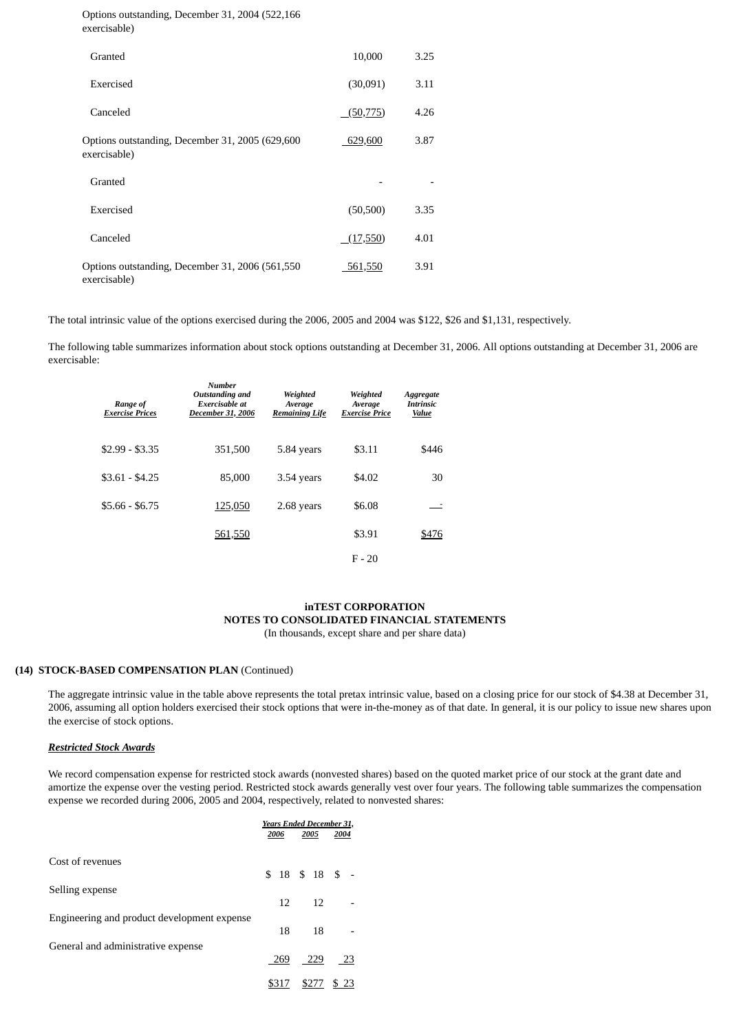| | | |
|---|---|---|
| Options outstanding, December 31, 2004 (522,166 exercisable) | | |
| Granted | 10,000 | 3.25 |
| Exercised | (30,091) | 3.11 |
| Canceled | (50,775) | 4.26 |
| Options outstanding, December 31, 2005 (629,600 exercisable) | 629,600 | 3.87 |
| Granted | - | - |
| Exercised | (50,500) | 3.35 |
| Canceled | (17,550) | 4.01 |
| Options outstanding, December 31, 2006 (561,550 exercisable) | 561,550 | 3.91 |

The total intrinsic value of the options exercised during the 2006, 2005 and 2004 was $122, $26 and $1,131, respectively.

The following table summarizes information about stock options outstanding at December 31, 2006. All options outstanding at December 31, 2006 are exercisable:

| *Range of Exercise Prices* | *Number Outstanding and Exercisable at December 31, 2006* | *Weighted Average Remaining Life* | *Weighted Average Exercise Price* | *Aggregate Intrinsic Value* |
|---|---|---|---|---|
| $2.99 - $3.35 | 351,500 | 5.84 years | $3.11 | $446 |
| $3.61 - $4.25 | 85,000 | 3.54 years | $4.02 | 30 |
| $5.66 - $6.75 | 125,050 | 2.68 years | $6.08 | - |
| | 561,550 | | $3.91 | $476 |

**inTEST CORPORATION**
**NOTES TO CONSOLIDATED FINANCIAL STATEMENTS**
(In thousands, except share and per share data)

**(14) STOCK-BASED COMPENSATION PLAN** (Continued)

The aggregate intrinsic value in the table above represents the total pretax intrinsic value, based on a closing price for our stock of $4.38 at December 31, 2006, assuming all option holders exercised their stock options that were in-the-money as of that date. In general, it is our policy to issue new shares upon the exercise of stock options.

***Restricted Stock Awards***

We record compensation expense for restricted stock awards (nonvested shares) based on the quoted market price of our stock at the grant date and amortize the expense over the vesting period. Restricted stock awards generally vest over four years. The following table summarizes the compensation expense we recorded during 2006, 2005 and 2004, respectively, related to nonvested shares:

| | *Years Ended December 31,* | | |
|---|---|---|---|
| | *2006* | *2005* | *2004* |
| Cost of revenues | $ 18 | $ 18 | $ - |
| Selling expense | 12 | 12 | - |
| Engineering and product development expense | 18 | 18 | - |
| General and administrative expense | 269 | 229 | 23 |
| | $317 | $277 | $ 23 |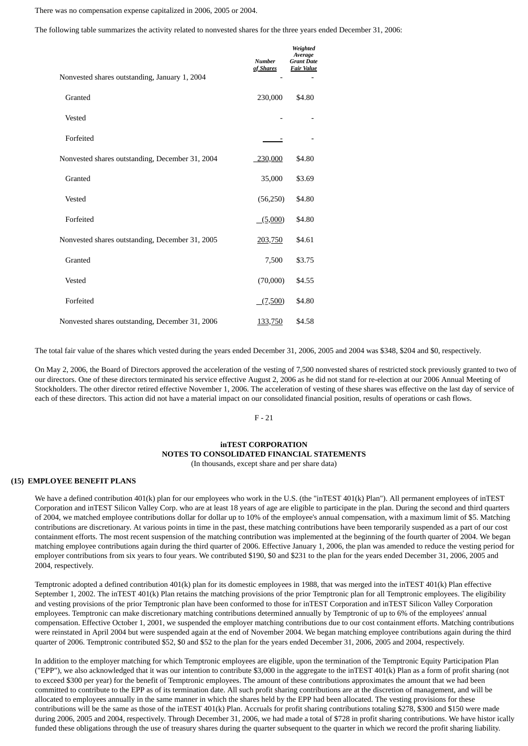There was no compensation expense capitalized in 2006, 2005 or 2004.

The following table summarizes the activity related to nonvested shares for the three years ended December 31, 2006:

| | *Number of Shares* | *Weighted Average Grant Date Fair Value* |
|---|---|---|
| Nonvested shares outstanding, January 1, 2004 | - | - |
| Granted | 230,000 | $4.80 |
| Vested | - | - |
| Forfeited | - | - |
| Nonvested shares outstanding, December 31, 2004 | 230,000 | $4.80 |
| Granted | 35,000 | $3.69 |
| Vested | (56,250) | $4.80 |
| Forfeited | (5,000) | $4.80 |
| Nonvested shares outstanding, December 31, 2005 | 203,750 | $4.61 |
| Granted | 7,500 | $3.75 |
| Vested | (70,000) | $4.55 |
| Forfeited | (7,500) | $4.80 |
| Nonvested shares outstanding, December 31, 2006 | 133,750 | $4.58 |

The total fair value of the shares which vested during the years ended December 31, 2006, 2005 and 2004 was $348, $204 and $0, respectively.

On May 2, 2006, the Board of Directors approved the acceleration of the vesting of 7,500 nonvested shares of restricted stock previously granted to two of our directors. One of these directors terminated his service effective August 2, 2006 as he did not stand for re-election at our 2006 Annual Meeting of Stockholders. The other director retired effective November 1, 2006. The acceleration of vesting of these shares was effective on the last day of service of each of these directors. This action did not have a material impact on our consolidated financial position, results of operations or cash flows.

**inTEST CORPORATION**
**NOTES TO CONSOLIDATED FINANCIAL STATEMENTS**
(In thousands, except share and per share data)

## (15) EMPLOYEE BENEFIT PLANS

We have a defined contribution 401(k) plan for our employees who work in the U.S. (the "inTEST 401(k) Plan"). All permanent employees of inTEST Corporation and inTEST Silicon Valley Corp. who are at least 18 years of age are eligible to participate in the plan. During the second and third quarters of 2004, we matched employee contributions dollar for dollar up to 10% of the employee's annual compensation, with a maximum limit of $5. Matching contributions are discretionary. At various points in time in the past, these matching contributions have been temporarily suspended as a part of our cost containment efforts. The most recent suspension of the matching contribution was implemented at the beginning of the fourth quarter of 2004. We began matching employee contributions again during the third quarter of 2006. Effective January 1, 2006, the plan was amended to reduce the vesting period for employer contributions from six years to four years. We contributed $190, $0 and $231 to the plan for the years ended December 31, 2006, 2005 and 2004, respectively.

Temptronic adopted a defined contribution 401(k) plan for its domestic employees in 1988, that was merged into the inTEST 401(k) Plan effective September 1, 2002. The inTEST 401(k) Plan retains the matching provisions of the prior Temptronic plan for all Temptronic employees. The eligibility and vesting provisions of the prior Temptronic plan have been conformed to those for inTEST Corporation and inTEST Silicon Valley Corporation employees. Temptronic can make discretionary matching contributions determined annually by Temptronic of up to 6% of the employees' annual compensation. Effective October 1, 2001, we suspended the employer matching contributions due to our cost containment efforts. Matching contributions were reinstated in April 2004 but were suspended again at the end of November 2004. We began matching employee contributions again during the third quarter of 2006. Temptronic contributed $52, $0 and $52 to the plan for the years ended December 31, 2006, 2005 and 2004, respectively.

In addition to the employer matching for which Temptronic employees are eligible, upon the termination of the Temptronic Equity Participation Plan ("EPP"), we also acknowledged that it was our intention to contribute $3,000 in the aggregate to the inTEST 401(k) Plan as a form of profit sharing (not to exceed $300 per year) for the benefit of Temptronic employees. The amount of these contributions approximates the amount that we had been committed to contribute to the EPP as of its termination date. All such profit sharing contributions are at the discretion of management, and will be allocated to employees annually in the same manner in which the shares held by the EPP had been allocated. The vesting provisions for these contributions will be the same as those of the inTEST 401(k) Plan. Accruals for profit sharing contributions totaling $278, $300 and $150 were made during 2006, 2005 and 2004, respectively. Through December 31, 2006, we had made a total of $728 in profit sharing contributions. We have histor ically funded these obligations through the use of treasury shares during the quarter subsequent to the quarter in which we record the profit sharing liability.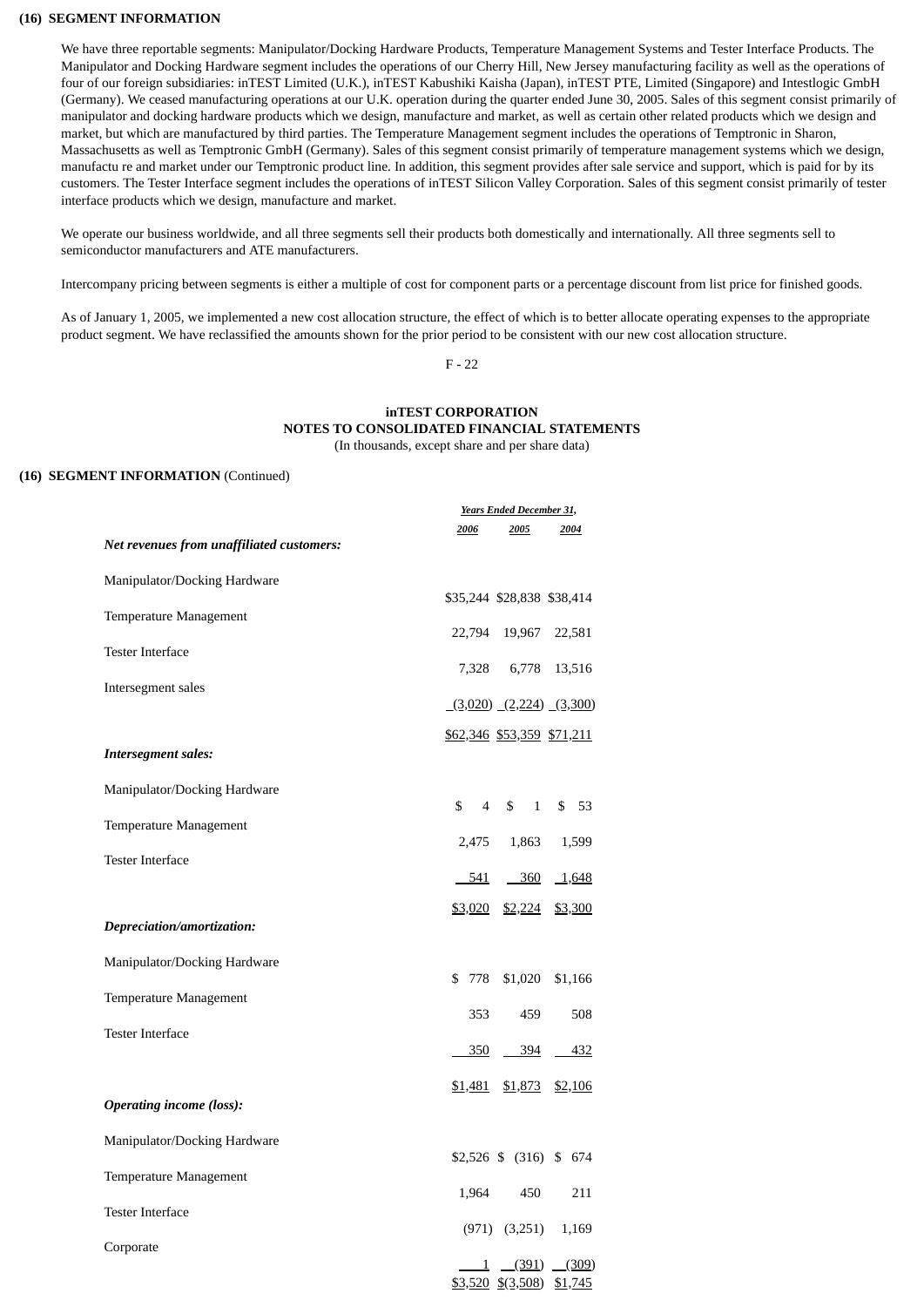**(16) SEGMENT INFORMATION**

We have three reportable segments: Manipulator/Docking Hardware Products, Temperature Management Systems and Tester Interface Products. The Manipulator and Docking Hardware segment includes the operations of our Cherry Hill, New Jersey manufacturing facility as well as the operations of four of our foreign subsidiaries: inTEST Limited (U.K.), inTEST Kabushiki Kaisha (Japan), inTEST PTE, Limited (Singapore) and Intestlogic GmbH (Germany). We ceased manufacturing operations at our U.K. operation during the quarter ended June 30, 2005. Sales of this segment consist primarily of manipulator and docking hardware products which we design, manufacture and market, as well as certain other related products which we design and market, but which are manufactured by third parties. The Temperature Management segment includes the operations of Temptronic in Sharon, Massachusetts as well as Temptronic GmbH (Germany). Sales of this segment consist primarily of temperature management systems which we design, manufactu re and market under our Temptronic product line. In addition, this segment provides after sale service and support, which is paid for by its customers. The Tester Interface segment includes the operations of inTEST Silicon Valley Corporation. Sales of this segment consist primarily of tester interface products which we design, manufacture and market.

We operate our business worldwide, and all three segments sell their products both domestically and internationally. All three segments sell to semiconductor manufacturers and ATE manufacturers.

Intercompany pricing between segments is either a multiple of cost for component parts or a percentage discount from list price for finished goods.

As of January 1, 2005, we implemented a new cost allocation structure, the effect of which is to better allocate operating expenses to the appropriate product segment. We have reclassified the amounts shown for the prior period to be consistent with our new cost allocation structure.

**inTEST CORPORATION**
**NOTES TO CONSOLIDATED FINANCIAL STATEMENTS**
(In thousands, except share and per share data)

**(16) SEGMENT INFORMATION** (Continued)

| | *Years Ended December 31,* | | |
|---|---|---|---|
| | *2006* | *2005* | *2004* |
| ***Net revenues from unaffiliated customers:*** | | | |
| Manipulator/Docking Hardware | $35,244 | $28,838 | $38,414 |
| Temperature Management | 22,794 | 19,967 | 22,581 |
| Tester Interface | 7,328 | 6,778 | 13,516 |
| Intersegment sales | (3,020) | (2,224) | (3,300) |
| | $62,346 | $53,359 | $71,211 |
| ***Intersegment sales:*** | | | |
| Manipulator/Docking Hardware | $ 4 | $ 1 | $ 53 |
| Temperature Management | 2,475 | 1,863 | 1,599 |
| Tester Interface | 541 | 360 | 1,648 |
| | $3,020 | $2,224 | $3,300 |
| ***Depreciation/amortization:*** | | | |
| Manipulator/Docking Hardware | $ 778 | $1,020 | $1,166 |
| Temperature Management | 353 | 459 | 508 |
| Tester Interface | 350 | 394 | 432 |
| | $1,481 | $1,873 | $2,106 |
| ***Operating income (loss):*** | | | |
| Manipulator/Docking Hardware | $2,526 | $ (316) | $ 674 |
| Temperature Management | 1,964 | 450 | 211 |
| Tester Interface | (971) | (3,251) | 1,169 |
| Corporate | 1 | (391) | (309) |
| | $3,520 | $(3,508) | $1,745 |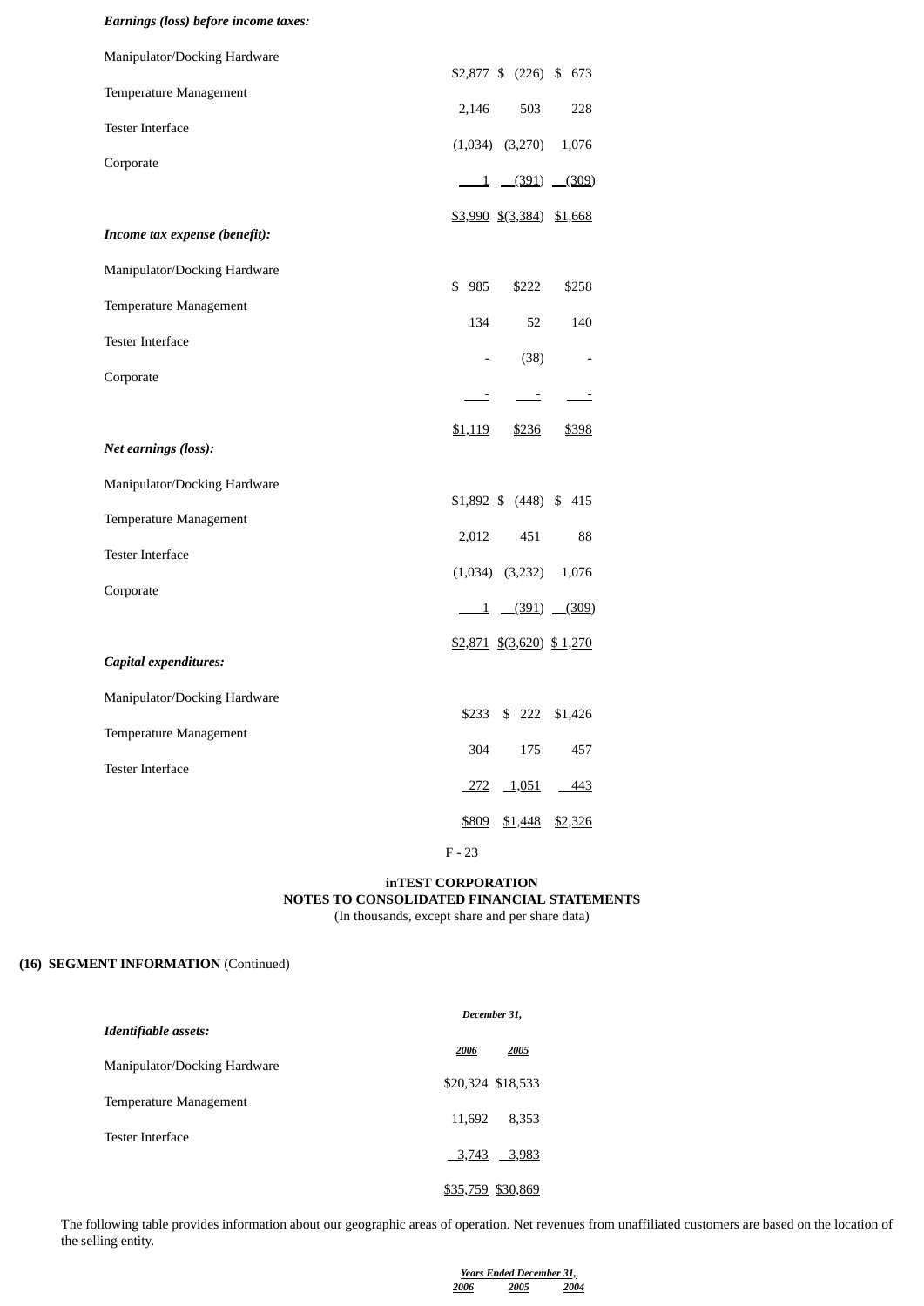| | | | |
|---|---|---|---|
| ***Earnings (loss) before income taxes:*** | | | |
| Manipulator/Docking Hardware | $2,877 | $ (226) | $ 673 |
| Temperature Management | 2,146 | 503 | 228 |
| Tester Interface | (1,034) | (3,270) | 1,076 |
| Corporate | 1 | (391) | (309) |
| | $3,990 | $(3,384) | $1,668 |
| ***Income tax expense (benefit):*** | | | |
| Manipulator/Docking Hardware | $ 985 | $222 | $258 |
| Temperature Management | 134 | 52 | 140 |
| Tester Interface | - | (38) | - |
| Corporate | - | - | - |
| | $1,119 | $236 | $398 |
| ***Net earnings (loss):*** | | | |
| Manipulator/Docking Hardware | $1,892 | $ (448) | $ 415 |
| Temperature Management | 2,012 | 451 | 88 |
| Tester Interface | (1,034) | (3,232) | 1,076 |
| Corporate | 1 | (391) | (309) |
| | $2,871 | $(3,620) | $ 1,270 |
| ***Capital expenditures:*** | | | |
| Manipulator/Docking Hardware | $233 | $ 222 | $1,426 |
| Temperature Management | 304 | 175 | 457 |
| Tester Interface | 272 | 1,051 | 443 |
| | $809 | $1,448 | $2,326 |

**inTEST CORPORATION**
**NOTES TO CONSOLIDATED FINANCIAL STATEMENTS**
(In thousands, except share and per share data)

**(16) SEGMENT INFORMATION** (Continued)

| | ***December 31,*** | |
|---|---|---|
| ***Identifiable assets:*** | ***2006*** | ***2005*** |
| Manipulator/Docking Hardware | $20,324 | $18,533 |
| Temperature Management | 11,692 | 8,353 |
| Tester Interface | 3,743 | 3,983 |
| | $35,759 | $30,869 |

The following table provides information about our geographic areas of operation. Net revenues from unaffiliated customers are based on the location of the selling entity.

| | ***Years Ended December 31,*** | | |
|---|---|---|---|
| | ***2006*** | ***2005*** | ***2004*** |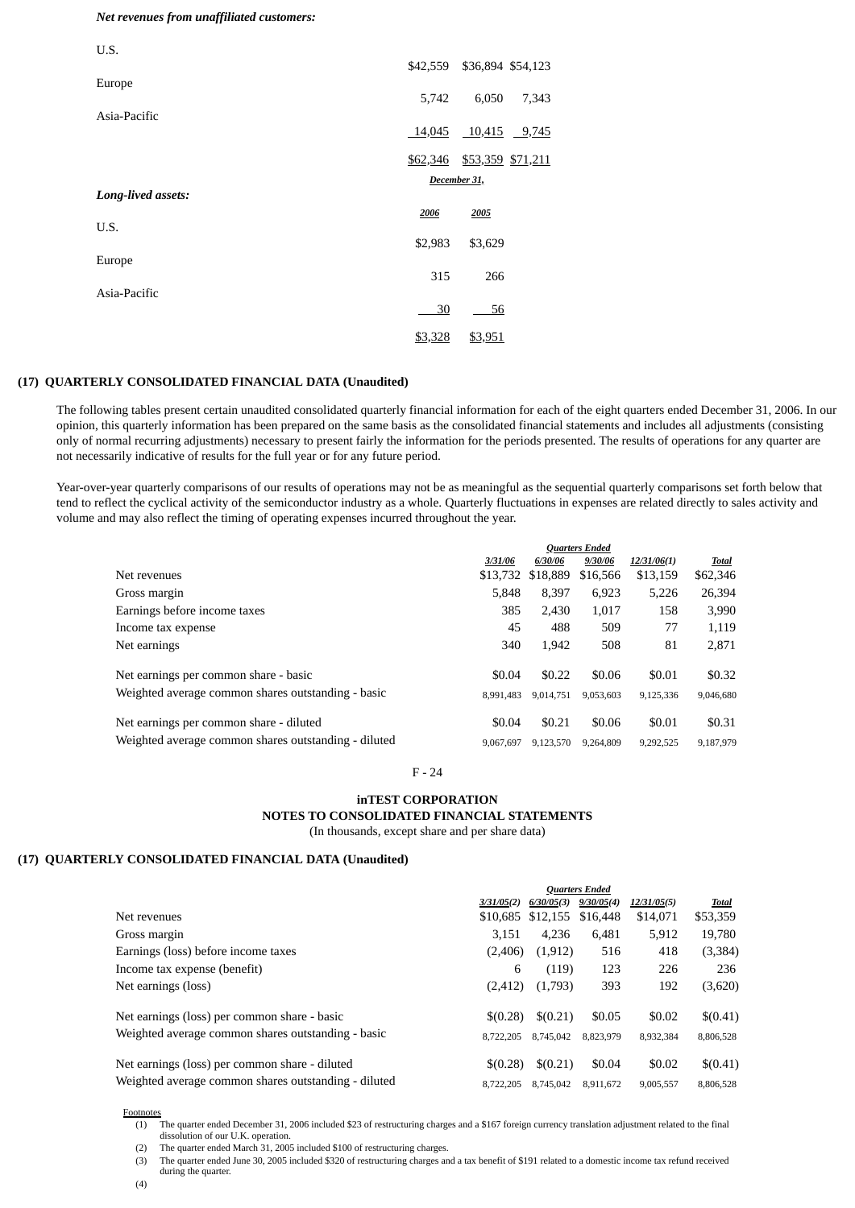| ***Net revenues from unaffiliated customers:*** | | | |
|---|---|---|---|
| U.S. | $42,559 | $36,894 | $54,123 |
| Europe | 5,742 | 6,050 | 7,343 |
| Asia-Pacific | 14,045 | 10,415 | 9,745 |
| | $62,346 | $53,359 | $71,211 |

| | *December 31,* | |
|---|---|---|
| ***Long-lived assets:*** | *2006* | *2005* |
| U.S. | $2,983 | $3,629 |
| Europe | 315 | 266 |
| Asia-Pacific | 30 | 56 |
| | $3,328 | $3,951 |

**(17) QUARTERLY CONSOLIDATED FINANCIAL DATA (Unaudited)**

The following tables present certain unaudited consolidated quarterly financial information for each of the eight quarters ended December 31, 2006. In our opinion, this quarterly information has been prepared on the same basis as the consolidated financial statements and includes all adjustments (consisting only of normal recurring adjustments) necessary to present fairly the information for the periods presented. The results of operations for any quarter are not necessarily indicative of results for the full year or for any future period.

Year-over-year quarterly comparisons of our results of operations may not be as meaningful as the sequential quarterly comparisons set forth below that tend to reflect the cyclical activity of the semiconductor industry as a whole. Quarterly fluctuations in expenses are related directly to sales activity and volume and may also reflect the timing of operating expenses incurred throughout the year.

| | *Quarters Ended* | | | | |
|---|---|---|---|---|---|
| | *3/31/06* | *6/30/06* | *9/30/06* | *12/31/06(1)* | *Total* |
| Net revenues | $13,732 | $18,889 | $16,566 | $13,159 | $62,346 |
| Gross margin | 5,848 | 8,397 | 6,923 | 5,226 | 26,394 |
| Earnings before income taxes | 385 | 2,430 | 1,017 | 158 | 3,990 |
| Income tax expense | 45 | 488 | 509 | 77 | 1,119 |
| Net earnings | 340 | 1,942 | 508 | 81 | 2,871 |
| | | | | | |
| Net earnings per common share - basic | $0.04 | $0.22 | $0.06 | $0.01 | $0.32 |
| Weighted average common shares outstanding - basic | 8,991,483 | 9,014,751 | 9,053,603 | 9,125,336 | 9,046,680 |
| | | | | | |
| Net earnings per common share - diluted | $0.04 | $0.21 | $0.06 | $0.01 | $0.31 |
| Weighted average common shares outstanding - diluted | 9,067,697 | 9,123,570 | 9,264,809 | 9,292,525 | 9,187,979 |

**inTEST CORPORATION**
**NOTES TO CONSOLIDATED FINANCIAL STATEMENTS**
(In thousands, except share and per share data)

**(17) QUARTERLY CONSOLIDATED FINANCIAL DATA (Unaudited)**

| | *Quarters Ended* | | | | |
|---|---|---|---|---|---|
| | *3/31/05(2)* | *6/30/05(3)* | *9/30/05(4)* | *12/31/05(5)* | *Total* |
| Net revenues | $10,685 | $12,155 | $16,448 | $14,071 | $53,359 |
| Gross margin | 3,151 | 4,236 | 6,481 | 5,912 | 19,780 |
| Earnings (loss) before income taxes | (2,406) | (1,912) | 516 | 418 | (3,384) |
| Income tax expense (benefit) | 6 | (119) | 123 | 226 | 236 |
| Net earnings (loss) | (2,412) | (1,793) | 393 | 192 | (3,620) |
| | | | | | |
| Net earnings (loss) per common share - basic | $(0.28) | $(0.21) | $0.05 | $0.02 | $(0.41) |
| Weighted average common shares outstanding - basic | 8,722,205 | 8,745,042 | 8,823,979 | 8,932,384 | 8,806,528 |
| | | | | | |
| Net earnings (loss) per common share - diluted | $(0.28) | $(0.21) | $0.04 | $0.02 | $(0.41) |
| Weighted average common shares outstanding - diluted | 8,722,205 | 8,745,042 | 8,911,672 | 9,005,557 | 8,806,528 |

Footnotes

(1) The quarter ended December 31, 2006 included $23 of restructuring charges and a $167 foreign currency translation adjustment related to the final dissolution of our U.K. operation.

(2) The quarter ended March 31, 2005 included $100 of restructuring charges.

(3) The quarter ended June 30, 2005 included $320 of restructuring charges and a tax benefit of $191 related to a domestic income tax refund received during the quarter.

(4)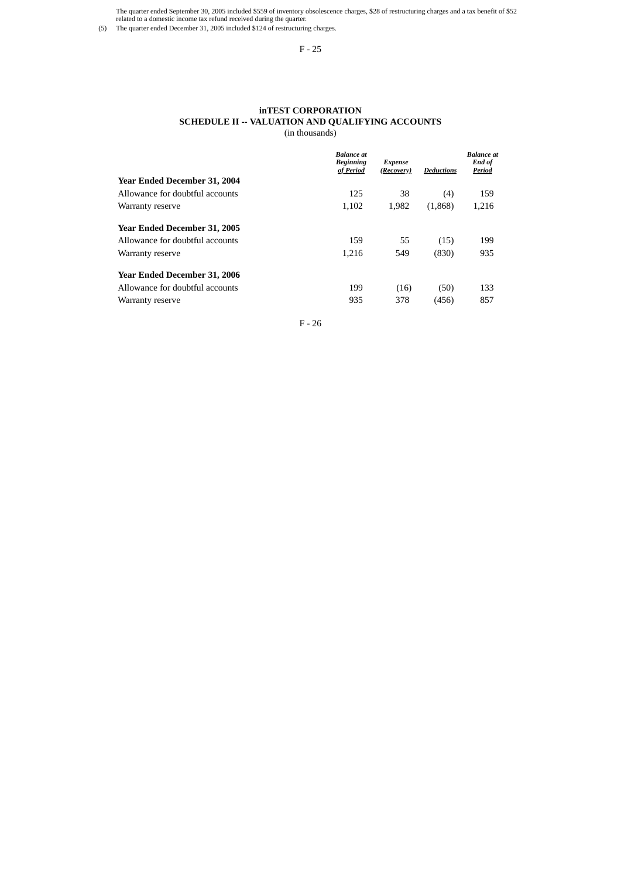The quarter ended September 30, 2005 included $559 of inventory obsolescence charges, $28 of restructuring charges and a tax benefit of $52 related to a domestic income tax refund received during the quarter.

(5) The quarter ended December 31, 2005 included $124 of restructuring charges.

## inTEST CORPORATION
## SCHEDULE II -- VALUATION AND QUALIFYING ACCOUNTS
(in thousands)

| | *Balance at Beginning of Period* | *Expense (Recovery)* | *Deductions* | *Balance at End of Period* |
|---|---|---|---|---|
| **Year Ended December 31, 2004** | | | | |
| Allowance for doubtful accounts | 125 | 38 | (4) | 159 |
| Warranty reserve | 1,102 | 1,982 | (1,868) | 1,216 |
| **Year Ended December 31, 2005** | | | | |
| Allowance for doubtful accounts | 159 | 55 | (15) | 199 |
| Warranty reserve | 1,216 | 549 | (830) | 935 |
| **Year Ended December 31, 2006** | | | | |
| Allowance for doubtful accounts | 199 | (16) | (50) | 133 |
| Warranty reserve | 935 | 378 | (456) | 857 |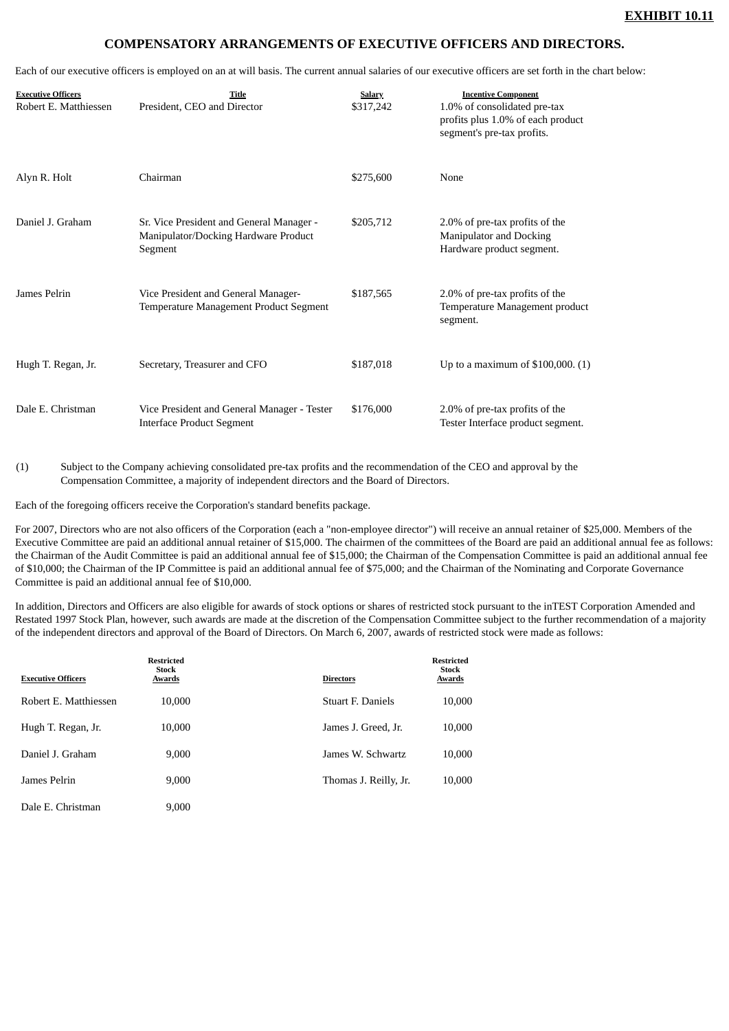**EXHIBIT 10.11**

## COMPENSATORY ARRANGEMENTS OF EXECUTIVE OFFICERS AND DIRECTORS.

Each of our executive officers is employed on an at will basis. The current annual salaries of our executive officers are set forth in the chart below:

| Executive Officers | Title | Salary | Incentive Component |
|---|---|---|---|
| Robert E. Matthiessen | President, CEO and Director | $317,242 | 1.0% of consolidated pre-tax profits plus 1.0% of each product segment's pre-tax profits. |
| Alyn R. Holt | Chairman | $275,600 | None |
| Daniel J. Graham | Sr. Vice President and General Manager - Manipulator/Docking Hardware Product Segment | $205,712 | 2.0% of pre-tax profits of the Manipulator and Docking Hardware product segment. |
| James Pelrin | Vice President and General Manager- Temperature Management Product Segment | $187,565 | 2.0% of pre-tax profits of the Temperature Management product segment. |
| Hugh T. Regan, Jr. | Secretary, Treasurer and CFO | $187,018 | Up to a maximum of $100,000. (1) |
| Dale E. Christman | Vice President and General Manager - Tester Interface Product Segment | $176,000 | 2.0% of pre-tax profits of the Tester Interface product segment. |

(1) Subject to the Company achieving consolidated pre-tax profits and the recommendation of the CEO and approval by the Compensation Committee, a majority of independent directors and the Board of Directors.

Each of the foregoing officers receive the Corporation's standard benefits package.

For 2007, Directors who are not also officers of the Corporation (each a "non-employee director") will receive an annual retainer of $25,000. Members of the Executive Committee are paid an additional annual retainer of $15,000. The chairmen of the committees of the Board are paid an additional annual fee as follows: the Chairman of the Audit Committee is paid an additional annual fee of $15,000; the Chairman of the Compensation Committee is paid an additional annual fee of $10,000; the Chairman of the IP Committee is paid an additional annual fee of $75,000; and the Chairman of the Nominating and Corporate Governance Committee is paid an additional annual fee of $10,000.

In addition, Directors and Officers are also eligible for awards of stock options or shares of restricted stock pursuant to the inTEST Corporation Amended and Restated 1997 Stock Plan, however, such awards are made at the discretion of the Compensation Committee subject to the further recommendation of a majority of the independent directors and approval of the Board of Directors. On March 6, 2007, awards of restricted stock were made as follows:

| Executive Officers | Restricted Stock Awards | Directors | Restricted Stock Awards |
|---|---|---|---|
| Robert E. Matthiessen | 10,000 | Stuart F. Daniels | 10,000 |
| Hugh T. Regan, Jr. | 10,000 | James J. Greed, Jr. | 10,000 |
| Daniel J. Graham | 9,000 | James W. Schwartz | 10,000 |
| James Pelrin | 9,000 | Thomas J. Reilly, Jr. | 10,000 |
| Dale E. Christman | 9,000 | | |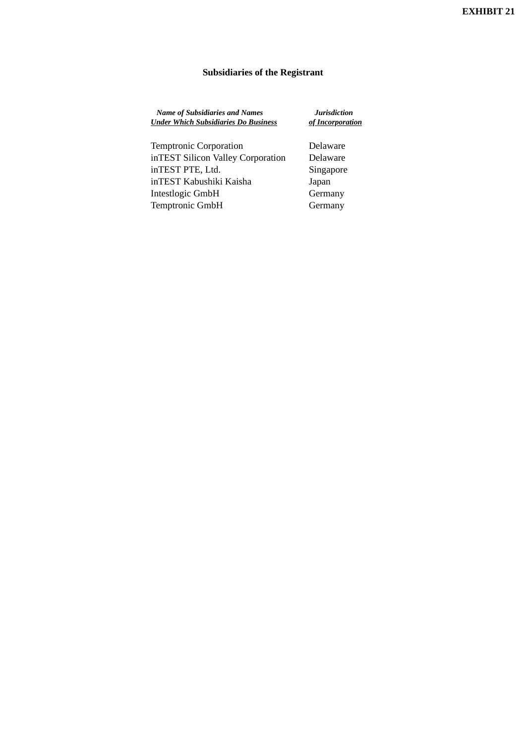**EXHIBIT 21**

## Subsidiaries of the Registrant

| ***Name of Subsidiaries and Names Under Which Subsidiaries Do Business*** | ***Jurisdiction of Incorporation*** |
| --- | --- |
| Temptronic Corporation | Delaware |
| inTEST Silicon Valley Corporation | Delaware |
| inTEST PTE, Ltd. | Singapore |
| inTEST Kabushiki Kaisha | Japan |
| Intestlogic GmbH | Germany |
| Temptronic GmbH | Germany |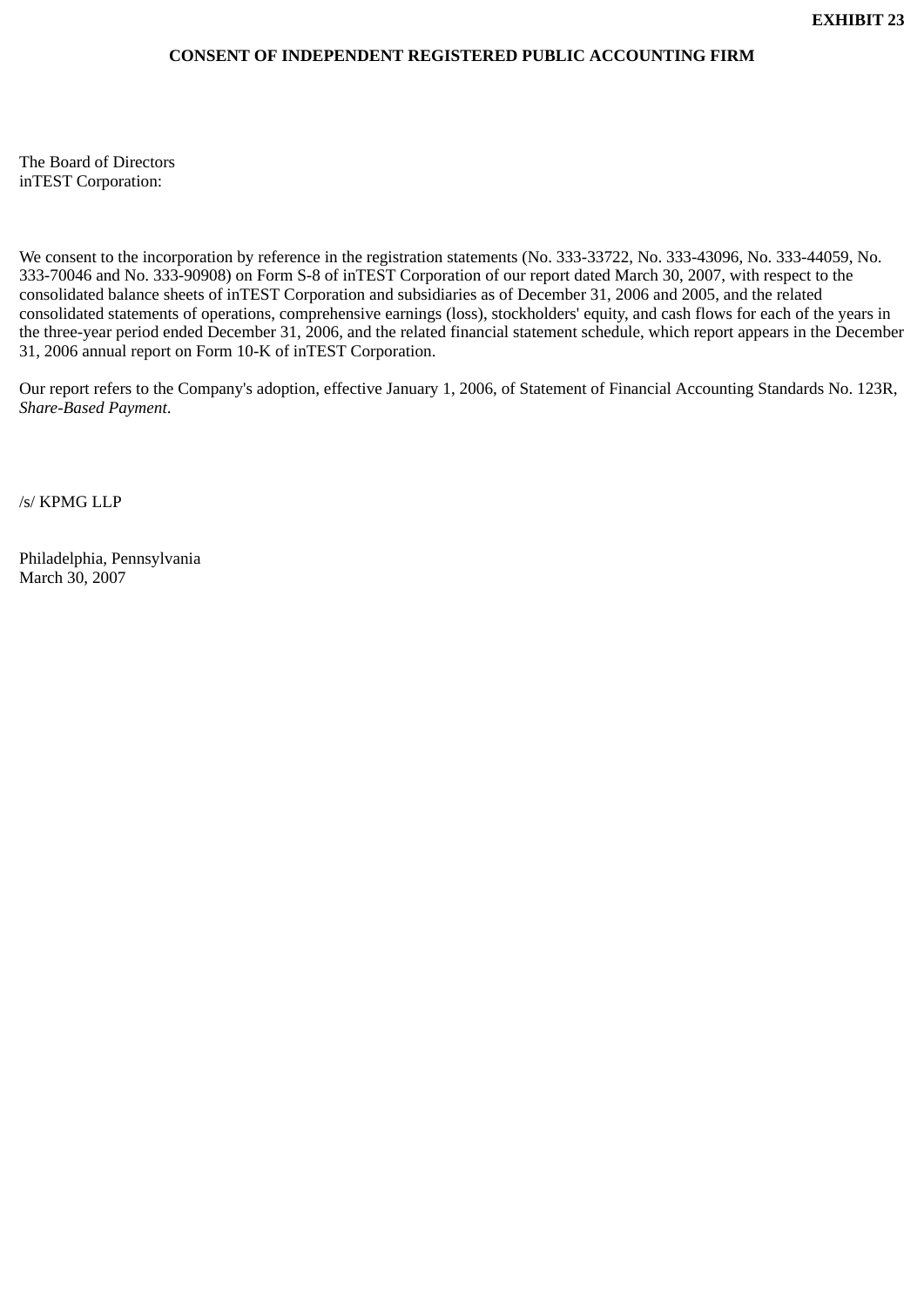**EXHIBIT 23**

**CONSENT OF INDEPENDENT REGISTERED PUBLIC ACCOUNTING FIRM**

The Board of Directors
inTEST Corporation:

We consent to the incorporation by reference in the registration statements (No. 333-33722, No. 333-43096, No. 333-44059, No. 333-70046 and No. 333-90908) on Form S-8 of inTEST Corporation of our report dated March 30, 2007, with respect to the consolidated balance sheets of inTEST Corporation and subsidiaries as of December 31, 2006 and 2005, and the related consolidated statements of operations, comprehensive earnings (loss), stockholders' equity, and cash flows for each of the years in the three-year period ended December 31, 2006, and the related financial statement schedule, which report appears in the December 31, 2006 annual report on Form 10-K of inTEST Corporation.

Our report refers to the Company's adoption, effective January 1, 2006, of Statement of Financial Accounting Standards No. 123R, *Share-Based Payment*.

/s/ KPMG LLP

Philadelphia, Pennsylvania
March 30, 2007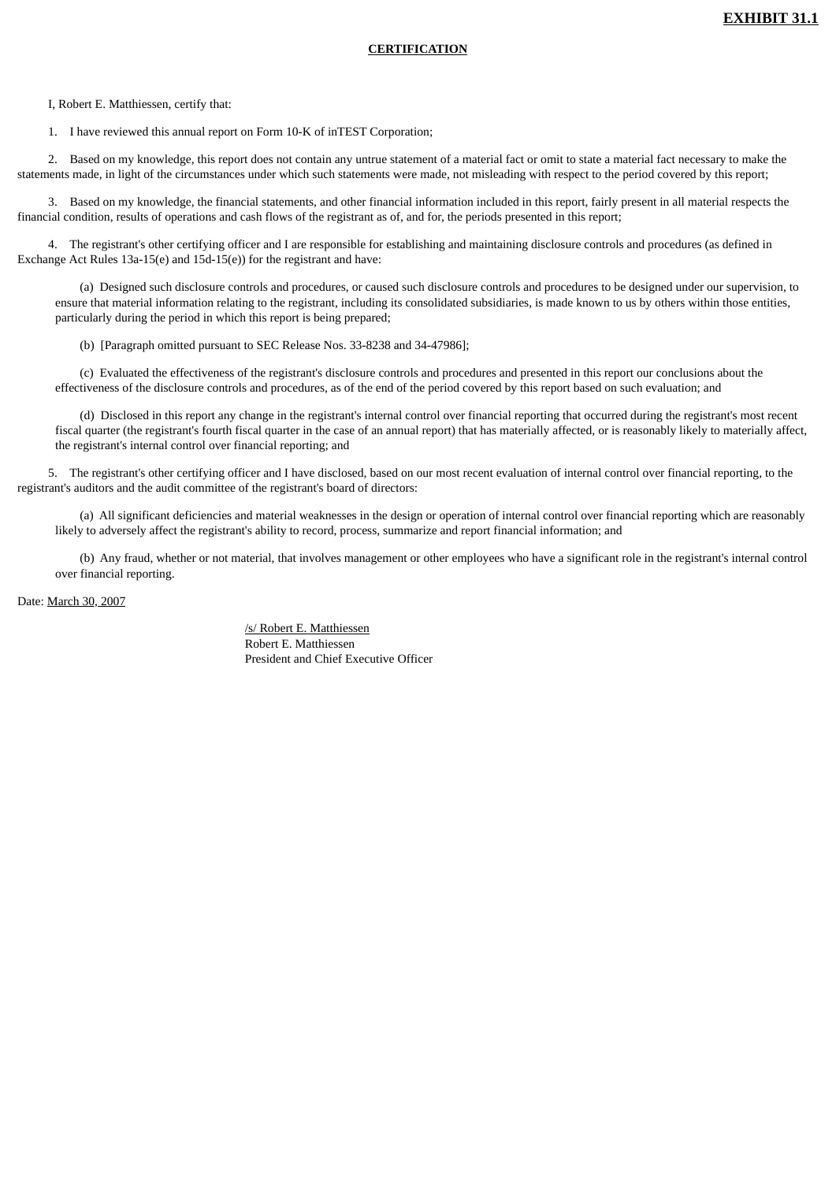**EXHIBIT 31.1**

**CERTIFICATION**

I, Robert E. Matthiessen, certify that:

1. I have reviewed this annual report on Form 10-K of inTEST Corporation;

2. Based on my knowledge, this report does not contain any untrue statement of a material fact or omit to state a material fact necessary to make the statements made, in light of the circumstances under which such statements were made, not misleading with respect to the period covered by this report;

3. Based on my knowledge, the financial statements, and other financial information included in this report, fairly present in all material respects the financial condition, results of operations and cash flows of the registrant as of, and for, the periods presented in this report;

4. The registrant's other certifying officer and I are responsible for establishing and maintaining disclosure controls and procedures (as defined in Exchange Act Rules 13a-15(e) and 15d-15(e)) for the registrant and have:

   (a) Designed such disclosure controls and procedures, or caused such disclosure controls and procedures to be designed under our supervision, to ensure that material information relating to the registrant, including its consolidated subsidiaries, is made known to us by others within those entities, particularly during the period in which this report is being prepared;

   (b) [Paragraph omitted pursuant to SEC Release Nos. 33-8238 and 34-47986];

   (c) Evaluated the effectiveness of the registrant's disclosure controls and procedures and presented in this report our conclusions about the effectiveness of the disclosure controls and procedures, as of the end of the period covered by this report based on such evaluation; and

   (d) Disclosed in this report any change in the registrant's internal control over financial reporting that occurred during the registrant's most recent fiscal quarter (the registrant's fourth fiscal quarter in the case of an annual report) that has materially affected, or is reasonably likely to materially affect, the registrant's internal control over financial reporting; and

5. The registrant's other certifying officer and I have disclosed, based on our most recent evaluation of internal control over financial reporting, to the registrant's auditors and the audit committee of the registrant's board of directors:

   (a) All significant deficiencies and material weaknesses in the design or operation of internal control over financial reporting which are reasonably likely to adversely affect the registrant's ability to record, process, summarize and report financial information; and

   (b) Any fraud, whether or not material, that involves management or other employees who have a significant role in the registrant's internal control over financial reporting.

Date: March 30, 2007

/s/ Robert E. Matthiessen
Robert E. Matthiessen
President and Chief Executive Officer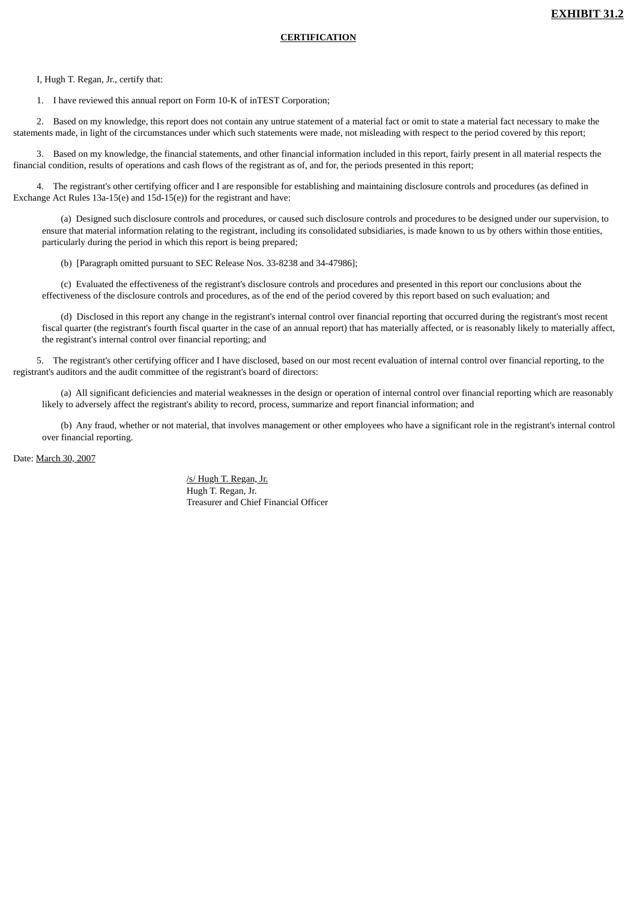**EXHIBIT 31.2**

**CERTIFICATION**

I, Hugh T. Regan, Jr., certify that:

1. I have reviewed this annual report on Form 10-K of inTEST Corporation;

2. Based on my knowledge, this report does not contain any untrue statement of a material fact or omit to state a material fact necessary to make the statements made, in light of the circumstances under which such statements were made, not misleading with respect to the period covered by this report;

3. Based on my knowledge, the financial statements, and other financial information included in this report, fairly present in all material respects the financial condition, results of operations and cash flows of the registrant as of, and for, the periods presented in this report;

4. The registrant's other certifying officer and I are responsible for establishing and maintaining disclosure controls and procedures (as defined in Exchange Act Rules 13a-15(e) and 15d-15(e)) for the registrant and have:

(a) Designed such disclosure controls and procedures, or caused such disclosure controls and procedures to be designed under our supervision, to ensure that material information relating to the registrant, including its consolidated subsidiaries, is made known to us by others within those entities, particularly during the period in which this report is being prepared;

(b) [Paragraph omitted pursuant to SEC Release Nos. 33-8238 and 34-47986];

(c) Evaluated the effectiveness of the registrant's disclosure controls and procedures and presented in this report our conclusions about the effectiveness of the disclosure controls and procedures, as of the end of the period covered by this report based on such evaluation; and

(d) Disclosed in this report any change in the registrant's internal control over financial reporting that occurred during the registrant's most recent fiscal quarter (the registrant's fourth fiscal quarter in the case of an annual report) that has materially affected, or is reasonably likely to materially affect, the registrant's internal control over financial reporting; and

5. The registrant's other certifying officer and I have disclosed, based on our most recent evaluation of internal control over financial reporting, to the registrant's auditors and the audit committee of the registrant's board of directors:

(a) All significant deficiencies and material weaknesses in the design or operation of internal control over financial reporting which are reasonably likely to adversely affect the registrant's ability to record, process, summarize and report financial information; and

(b) Any fraud, whether or not material, that involves management or other employees who have a significant role in the registrant's internal control over financial reporting.

Date: March 30, 2007

/s/ Hugh T. Regan, Jr.
Hugh T. Regan, Jr.
Treasurer and Chief Financial Officer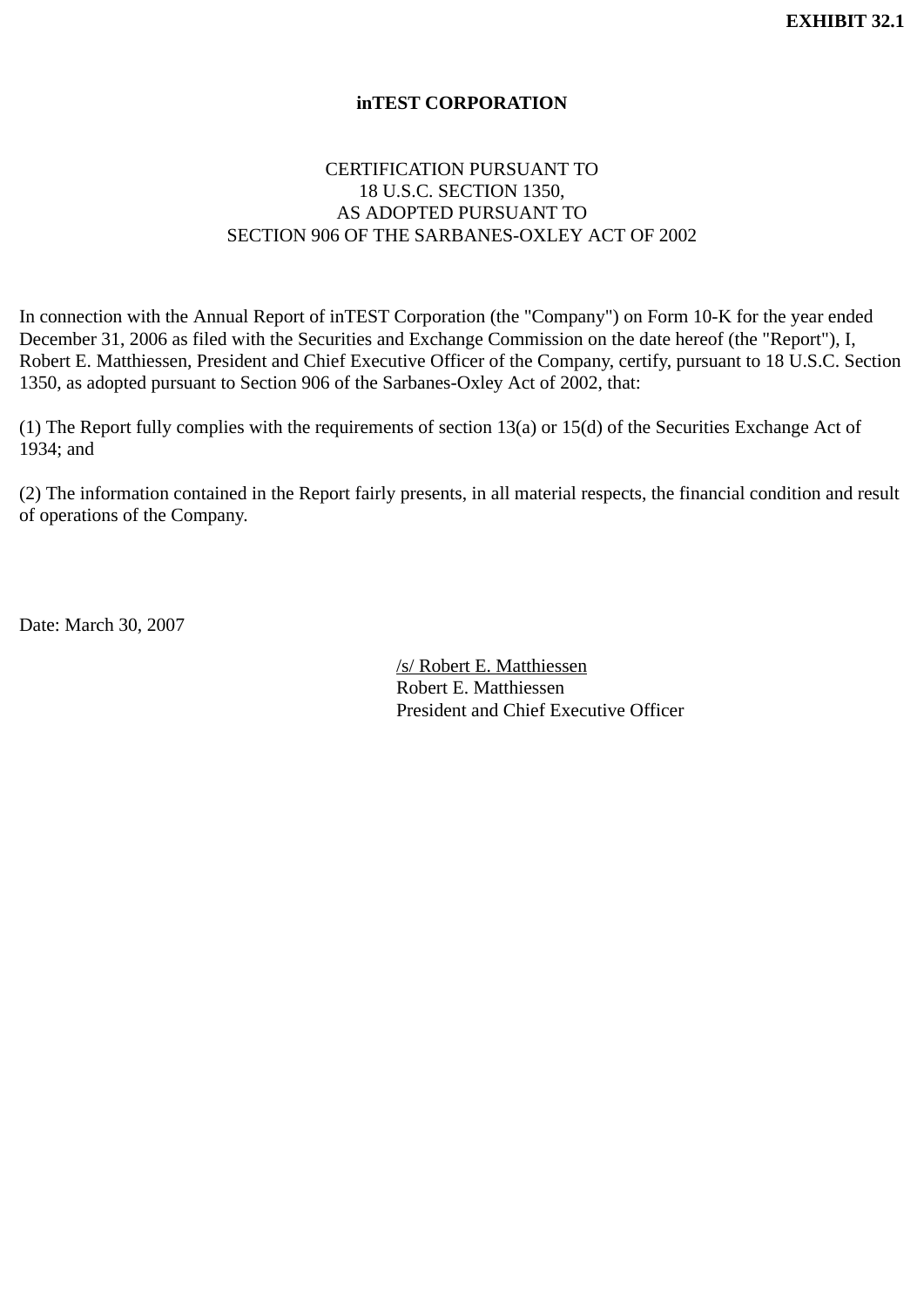**EXHIBIT 32.1**

**inTEST CORPORATION**

CERTIFICATION PURSUANT TO
18 U.S.C. SECTION 1350,
AS ADOPTED PURSUANT TO
SECTION 906 OF THE SARBANES-OXLEY ACT OF 2002

In connection with the Annual Report of inTEST Corporation (the "Company") on Form 10-K for the year ended December 31, 2006 as filed with the Securities and Exchange Commission on the date hereof (the "Report"), I, Robert E. Matthiessen, President and Chief Executive Officer of the Company, certify, pursuant to 18 U.S.C. Section 1350, as adopted pursuant to Section 906 of the Sarbanes-Oxley Act of 2002, that:

(1) The Report fully complies with the requirements of section 13(a) or 15(d) of the Securities Exchange Act of 1934; and

(2) The information contained in the Report fairly presents, in all material respects, the financial condition and result of operations of the Company.

Date: March 30, 2007

/s/ Robert E. Matthiessen
Robert E. Matthiessen
President and Chief Executive Officer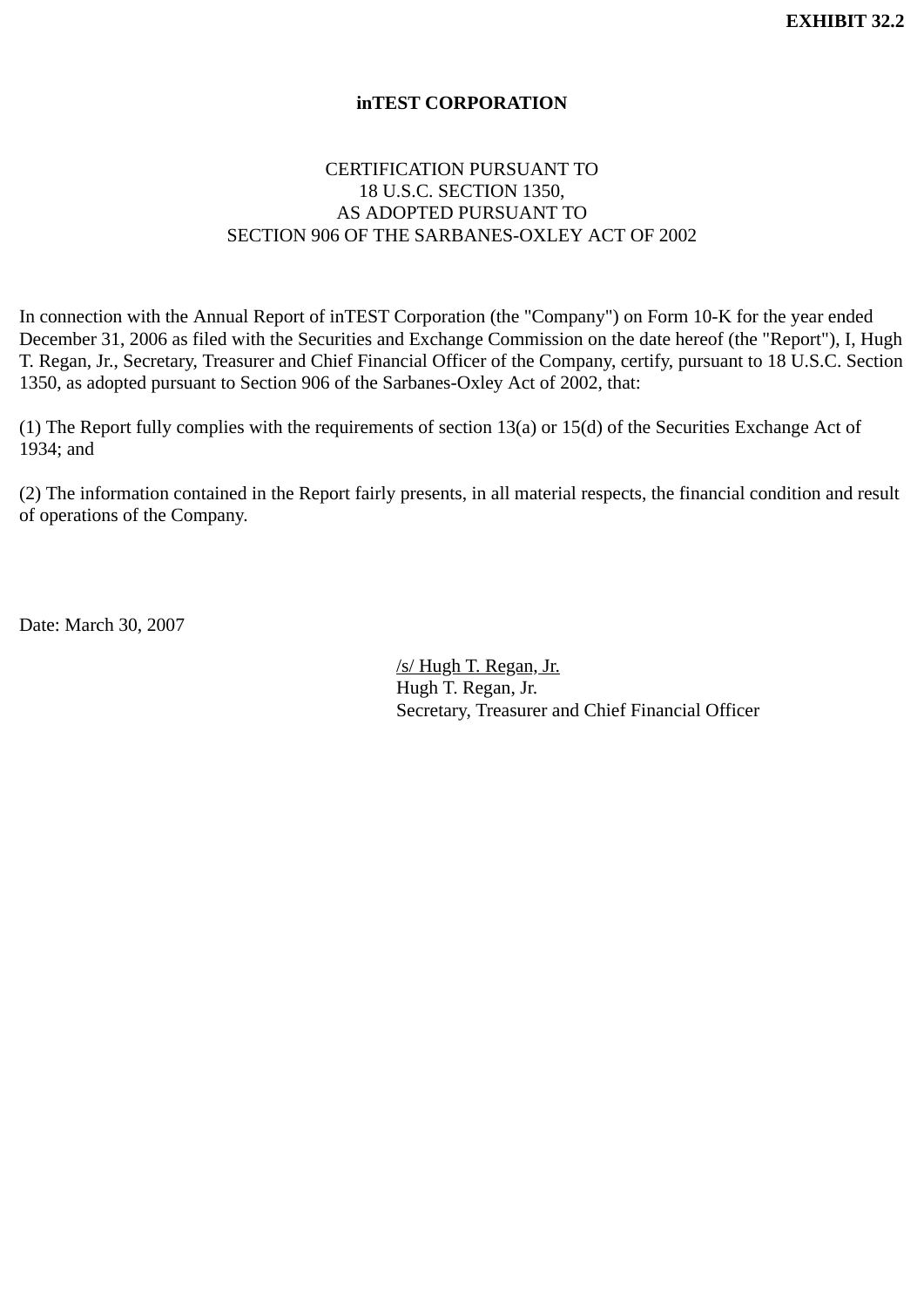**EXHIBIT 32.2**

**inTEST CORPORATION**

CERTIFICATION PURSUANT TO
18 U.S.C. SECTION 1350,
AS ADOPTED PURSUANT TO
SECTION 906 OF THE SARBANES-OXLEY ACT OF 2002

In connection with the Annual Report of inTEST Corporation (the "Company") on Form 10-K for the year ended December 31, 2006 as filed with the Securities and Exchange Commission on the date hereof (the "Report"), I, Hugh T. Regan, Jr., Secretary, Treasurer and Chief Financial Officer of the Company, certify, pursuant to 18 U.S.C. Section 1350, as adopted pursuant to Section 906 of the Sarbanes-Oxley Act of 2002, that:

(1) The Report fully complies with the requirements of section 13(a) or 15(d) of the Securities Exchange Act of 1934; and

(2) The information contained in the Report fairly presents, in all material respects, the financial condition and result of operations of the Company.

Date: March 30, 2007

/s/ Hugh T. Regan, Jr.
Hugh T. Regan, Jr.
Secretary, Treasurer and Chief Financial Officer